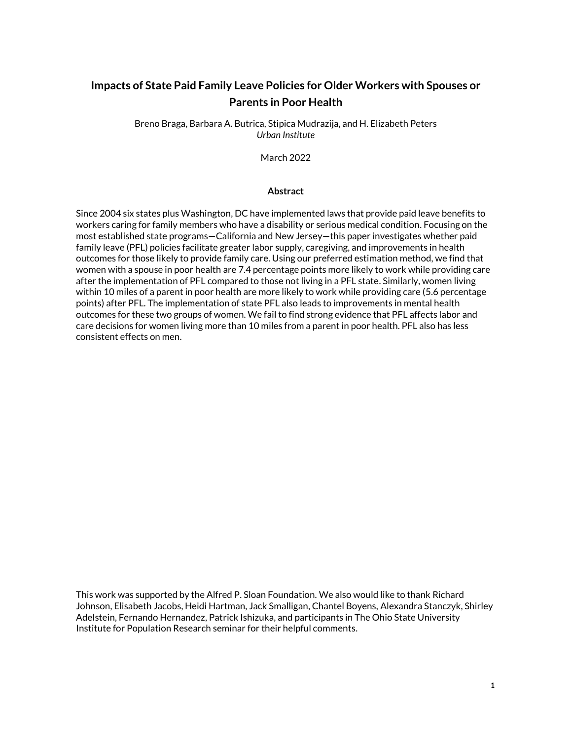# Impacts of State Paid Family Leave Policies for Older Workers with Spouses or Parents in Poor Health

Breno Braga, Barbara A. Butrica, Stipica Mudrazija, and H. Elizabeth Peters
*Urban Institute*

March 2022

### Abstract

Since 2004 six states plus Washington, DC have implemented laws that provide paid leave benefits to workers caring for family members who have a disability or serious medical condition. Focusing on the most established state programs—California and New Jersey—this paper investigates whether paid family leave (PFL) policies facilitate greater labor supply, caregiving, and improvements in health outcomes for those likely to provide family care. Using our preferred estimation method, we find that women with a spouse in poor health are 7.4 percentage points more likely to work while providing care after the implementation of PFL compared to those not living in a PFL state. Similarly, women living within 10 miles of a parent in poor health are more likely to work while providing care (5.6 percentage points) after PFL. The implementation of state PFL also leads to improvements in mental health outcomes for these two groups of women. We fail to find strong evidence that PFL affects labor and care decisions for women living more than 10 miles from a parent in poor health. PFL also has less consistent effects on men.

This work was supported by the Alfred P. Sloan Foundation. We also would like to thank Richard Johnson, Elisabeth Jacobs, Heidi Hartman, Jack Smalligan, Chantel Boyens, Alexandra Stanczyk, Shirley Adelstein, Fernando Hernandez, Patrick Ishizuka, and participants in The Ohio State University Institute for Population Research seminar for their helpful comments.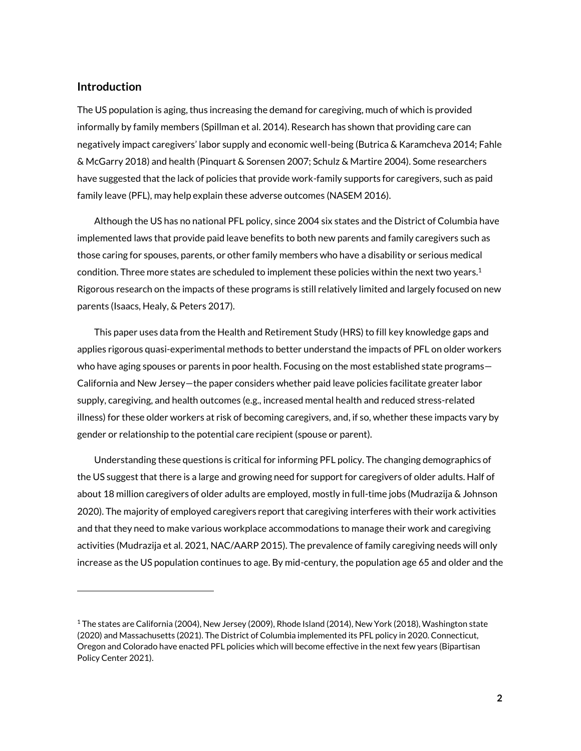## Introduction

The US population is aging, thus increasing the demand for caregiving, much of which is provided informally by family members (Spillman et al. 2014). Research has shown that providing care can negatively impact caregivers' labor supply and economic well-being (Butrica & Karamcheva 2014; Fahle & McGarry 2018) and health (Pinquart & Sorensen 2007; Schulz & Martire 2004). Some researchers have suggested that the lack of policies that provide work-family supports for caregivers, such as paid family leave (PFL), may help explain these adverse outcomes (NASEM 2016).

Although the US has no national PFL policy, since 2004 six states and the District of Columbia have implemented laws that provide paid leave benefits to both new parents and family caregivers such as those caring for spouses, parents, or other family members who have a disability or serious medical condition. Three more states are scheduled to implement these policies within the next two years.[1] Rigorous research on the impacts of these programs is still relatively limited and largely focused on new parents (Isaacs, Healy, & Peters 2017).

This paper uses data from the Health and Retirement Study (HRS) to fill key knowledge gaps and applies rigorous quasi-experimental methods to better understand the impacts of PFL on older workers who have aging spouses or parents in poor health. Focusing on the most established state programs—California and New Jersey—the paper considers whether paid leave policies facilitate greater labor supply, caregiving, and health outcomes (e.g., increased mental health and reduced stress-related illness) for these older workers at risk of becoming caregivers, and, if so, whether these impacts vary by gender or relationship to the potential care recipient (spouse or parent).

Understanding these questions is critical for informing PFL policy. The changing demographics of the US suggest that there is a large and growing need for support for caregivers of older adults. Half of about 18 million caregivers of older adults are employed, mostly in full-time jobs (Mudrazija & Johnson 2020). The majority of employed caregivers report that caregiving interferes with their work activities and that they need to make various workplace accommodations to manage their work and caregiving activities (Mudrazija et al. 2021, NAC/AARP 2015). The prevalence of family caregiving needs will only increase as the US population continues to age. By mid-century, the population age 65 and older and the

[1] The states are California (2004), New Jersey (2009), Rhode Island (2014), New York (2018), Washington state (2020) and Massachusetts (2021). The District of Columbia implemented its PFL policy in 2020. Connecticut, Oregon and Colorado have enacted PFL policies which will become effective in the next few years (Bipartisan Policy Center 2021).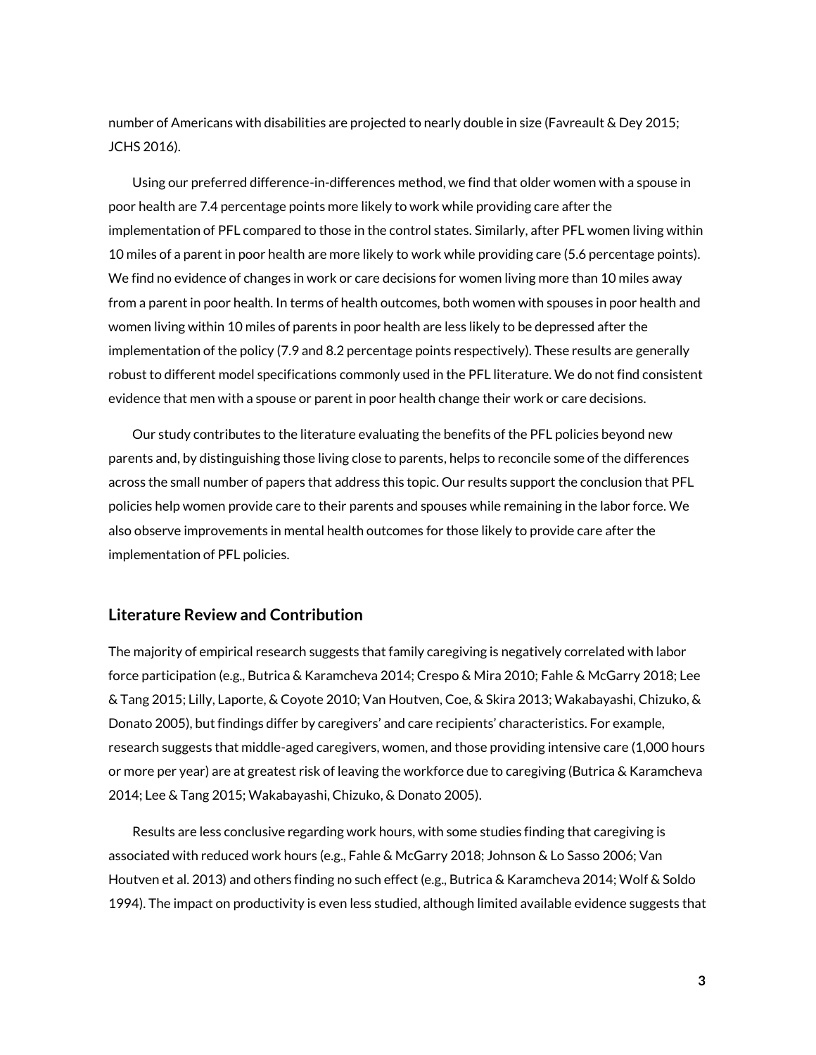number of Americans with disabilities are projected to nearly double in size (Favreault & Dey 2015; JCHS 2016).

Using our preferred difference-in-differences method, we find that older women with a spouse in poor health are 7.4 percentage points more likely to work while providing care after the implementation of PFL compared to those in the control states. Similarly, after PFL women living within 10 miles of a parent in poor health are more likely to work while providing care (5.6 percentage points). We find no evidence of changes in work or care decisions for women living more than 10 miles away from a parent in poor health. In terms of health outcomes, both women with spouses in poor health and women living within 10 miles of parents in poor health are less likely to be depressed after the implementation of the policy (7.9 and 8.2 percentage points respectively). These results are generally robust to different model specifications commonly used in the PFL literature. We do not find consistent evidence that men with a spouse or parent in poor health change their work or care decisions.

Our study contributes to the literature evaluating the benefits of the PFL policies beyond new parents and, by distinguishing those living close to parents, helps to reconcile some of the differences across the small number of papers that address this topic. Our results support the conclusion that PFL policies help women provide care to their parents and spouses while remaining in the labor force. We also observe improvements in mental health outcomes for those likely to provide care after the implementation of PFL policies.

## Literature Review and Contribution

The majority of empirical research suggests that family caregiving is negatively correlated with labor force participation (e.g., Butrica & Karamcheva 2014; Crespo & Mira 2010; Fahle & McGarry 2018; Lee & Tang 2015; Lilly, Laporte, & Coyote 2010; Van Houtven, Coe, & Skira 2013; Wakabayashi, Chizuko, & Donato 2005), but findings differ by caregivers' and care recipients' characteristics. For example, research suggests that middle-aged caregivers, women, and those providing intensive care (1,000 hours or more per year) are at greatest risk of leaving the workforce due to caregiving (Butrica & Karamcheva 2014; Lee & Tang 2015; Wakabayashi, Chizuko, & Donato 2005).

Results are less conclusive regarding work hours, with some studies finding that caregiving is associated with reduced work hours (e.g., Fahle & McGarry 2018; Johnson & Lo Sasso 2006; Van Houtven et al. 2013) and others finding no such effect (e.g., Butrica & Karamcheva 2014; Wolf & Soldo 1994). The impact on productivity is even less studied, although limited available evidence suggests that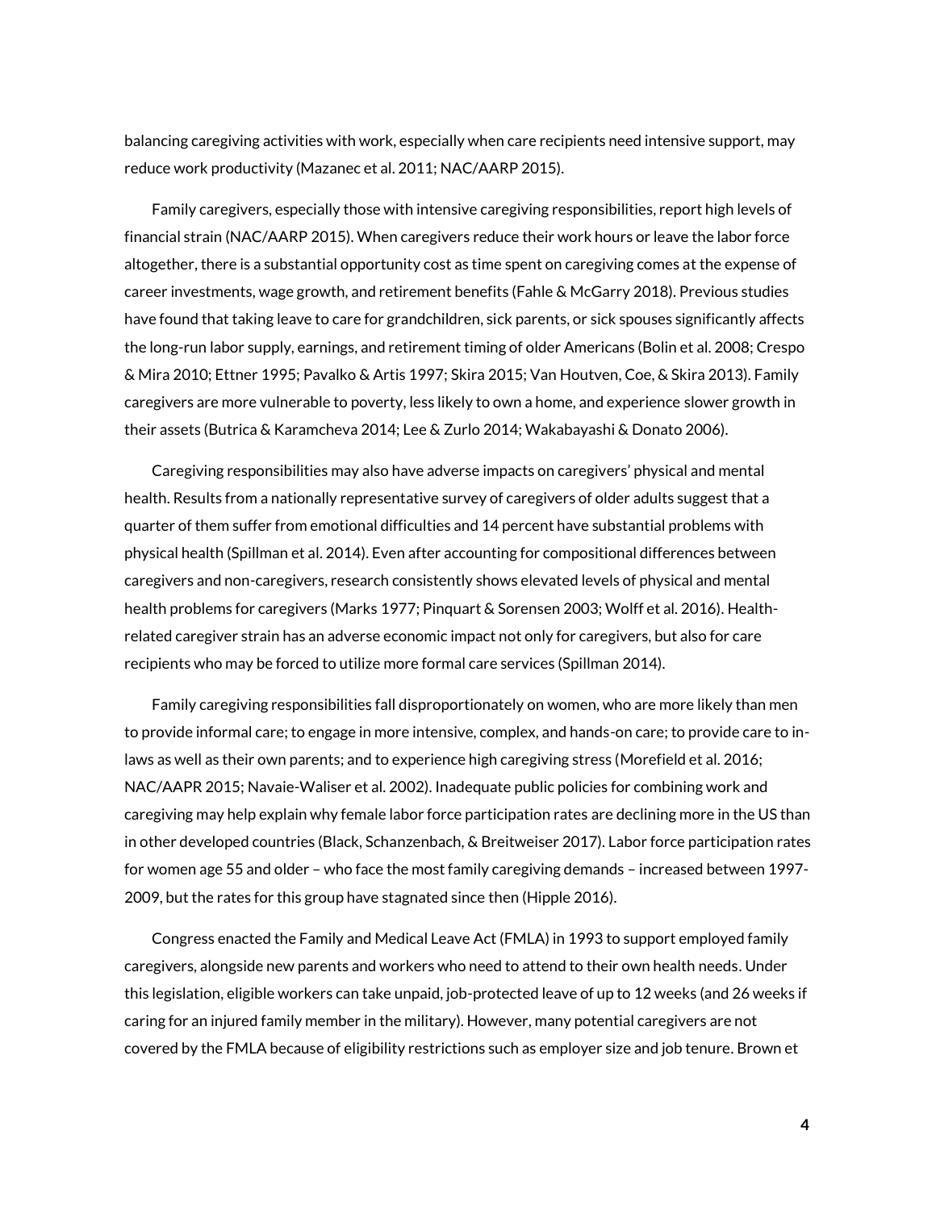balancing caregiving activities with work, especially when care recipients need intensive support, may reduce work productivity (Mazanec et al. 2011; NAC/AARP 2015).

Family caregivers, especially those with intensive caregiving responsibilities, report high levels of financial strain (NAC/AARP 2015). When caregivers reduce their work hours or leave the labor force altogether, there is a substantial opportunity cost as time spent on caregiving comes at the expense of career investments, wage growth, and retirement benefits (Fahle & McGarry 2018). Previous studies have found that taking leave to care for grandchildren, sick parents, or sick spouses significantly affects the long-run labor supply, earnings, and retirement timing of older Americans (Bolin et al. 2008; Crespo & Mira 2010; Ettner 1995; Pavalko & Artis 1997; Skira 2015; Van Houtven, Coe, & Skira 2013). Family caregivers are more vulnerable to poverty, less likely to own a home, and experience slower growth in their assets (Butrica & Karamcheva 2014; Lee & Zurlo 2014; Wakabayashi & Donato 2006).

Caregiving responsibilities may also have adverse impacts on caregivers' physical and mental health. Results from a nationally representative survey of caregivers of older adults suggest that a quarter of them suffer from emotional difficulties and 14 percent have substantial problems with physical health (Spillman et al. 2014). Even after accounting for compositional differences between caregivers and non-caregivers, research consistently shows elevated levels of physical and mental health problems for caregivers (Marks 1977; Pinquart & Sorensen 2003; Wolff et al. 2016). Health-related caregiver strain has an adverse economic impact not only for caregivers, but also for care recipients who may be forced to utilize more formal care services (Spillman 2014).

Family caregiving responsibilities fall disproportionately on women, who are more likely than men to provide informal care; to engage in more intensive, complex, and hands-on care; to provide care to in-laws as well as their own parents; and to experience high caregiving stress (Morefield et al. 2016; NAC/AAPR 2015; Navaie-Waliser et al. 2002). Inadequate public policies for combining work and caregiving may help explain why female labor force participation rates are declining more in the US than in other developed countries (Black, Schanzenbach, & Breitweiser 2017). Labor force participation rates for women age 55 and older – who face the most family caregiving demands – increased between 1997-2009, but the rates for this group have stagnated since then (Hipple 2016).

Congress enacted the Family and Medical Leave Act (FMLA) in 1993 to support employed family caregivers, alongside new parents and workers who need to attend to their own health needs. Under this legislation, eligible workers can take unpaid, job-protected leave of up to 12 weeks (and 26 weeks if caring for an injured family member in the military). However, many potential caregivers are not covered by the FMLA because of eligibility restrictions such as employer size and job tenure. Brown et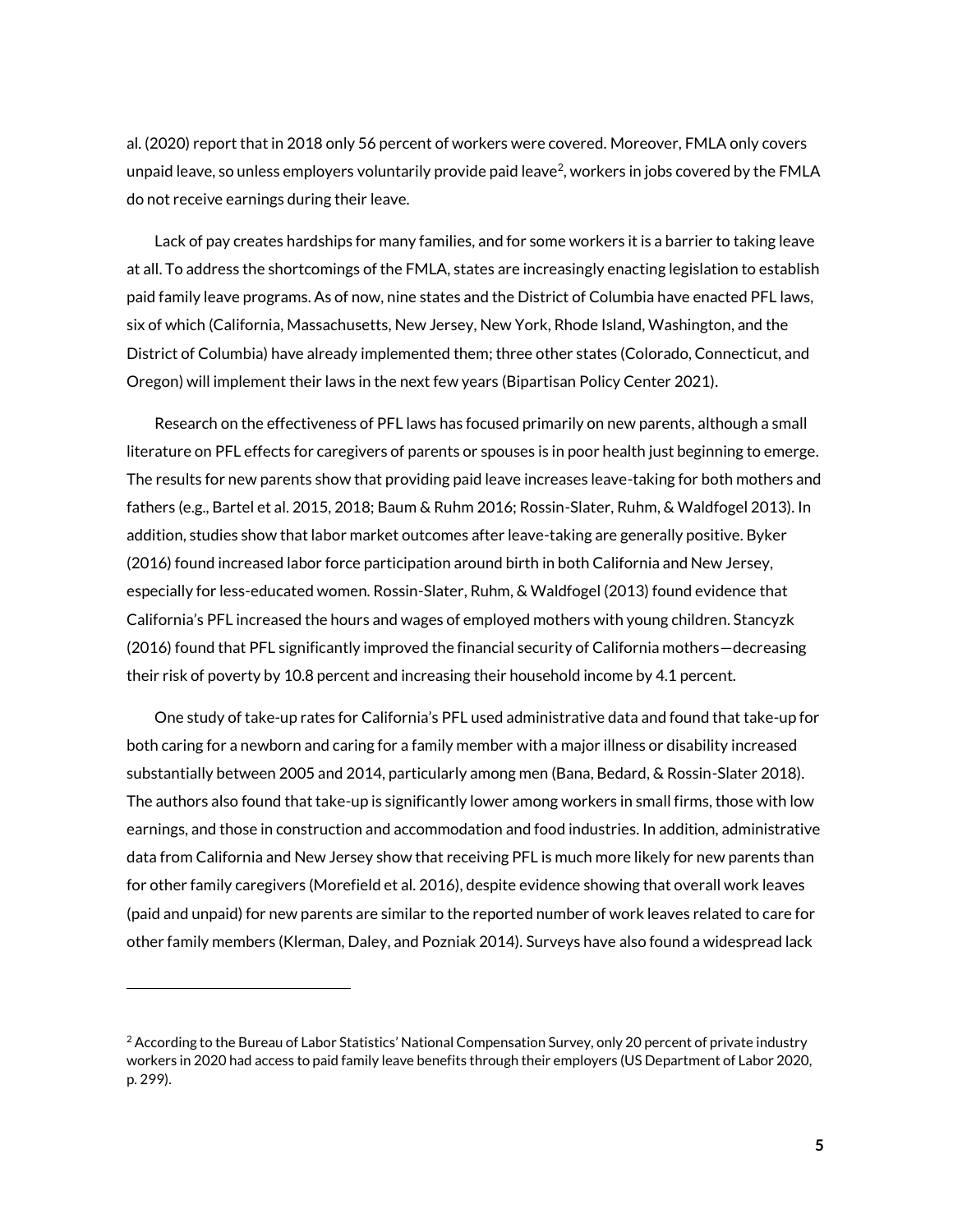al. (2020) report that in 2018 only 56 percent of workers were covered. Moreover, FMLA only covers unpaid leave, so unless employers voluntarily provide paid leave[2], workers in jobs covered by the FMLA do not receive earnings during their leave.

Lack of pay creates hardships for many families, and for some workers it is a barrier to taking leave at all. To address the shortcomings of the FMLA, states are increasingly enacting legislation to establish paid family leave programs. As of now, nine states and the District of Columbia have enacted PFL laws, six of which (California, Massachusetts, New Jersey, New York, Rhode Island, Washington, and the District of Columbia) have already implemented them; three other states (Colorado, Connecticut, and Oregon) will implement their laws in the next few years (Bipartisan Policy Center 2021).

Research on the effectiveness of PFL laws has focused primarily on new parents, although a small literature on PFL effects for caregivers of parents or spouses is in poor health just beginning to emerge. The results for new parents show that providing paid leave increases leave-taking for both mothers and fathers (e.g., Bartel et al. 2015, 2018; Baum & Ruhm 2016; Rossin-Slater, Ruhm, & Waldfogel 2013). In addition, studies show that labor market outcomes after leave-taking are generally positive. Byker (2016) found increased labor force participation around birth in both California and New Jersey, especially for less-educated women. Rossin-Slater, Ruhm, & Waldfogel (2013) found evidence that California's PFL increased the hours and wages of employed mothers with young children. Stancyzk (2016) found that PFL significantly improved the financial security of California mothers—decreasing their risk of poverty by 10.8 percent and increasing their household income by 4.1 percent.

One study of take-up rates for California's PFL used administrative data and found that take-up for both caring for a newborn and caring for a family member with a major illness or disability increased substantially between 2005 and 2014, particularly among men (Bana, Bedard, & Rossin-Slater 2018). The authors also found that take-up is significantly lower among workers in small firms, those with low earnings, and those in construction and accommodation and food industries. In addition, administrative data from California and New Jersey show that receiving PFL is much more likely for new parents than for other family caregivers (Morefield et al. 2016), despite evidence showing that overall work leaves (paid and unpaid) for new parents are similar to the reported number of work leaves related to care for other family members (Klerman, Daley, and Pozniak 2014). Surveys have also found a widespread lack

[2] According to the Bureau of Labor Statistics' National Compensation Survey, only 20 percent of private industry workers in 2020 had access to paid family leave benefits through their employers (US Department of Labor 2020, p. 299).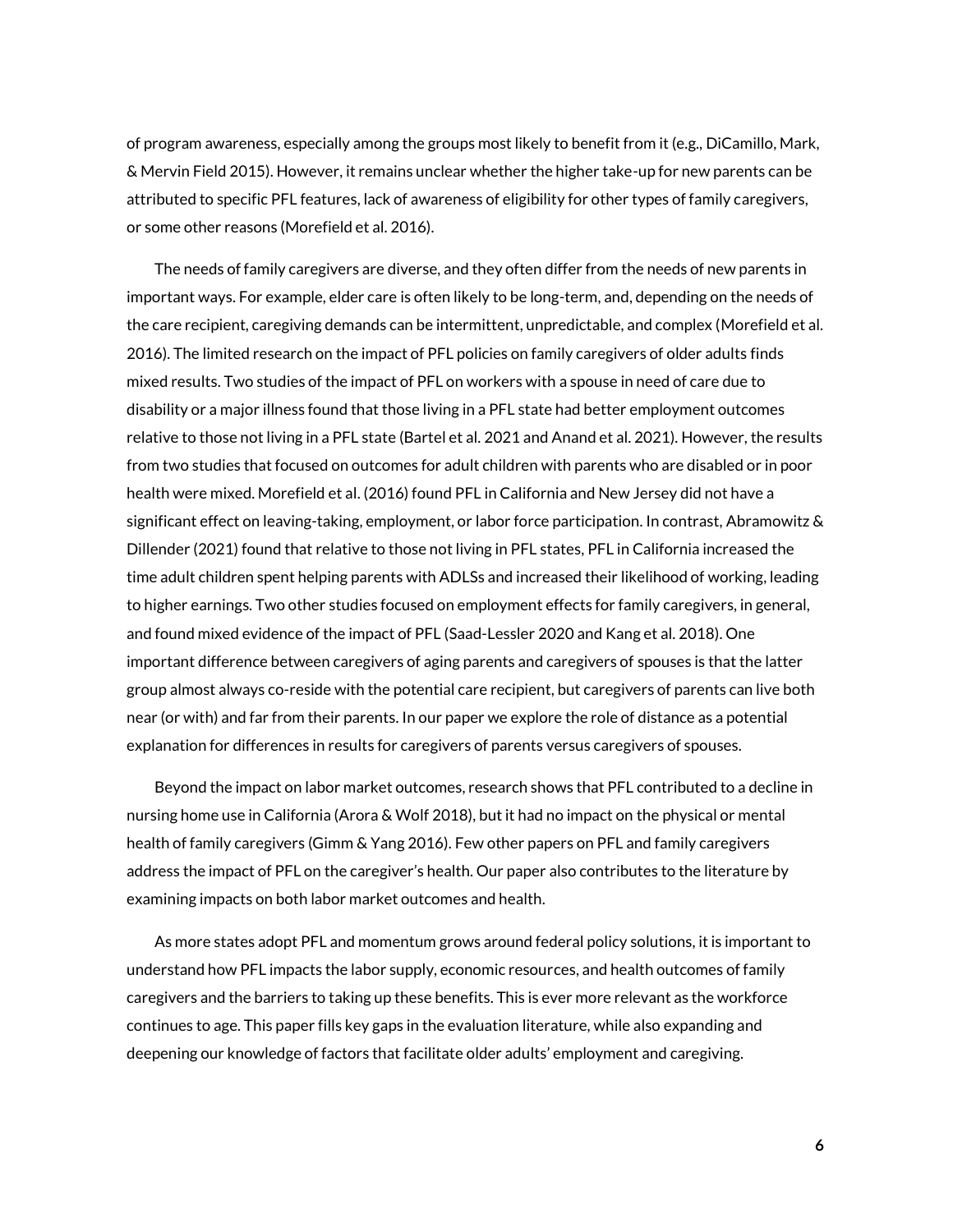of program awareness, especially among the groups most likely to benefit from it (e.g., DiCamillo, Mark, & Mervin Field 2015). However, it remains unclear whether the higher take-up for new parents can be attributed to specific PFL features, lack of awareness of eligibility for other types of family caregivers, or some other reasons (Morefield et al. 2016).

The needs of family caregivers are diverse, and they often differ from the needs of new parents in important ways. For example, elder care is often likely to be long-term, and, depending on the needs of the care recipient, caregiving demands can be intermittent, unpredictable, and complex (Morefield et al. 2016). The limited research on the impact of PFL policies on family caregivers of older adults finds mixed results. Two studies of the impact of PFL on workers with a spouse in need of care due to disability or a major illness found that those living in a PFL state had better employment outcomes relative to those not living in a PFL state (Bartel et al. 2021 and Anand et al. 2021). However, the results from two studies that focused on outcomes for adult children with parents who are disabled or in poor health were mixed. Morefield et al. (2016) found PFL in California and New Jersey did not have a significant effect on leaving-taking, employment, or labor force participation. In contrast, Abramowitz & Dillender (2021) found that relative to those not living in PFL states, PFL in California increased the time adult children spent helping parents with ADLSs and increased their likelihood of working, leading to higher earnings. Two other studies focused on employment effects for family caregivers, in general, and found mixed evidence of the impact of PFL (Saad-Lessler 2020 and Kang et al. 2018). One important difference between caregivers of aging parents and caregivers of spouses is that the latter group almost always co-reside with the potential care recipient, but caregivers of parents can live both near (or with) and far from their parents. In our paper we explore the role of distance as a potential explanation for differences in results for caregivers of parents versus caregivers of spouses.

Beyond the impact on labor market outcomes, research shows that PFL contributed to a decline in nursing home use in California (Arora & Wolf 2018), but it had no impact on the physical or mental health of family caregivers (Gimm & Yang 2016). Few other papers on PFL and family caregivers address the impact of PFL on the caregiver's health. Our paper also contributes to the literature by examining impacts on both labor market outcomes and health.

As more states adopt PFL and momentum grows around federal policy solutions, it is important to understand how PFL impacts the labor supply, economic resources, and health outcomes of family caregivers and the barriers to taking up these benefits. This is ever more relevant as the workforce continues to age. This paper fills key gaps in the evaluation literature, while also expanding and deepening our knowledge of factors that facilitate older adults' employment and caregiving.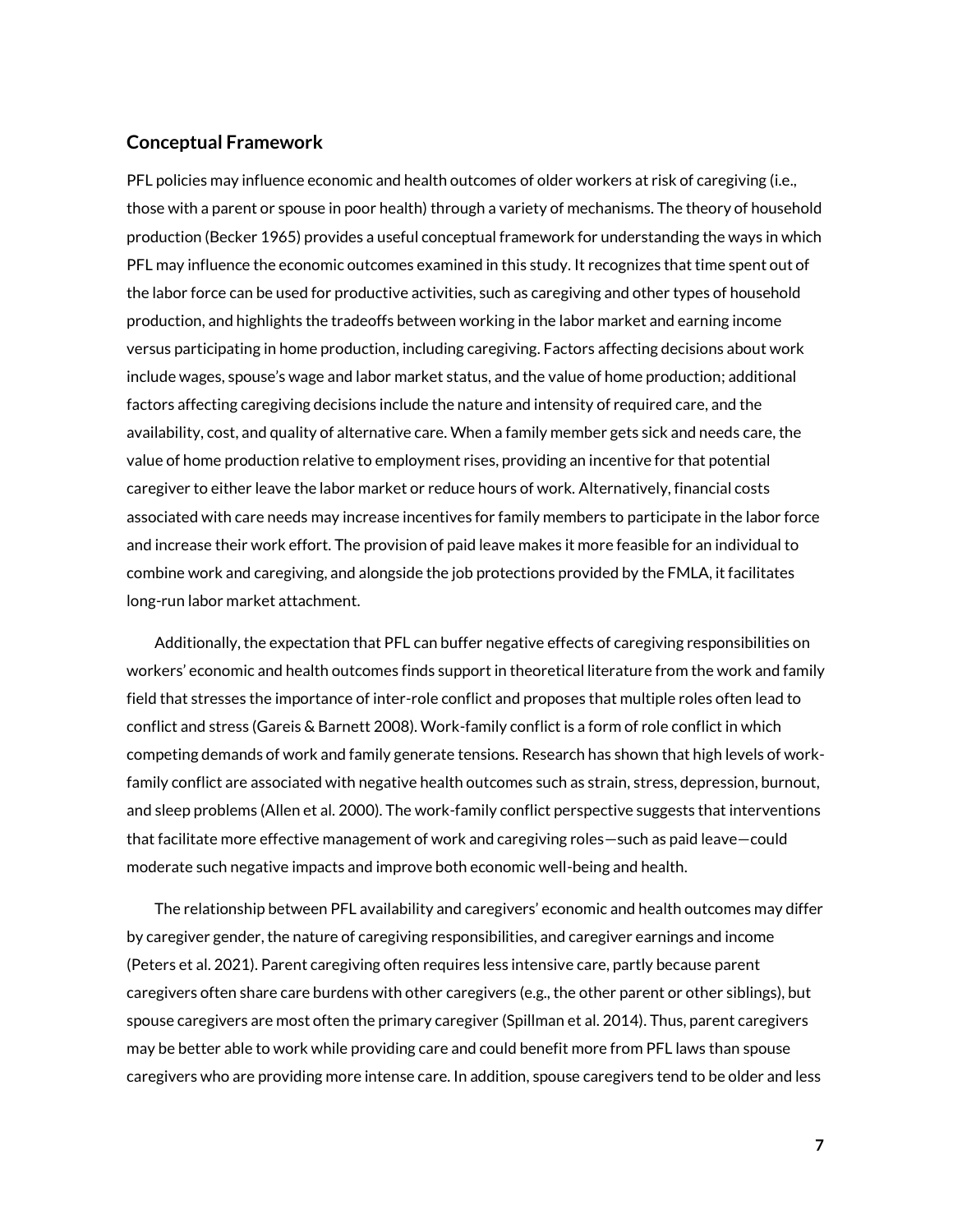## Conceptual Framework

PFL policies may influence economic and health outcomes of older workers at risk of caregiving (i.e., those with a parent or spouse in poor health) through a variety of mechanisms. The theory of household production (Becker 1965) provides a useful conceptual framework for understanding the ways in which PFL may influence the economic outcomes examined in this study. It recognizes that time spent out of the labor force can be used for productive activities, such as caregiving and other types of household production, and highlights the tradeoffs between working in the labor market and earning income versus participating in home production, including caregiving. Factors affecting decisions about work include wages, spouse's wage and labor market status, and the value of home production; additional factors affecting caregiving decisions include the nature and intensity of required care, and the availability, cost, and quality of alternative care. When a family member gets sick and needs care, the value of home production relative to employment rises, providing an incentive for that potential caregiver to either leave the labor market or reduce hours of work. Alternatively, financial costs associated with care needs may increase incentives for family members to participate in the labor force and increase their work effort. The provision of paid leave makes it more feasible for an individual to combine work and caregiving, and alongside the job protections provided by the FMLA, it facilitates long-run labor market attachment.

Additionally, the expectation that PFL can buffer negative effects of caregiving responsibilities on workers' economic and health outcomes finds support in theoretical literature from the work and family field that stresses the importance of inter-role conflict and proposes that multiple roles often lead to conflict and stress (Gareis & Barnett 2008). Work-family conflict is a form of role conflict in which competing demands of work and family generate tensions. Research has shown that high levels of work-family conflict are associated with negative health outcomes such as strain, stress, depression, burnout, and sleep problems (Allen et al. 2000). The work-family conflict perspective suggests that interventions that facilitate more effective management of work and caregiving roles—such as paid leave—could moderate such negative impacts and improve both economic well-being and health.

The relationship between PFL availability and caregivers' economic and health outcomes may differ by caregiver gender, the nature of caregiving responsibilities, and caregiver earnings and income (Peters et al. 2021). Parent caregiving often requires less intensive care, partly because parent caregivers often share care burdens with other caregivers (e.g., the other parent or other siblings), but spouse caregivers are most often the primary caregiver (Spillman et al. 2014). Thus, parent caregivers may be better able to work while providing care and could benefit more from PFL laws than spouse caregivers who are providing more intense care. In addition, spouse caregivers tend to be older and less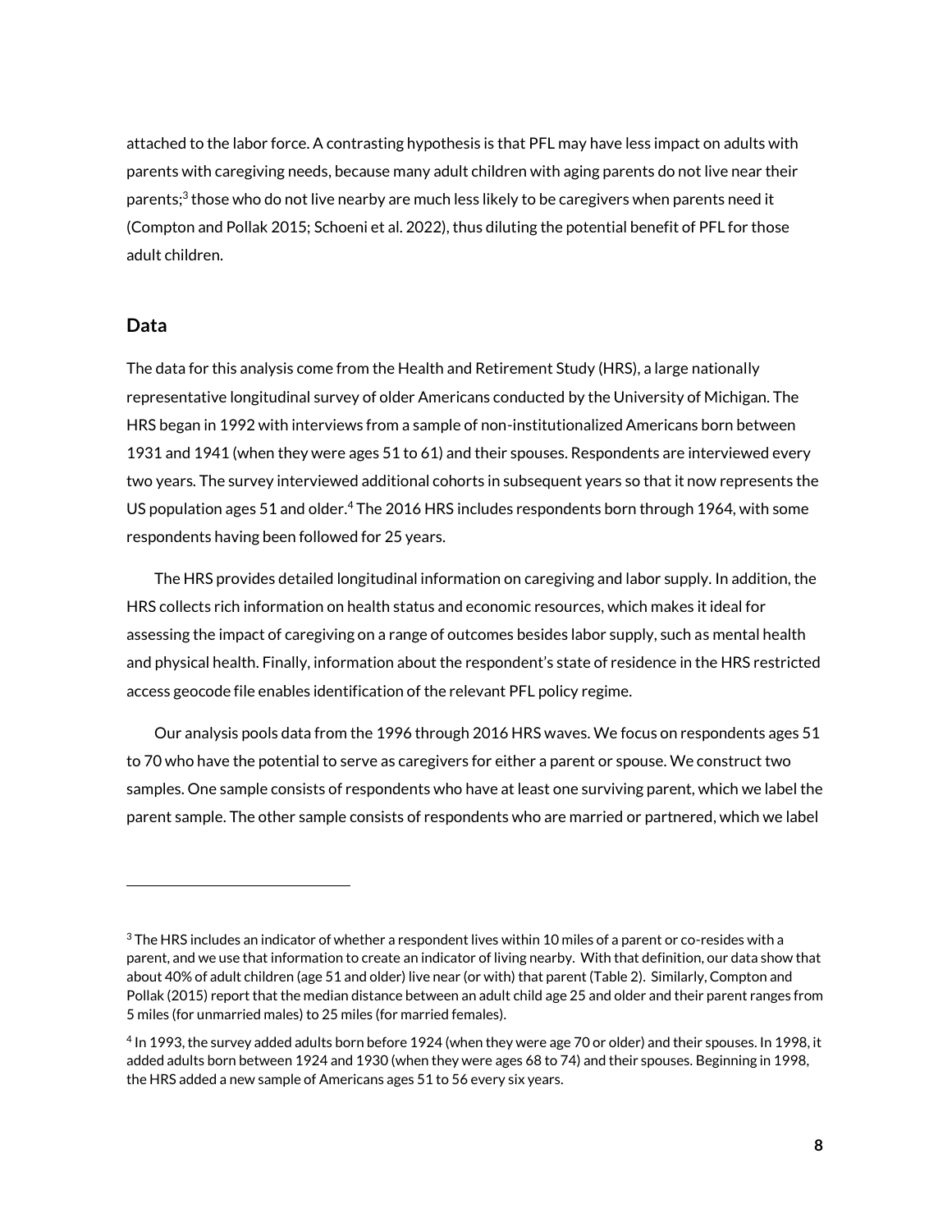attached to the labor force. A contrasting hypothesis is that PFL may have less impact on adults with parents with caregiving needs, because many adult children with aging parents do not live near their parents;[3] those who do not live nearby are much less likely to be caregivers when parents need it (Compton and Pollak 2015; Schoeni et al. 2022), thus diluting the potential benefit of PFL for those adult children.

## Data

The data for this analysis come from the Health and Retirement Study (HRS), a large nationally representative longitudinal survey of older Americans conducted by the University of Michigan. The HRS began in 1992 with interviews from a sample of non-institutionalized Americans born between 1931 and 1941 (when they were ages 51 to 61) and their spouses. Respondents are interviewed every two years. The survey interviewed additional cohorts in subsequent years so that it now represents the US population ages 51 and older.[4] The 2016 HRS includes respondents born through 1964, with some respondents having been followed for 25 years.

The HRS provides detailed longitudinal information on caregiving and labor supply. In addition, the HRS collects rich information on health status and economic resources, which makes it ideal for assessing the impact of caregiving on a range of outcomes besides labor supply, such as mental health and physical health. Finally, information about the respondent's state of residence in the HRS restricted access geocode file enables identification of the relevant PFL policy regime.

Our analysis pools data from the 1996 through 2016 HRS waves. We focus on respondents ages 51 to 70 who have the potential to serve as caregivers for either a parent or spouse. We construct two samples. One sample consists of respondents who have at least one surviving parent, which we label the parent sample. The other sample consists of respondents who are married or partnered, which we label

---

[3] The HRS includes an indicator of whether a respondent lives within 10 miles of a parent or co-resides with a parent, and we use that information to create an indicator of living nearby. With that definition, our data show that about 40% of adult children (age 51 and older) live near (or with) that parent (Table 2). Similarly, Compton and Pollak (2015) report that the median distance between an adult child age 25 and older and their parent ranges from 5 miles (for unmarried males) to 25 miles (for married females).

[4] In 1993, the survey added adults born before 1924 (when they were age 70 or older) and their spouses. In 1998, it added adults born between 1924 and 1930 (when they were ages 68 to 74) and their spouses. Beginning in 1998, the HRS added a new sample of Americans ages 51 to 56 every six years.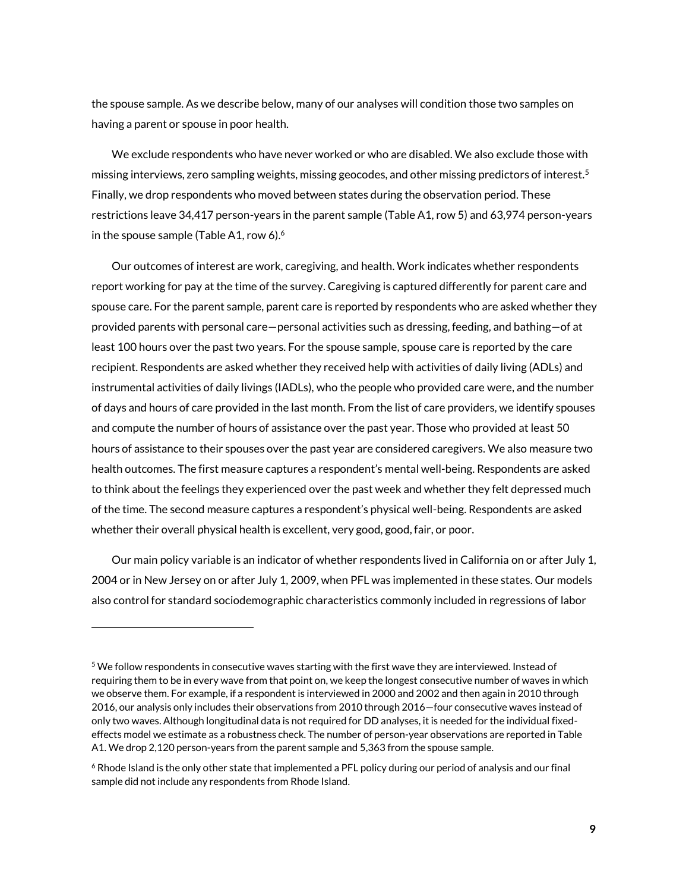the spouse sample. As we describe below, many of our analyses will condition those two samples on having a parent or spouse in poor health.

We exclude respondents who have never worked or who are disabled. We also exclude those with missing interviews, zero sampling weights, missing geocodes, and other missing predictors of interest.[5] Finally, we drop respondents who moved between states during the observation period. These restrictions leave 34,417 person-years in the parent sample (Table A1, row 5) and 63,974 person-years in the spouse sample (Table A1, row 6).[6]

Our outcomes of interest are work, caregiving, and health. Work indicates whether respondents report working for pay at the time of the survey. Caregiving is captured differently for parent care and spouse care. For the parent sample, parent care is reported by respondents who are asked whether they provided parents with personal care—personal activities such as dressing, feeding, and bathing—of at least 100 hours over the past two years. For the spouse sample, spouse care is reported by the care recipient. Respondents are asked whether they received help with activities of daily living (ADLs) and instrumental activities of daily livings (IADLs), who the people who provided care were, and the number of days and hours of care provided in the last month. From the list of care providers, we identify spouses and compute the number of hours of assistance over the past year. Those who provided at least 50 hours of assistance to their spouses over the past year are considered caregivers. We also measure two health outcomes. The first measure captures a respondent's mental well-being. Respondents are asked to think about the feelings they experienced over the past week and whether they felt depressed much of the time. The second measure captures a respondent's physical well-being. Respondents are asked whether their overall physical health is excellent, very good, good, fair, or poor.

Our main policy variable is an indicator of whether respondents lived in California on or after July 1, 2004 or in New Jersey on or after July 1, 2009, when PFL was implemented in these states. Our models also control for standard sociodemographic characteristics commonly included in regressions of labor

---

[5] We follow respondents in consecutive waves starting with the first wave they are interviewed. Instead of requiring them to be in every wave from that point on, we keep the longest consecutive number of waves in which we observe them. For example, if a respondent is interviewed in 2000 and 2002 and then again in 2010 through 2016, our analysis only includes their observations from 2010 through 2016—four consecutive waves instead of only two waves. Although longitudinal data is not required for DD analyses, it is needed for the individual fixed-effects model we estimate as a robustness check. The number of person-year observations are reported in Table A1. We drop 2,120 person-years from the parent sample and 5,363 from the spouse sample.

[6] Rhode Island is the only other state that implemented a PFL policy during our period of analysis and our final sample did not include any respondents from Rhode Island.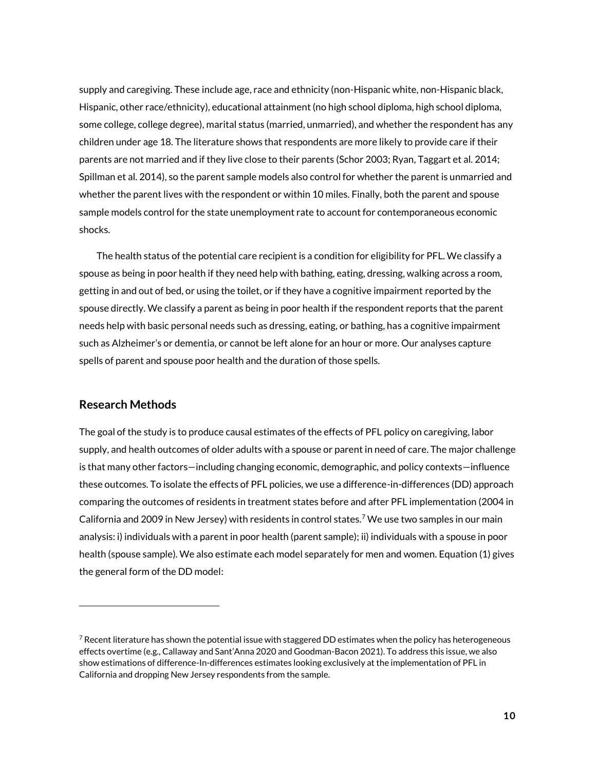supply and caregiving. These include age, race and ethnicity (non-Hispanic white, non-Hispanic black, Hispanic, other race/ethnicity), educational attainment (no high school diploma, high school diploma, some college, college degree), marital status (married, unmarried), and whether the respondent has any children under age 18. The literature shows that respondents are more likely to provide care if their parents are not married and if they live close to their parents (Schor 2003; Ryan, Taggart et al. 2014; Spillman et al. 2014), so the parent sample models also control for whether the parent is unmarried and whether the parent lives with the respondent or within 10 miles. Finally, both the parent and spouse sample models control for the state unemployment rate to account for contemporaneous economic shocks.

The health status of the potential care recipient is a condition for eligibility for PFL. We classify a spouse as being in poor health if they need help with bathing, eating, dressing, walking across a room, getting in and out of bed, or using the toilet, or if they have a cognitive impairment reported by the spouse directly. We classify a parent as being in poor health if the respondent reports that the parent needs help with basic personal needs such as dressing, eating, or bathing, has a cognitive impairment such as Alzheimer's or dementia, or cannot be left alone for an hour or more. Our analyses capture spells of parent and spouse poor health and the duration of those spells.

## Research Methods

The goal of the study is to produce causal estimates of the effects of PFL policy on caregiving, labor supply, and health outcomes of older adults with a spouse or parent in need of care. The major challenge is that many other factors—including changing economic, demographic, and policy contexts—influence these outcomes. To isolate the effects of PFL policies, we use a difference-in-differences (DD) approach comparing the outcomes of residents in treatment states before and after PFL implementation (2004 in California and 2009 in New Jersey) with residents in control states.[7] We use two samples in our main analysis: i) individuals with a parent in poor health (parent sample); ii) individuals with a spouse in poor health (spouse sample). We also estimate each model separately for men and women. Equation (1) gives the general form of the DD model:

---

[7] Recent literature has shown the potential issue with staggered DD estimates when the policy has heterogeneous effects overtime (e.g., Callaway and Sant'Anna 2020 and Goodman-Bacon 2021). To address this issue, we also show estimations of difference-In-differences estimates looking exclusively at the implementation of PFL in California and dropping New Jersey respondents from the sample.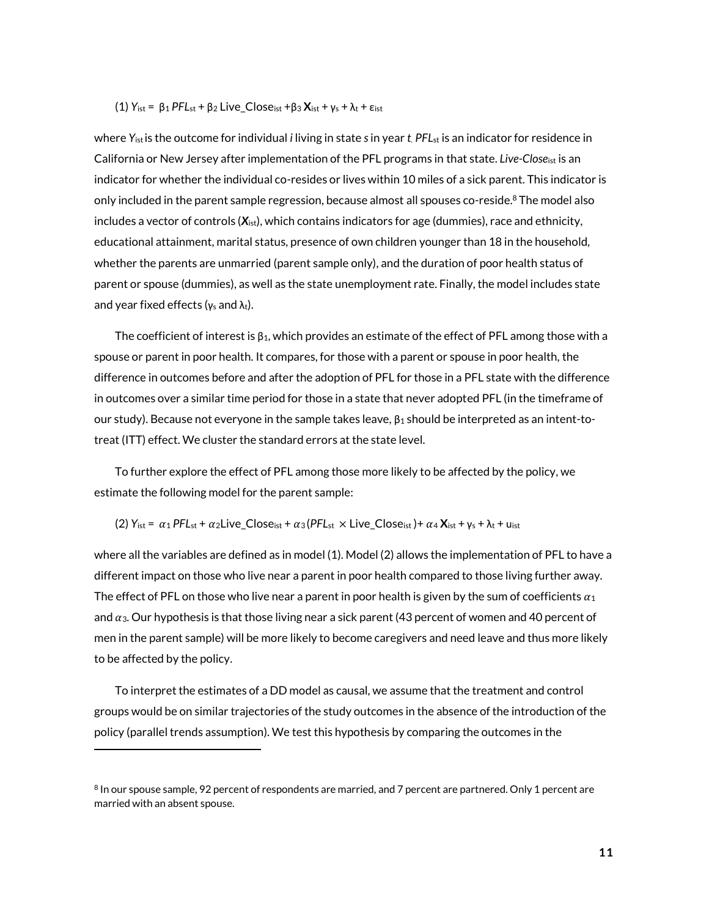(1) $Y_{ist} = \beta_1 PFL_{st} + \beta_2 \text{Live\_Close}_{ist} + \beta_3 \mathbf{X}_{ist} + \gamma_s + \lambda_t + \varepsilon_{ist}$

where $Y_{ist}$ is the outcome for individual *i* living in state *s* in year *t*. $PFL_{st}$ is an indicator for residence in California or New Jersey after implementation of the PFL programs in that state. *Live-Close*$_{ist}$ is an indicator for whether the individual co-resides or lives within 10 miles of a sick parent. This indicator is only included in the parent sample regression, because almost all spouses co-reside.[8] The model also includes a vector of controls ($\mathbf{X}_{ist}$), which contains indicators for age (dummies), race and ethnicity, educational attainment, marital status, presence of own children younger than 18 in the household, whether the parents are unmarried (parent sample only), and the duration of poor health status of parent or spouse (dummies), as well as the state unemployment rate. Finally, the model includes state and year fixed effects ($\gamma_s$ and $\lambda_t$).

The coefficient of interest is $\beta_1$, which provides an estimate of the effect of PFL among those with a spouse or parent in poor health. It compares, for those with a parent or spouse in poor health, the difference in outcomes before and after the adoption of PFL for those in a PFL state with the difference in outcomes over a similar time period for those in a state that never adopted PFL (in the timeframe of our study). Because not everyone in the sample takes leave, $\beta_1$ should be interpreted as an intent-to-treat (ITT) effect. We cluster the standard errors at the state level.

To further explore the effect of PFL among those more likely to be affected by the policy, we estimate the following model for the parent sample:

(2) $Y_{ist} = \alpha_1 PFL_{st} + \alpha_2 \text{Live\_Close}_{ist} + \alpha_3 (PFL_{st} \times \text{Live\_Close}_{ist}) + \alpha_4 \mathbf{X}_{ist} + \gamma_s + \lambda_t + u_{ist}$

where all the variables are defined as in model (1). Model (2) allows the implementation of PFL to have a different impact on those who live near a parent in poor health compared to those living further away. The effect of PFL on those who live near a parent in poor health is given by the sum of coefficients $\alpha_1$ and $\alpha_3$. Our hypothesis is that those living near a sick parent (43 percent of women and 40 percent of men in the parent sample) will be more likely to become caregivers and need leave and thus more likely to be affected by the policy.

To interpret the estimates of a DD model as causal, we assume that the treatment and control groups would be on similar trajectories of the study outcomes in the absence of the introduction of the policy (parallel trends assumption). We test this hypothesis by comparing the outcomes in the

[8] In our spouse sample, 92 percent of respondents are married, and 7 percent are partnered. Only 1 percent are married with an absent spouse.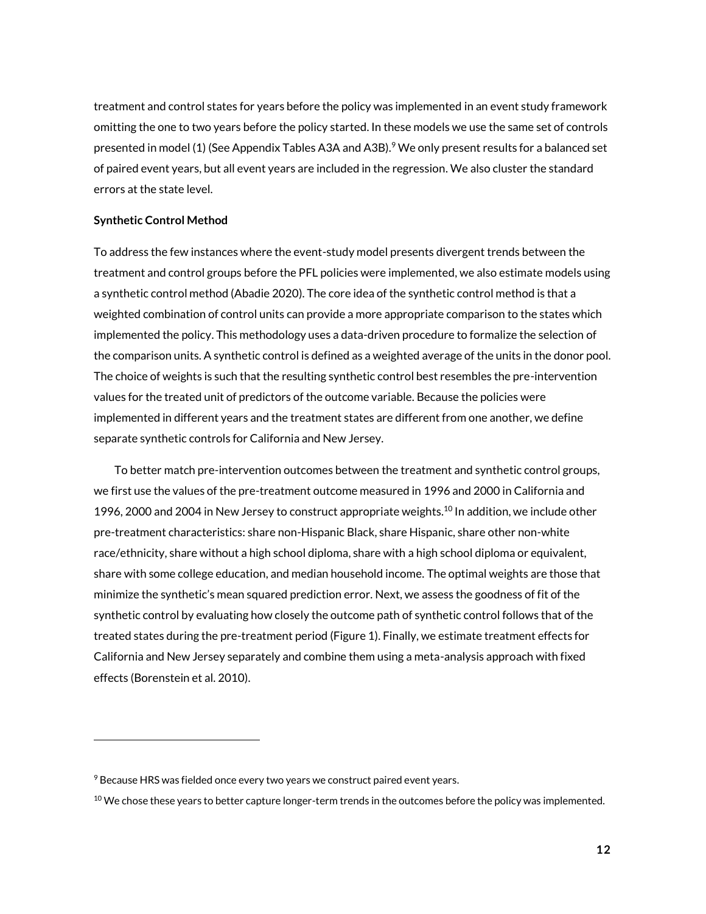treatment and control states for years before the policy was implemented in an event study framework omitting the one to two years before the policy started. In these models we use the same set of controls presented in model (1) (See Appendix Tables A3A and A3B).[9] We only present results for a balanced set of paired event years, but all event years are included in the regression. We also cluster the standard errors at the state level.

**Synthetic Control Method**

To address the few instances where the event-study model presents divergent trends between the treatment and control groups before the PFL policies were implemented, we also estimate models using a synthetic control method (Abadie 2020). The core idea of the synthetic control method is that a weighted combination of control units can provide a more appropriate comparison to the states which implemented the policy. This methodology uses a data-driven procedure to formalize the selection of the comparison units. A synthetic control is defined as a weighted average of the units in the donor pool. The choice of weights is such that the resulting synthetic control best resembles the pre-intervention values for the treated unit of predictors of the outcome variable. Because the policies were implemented in different years and the treatment states are different from one another, we define separate synthetic controls for California and New Jersey.

To better match pre-intervention outcomes between the treatment and synthetic control groups, we first use the values of the pre-treatment outcome measured in 1996 and 2000 in California and 1996, 2000 and 2004 in New Jersey to construct appropriate weights.[10] In addition, we include other pre-treatment characteristics: share non-Hispanic Black, share Hispanic, share other non-white race/ethnicity, share without a high school diploma, share with a high school diploma or equivalent, share with some college education, and median household income. The optimal weights are those that minimize the synthetic's mean squared prediction error. Next, we assess the goodness of fit of the synthetic control by evaluating how closely the outcome path of synthetic control follows that of the treated states during the pre-treatment period (Figure 1). Finally, we estimate treatment effects for California and New Jersey separately and combine them using a meta-analysis approach with fixed effects (Borenstein et al. 2010).

---

[9] Because HRS was fielded once every two years we construct paired event years.

[10] We chose these years to better capture longer-term trends in the outcomes before the policy was implemented.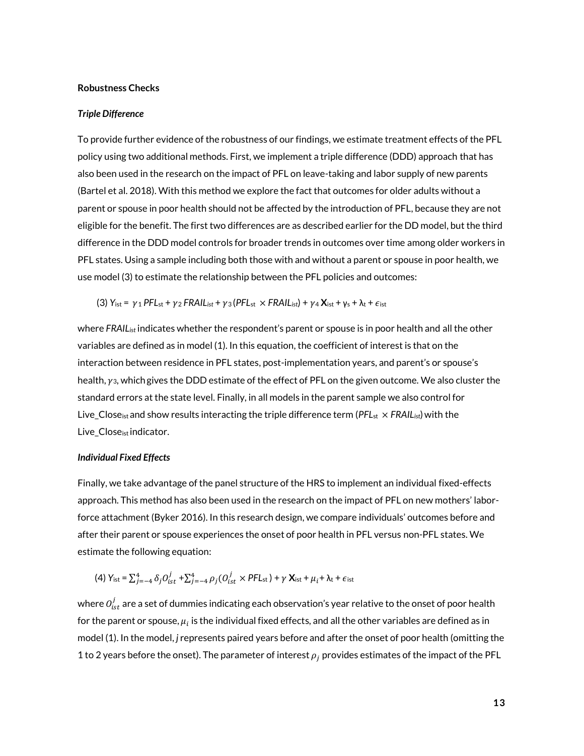**Robustness Checks**

***Triple Difference***

To provide further evidence of the robustness of our findings, we estimate treatment effects of the PFL policy using two additional methods. First, we implement a triple difference (DDD) approach that has also been used in the research on the impact of PFL on leave-taking and labor supply of new parents (Bartel et al. 2018). With this method we explore the fact that outcomes for older adults without a parent or spouse in poor health should not be affected by the introduction of PFL, because they are not eligible for the benefit. The first two differences are as described earlier for the DD model, but the third difference in the DDD model controls for broader trends in outcomes over time among older workers in PFL states. Using a sample including both those with and without a parent or spouse in poor health, we use model (3) to estimate the relationship between the PFL policies and outcomes:

$$(3)\ Y_{ist} = \gamma_1 PFL_{st} + \gamma_2 FRAIL_{ist} + \gamma_3 (PFL_{st} \times FRAIL_{ist}) + \gamma_4 \mathbf{X}_{ist} + \gamma_s + \lambda_t + \epsilon_{ist}$$

where $FRAIL_{ist}$ indicates whether the respondent's parent or spouse is in poor health and all the other variables are defined as in model (1). In this equation, the coefficient of interest is that on the interaction between residence in PFL states, post-implementation years, and parent's or spouse's health, $\gamma_3$, which gives the DDD estimate of the effect of PFL on the given outcome. We also cluster the standard errors at the state level. Finally, in all models in the parent sample we also control for $Live\_Close_{ist}$ and show results interacting the triple difference term ($PFL_{st} \times FRAIL_{ist}$) with the $Live\_Close_{ist}$ indicator.

***Individual Fixed Effects***

Finally, we take advantage of the panel structure of the HRS to implement an individual fixed-effects approach. This method has also been used in the research on the impact of PFL on new mothers' labor-force attachment (Byker 2016). In this research design, we compare individuals' outcomes before and after their parent or spouse experiences the onset of poor health in PFL versus non-PFL states. We estimate the following equation:

$$(4)\ Y_{ist} = \sum_{j=-4}^{4} \delta_j O_{ist}^{j} + \sum_{j=-4}^{4} \rho_j (O_{ist}^{j} \times PFL_{st}) + \gamma\, \mathbf{X}_{ist} + \mu_i + \lambda_t + \epsilon_{ist}$$

where $O_{ist}^{j}$ are a set of dummies indicating each observation's year relative to the onset of poor health for the parent or spouse, $\mu_i$ is the individual fixed effects, and all the other variables are defined as in model (1). In the model, *j* represents paired years before and after the onset of poor health (omitting the 1 to 2 years before the onset). The parameter of interest $\rho_j$ provides estimates of the impact of the PFL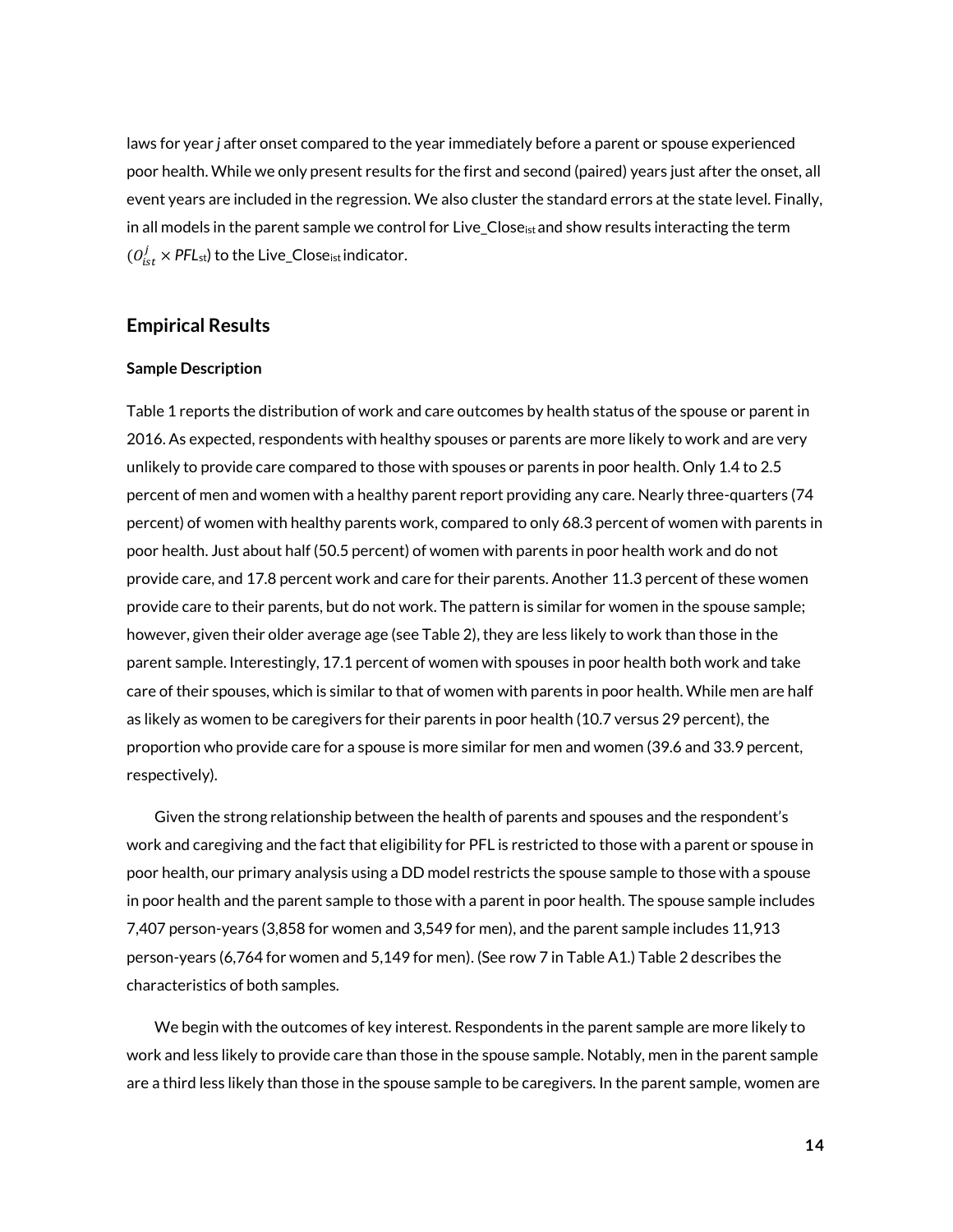laws for year *j* after onset compared to the year immediately before a parent or spouse experienced poor health. While we only present results for the first and second (paired) years just after the onset, all event years are included in the regression. We also cluster the standard errors at the state level. Finally, in all models in the parent sample we control for $Live\_Close_{ist}$ and show results interacting the term ($O^{j}_{ist} \times PFL_{st}$) to the $Live\_Close_{ist}$ indicator.

## Empirical Results

### Sample Description

Table 1 reports the distribution of work and care outcomes by health status of the spouse or parent in 2016. As expected, respondents with healthy spouses or parents are more likely to work and are very unlikely to provide care compared to those with spouses or parents in poor health. Only 1.4 to 2.5 percent of men and women with a healthy parent report providing any care. Nearly three-quarters (74 percent) of women with healthy parents work, compared to only 68.3 percent of women with parents in poor health. Just about half (50.5 percent) of women with parents in poor health work and do not provide care, and 17.8 percent work and care for their parents. Another 11.3 percent of these women provide care to their parents, but do not work. The pattern is similar for women in the spouse sample; however, given their older average age (see Table 2), they are less likely to work than those in the parent sample. Interestingly, 17.1 percent of women with spouses in poor health both work and take care of their spouses, which is similar to that of women with parents in poor health. While men are half as likely as women to be caregivers for their parents in poor health (10.7 versus 29 percent), the proportion who provide care for a spouse is more similar for men and women (39.6 and 33.9 percent, respectively).

Given the strong relationship between the health of parents and spouses and the respondent's work and caregiving and the fact that eligibility for PFL is restricted to those with a parent or spouse in poor health, our primary analysis using a DD model restricts the spouse sample to those with a spouse in poor health and the parent sample to those with a parent in poor health. The spouse sample includes 7,407 person-years (3,858 for women and 3,549 for men), and the parent sample includes 11,913 person-years (6,764 for women and 5,149 for men). (See row 7 in Table A1.) Table 2 describes the characteristics of both samples.

We begin with the outcomes of key interest. Respondents in the parent sample are more likely to work and less likely to provide care than those in the spouse sample. Notably, men in the parent sample are a third less likely than those in the spouse sample to be caregivers. In the parent sample, women are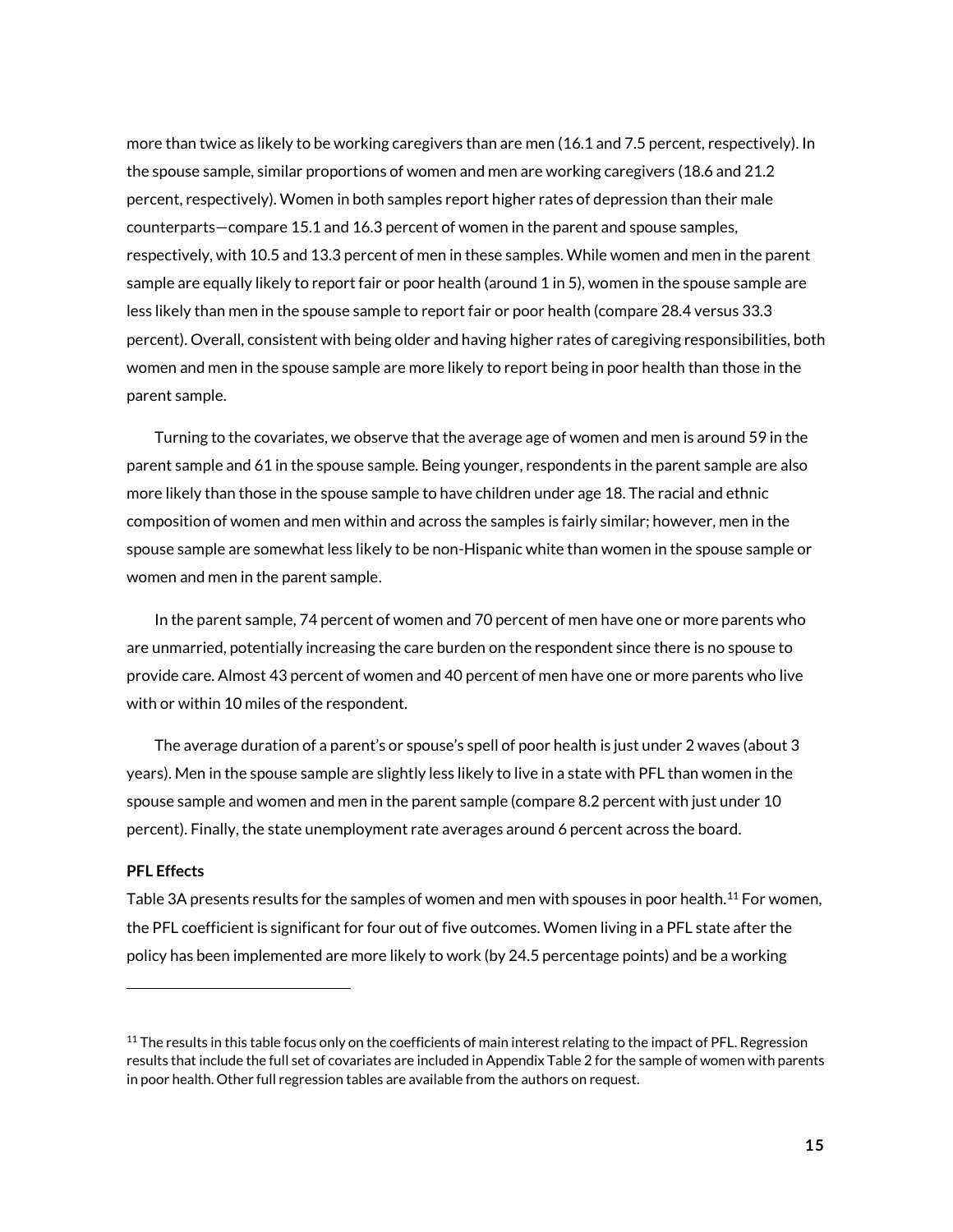more than twice as likely to be working caregivers than are men (16.1 and 7.5 percent, respectively). In the spouse sample, similar proportions of women and men are working caregivers (18.6 and 21.2 percent, respectively). Women in both samples report higher rates of depression than their male counterparts—compare 15.1 and 16.3 percent of women in the parent and spouse samples, respectively, with 10.5 and 13.3 percent of men in these samples. While women and men in the parent sample are equally likely to report fair or poor health (around 1 in 5), women in the spouse sample are less likely than men in the spouse sample to report fair or poor health (compare 28.4 versus 33.3 percent). Overall, consistent with being older and having higher rates of caregiving responsibilities, both women and men in the spouse sample are more likely to report being in poor health than those in the parent sample.

Turning to the covariates, we observe that the average age of women and men is around 59 in the parent sample and 61 in the spouse sample. Being younger, respondents in the parent sample are also more likely than those in the spouse sample to have children under age 18. The racial and ethnic composition of women and men within and across the samples is fairly similar; however, men in the spouse sample are somewhat less likely to be non-Hispanic white than women in the spouse sample or women and men in the parent sample.

In the parent sample, 74 percent of women and 70 percent of men have one or more parents who are unmarried, potentially increasing the care burden on the respondent since there is no spouse to provide care. Almost 43 percent of women and 40 percent of men have one or more parents who live with or within 10 miles of the respondent.

The average duration of a parent's or spouse's spell of poor health is just under 2 waves (about 3 years). Men in the spouse sample are slightly less likely to live in a state with PFL than women in the spouse sample and women and men in the parent sample (compare 8.2 percent with just under 10 percent). Finally, the state unemployment rate averages around 6 percent across the board.

**PFL Effects**

Table 3A presents results for the samples of women and men with spouses in poor health.[11] For women, the PFL coefficient is significant for four out of five outcomes. Women living in a PFL state after the policy has been implemented are more likely to work (by 24.5 percentage points) and be a working

[11] The results in this table focus only on the coefficients of main interest relating to the impact of PFL. Regression results that include the full set of covariates are included in Appendix Table 2 for the sample of women with parents in poor health. Other full regression tables are available from the authors on request.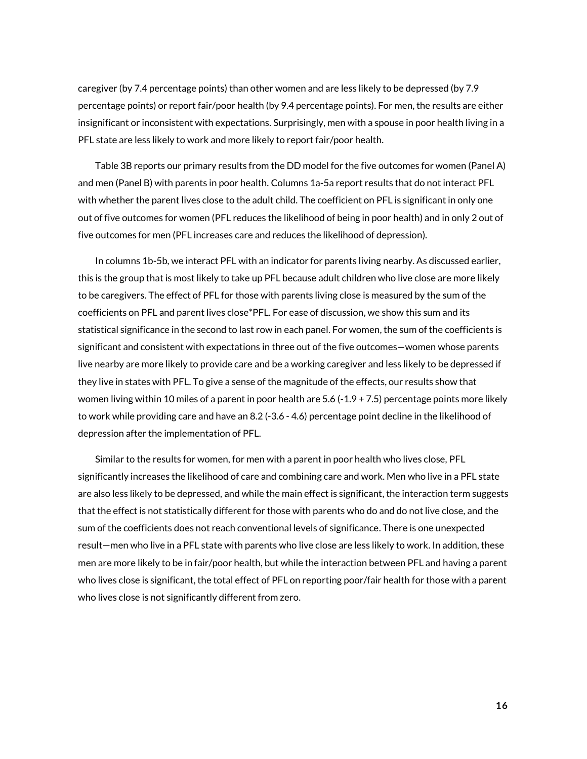caregiver (by 7.4 percentage points) than other women and are less likely to be depressed (by 7.9 percentage points) or report fair/poor health (by 9.4 percentage points). For men, the results are either insignificant or inconsistent with expectations. Surprisingly, men with a spouse in poor health living in a PFL state are less likely to work and more likely to report fair/poor health.

Table 3B reports our primary results from the DD model for the five outcomes for women (Panel A) and men (Panel B) with parents in poor health. Columns 1a-5a report results that do not interact PFL with whether the parent lives close to the adult child. The coefficient on PFL is significant in only one out of five outcomes for women (PFL reduces the likelihood of being in poor health) and in only 2 out of five outcomes for men (PFL increases care and reduces the likelihood of depression).

In columns 1b-5b, we interact PFL with an indicator for parents living nearby. As discussed earlier, this is the group that is most likely to take up PFL because adult children who live close are more likely to be caregivers. The effect of PFL for those with parents living close is measured by the sum of the coefficients on PFL and parent lives close*PFL. For ease of discussion, we show this sum and its statistical significance in the second to last row in each panel. For women, the sum of the coefficients is significant and consistent with expectations in three out of the five outcomes—women whose parents live nearby are more likely to provide care and be a working caregiver and less likely to be depressed if they live in states with PFL. To give a sense of the magnitude of the effects, our results show that women living within 10 miles of a parent in poor health are 5.6 (-1.9 + 7.5) percentage points more likely to work while providing care and have an 8.2 (-3.6 - 4.6) percentage point decline in the likelihood of depression after the implementation of PFL.

Similar to the results for women, for men with a parent in poor health who lives close, PFL significantly increases the likelihood of care and combining care and work. Men who live in a PFL state are also less likely to be depressed, and while the main effect is significant, the interaction term suggests that the effect is not statistically different for those with parents who do and do not live close, and the sum of the coefficients does not reach conventional levels of significance. There is one unexpected result—men who live in a PFL state with parents who live close are less likely to work. In addition, these men are more likely to be in fair/poor health, but while the interaction between PFL and having a parent who lives close is significant, the total effect of PFL on reporting poor/fair health for those with a parent who lives close is not significantly different from zero.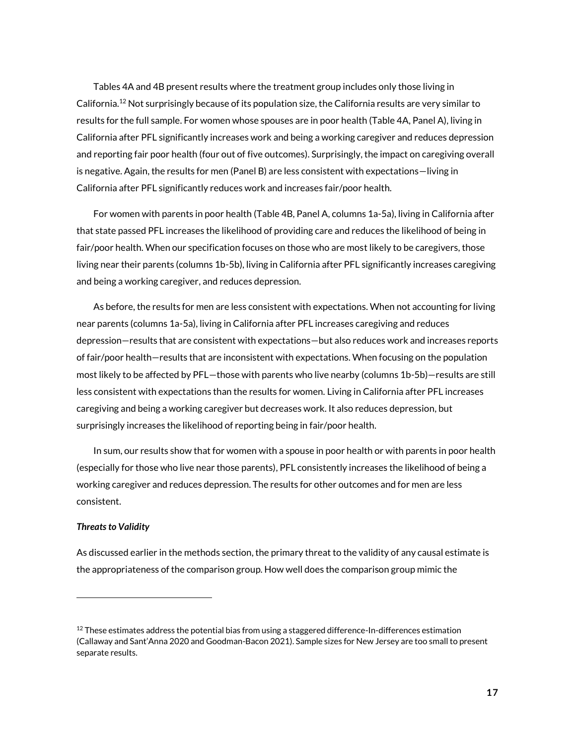Tables 4A and 4B present results where the treatment group includes only those living in California.[12] Not surprisingly because of its population size, the California results are very similar to results for the full sample. For women whose spouses are in poor health (Table 4A, Panel A), living in California after PFL significantly increases work and being a working caregiver and reduces depression and reporting fair poor health (four out of five outcomes). Surprisingly, the impact on caregiving overall is negative. Again, the results for men (Panel B) are less consistent with expectations—living in California after PFL significantly reduces work and increases fair/poor health.

For women with parents in poor health (Table 4B, Panel A, columns 1a-5a), living in California after that state passed PFL increases the likelihood of providing care and reduces the likelihood of being in fair/poor health. When our specification focuses on those who are most likely to be caregivers, those living near their parents (columns 1b-5b), living in California after PFL significantly increases caregiving and being a working caregiver, and reduces depression.

As before, the results for men are less consistent with expectations. When not accounting for living near parents (columns 1a-5a), living in California after PFL increases caregiving and reduces depression—results that are consistent with expectations—but also reduces work and increases reports of fair/poor health—results that are inconsistent with expectations. When focusing on the population most likely to be affected by PFL—those with parents who live nearby (columns 1b-5b)—results are still less consistent with expectations than the results for women. Living in California after PFL increases caregiving and being a working caregiver but decreases work. It also reduces depression, but surprisingly increases the likelihood of reporting being in fair/poor health.

In sum, our results show that for women with a spouse in poor health or with parents in poor health (especially for those who live near those parents), PFL consistently increases the likelihood of being a working caregiver and reduces depression. The results for other outcomes and for men are less consistent.

***Threats to Validity***

As discussed earlier in the methods section, the primary threat to the validity of any causal estimate is the appropriateness of the comparison group. How well does the comparison group mimic the

---

[12] These estimates address the potential bias from using a staggered difference-In-differences estimation (Callaway and Sant'Anna 2020 and Goodman-Bacon 2021). Sample sizes for New Jersey are too small to present separate results.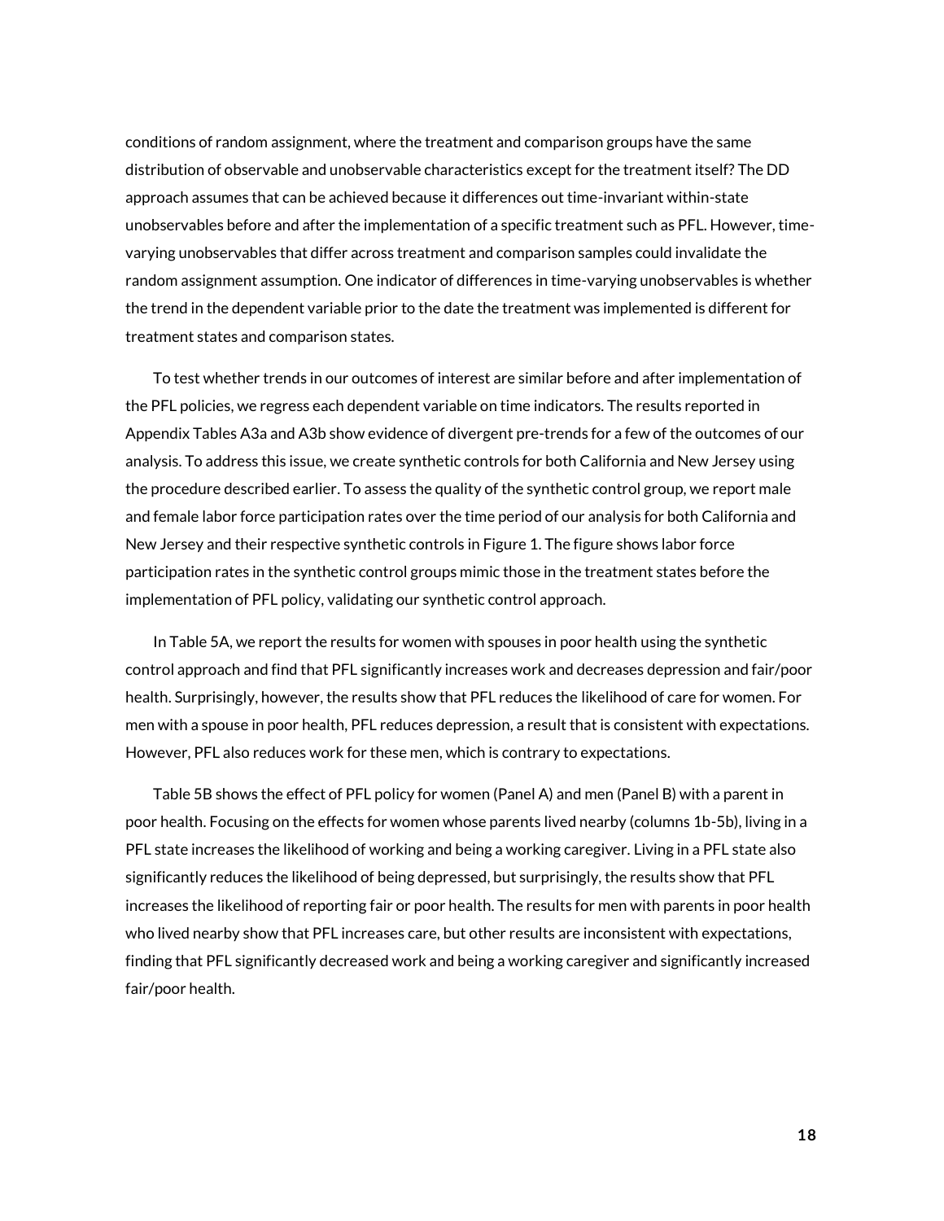conditions of random assignment, where the treatment and comparison groups have the same distribution of observable and unobservable characteristics except for the treatment itself? The DD approach assumes that can be achieved because it differences out time-invariant within-state unobservables before and after the implementation of a specific treatment such as PFL. However, time-varying unobservables that differ across treatment and comparison samples could invalidate the random assignment assumption. One indicator of differences in time-varying unobservables is whether the trend in the dependent variable prior to the date the treatment was implemented is different for treatment states and comparison states.

To test whether trends in our outcomes of interest are similar before and after implementation of the PFL policies, we regress each dependent variable on time indicators. The results reported in Appendix Tables A3a and A3b show evidence of divergent pre-trends for a few of the outcomes of our analysis. To address this issue, we create synthetic controls for both California and New Jersey using the procedure described earlier. To assess the quality of the synthetic control group, we report male and female labor force participation rates over the time period of our analysis for both California and New Jersey and their respective synthetic controls in Figure 1. The figure shows labor force participation rates in the synthetic control groups mimic those in the treatment states before the implementation of PFL policy, validating our synthetic control approach.

In Table 5A, we report the results for women with spouses in poor health using the synthetic control approach and find that PFL significantly increases work and decreases depression and fair/poor health. Surprisingly, however, the results show that PFL reduces the likelihood of care for women. For men with a spouse in poor health, PFL reduces depression, a result that is consistent with expectations. However, PFL also reduces work for these men, which is contrary to expectations.

Table 5B shows the effect of PFL policy for women (Panel A) and men (Panel B) with a parent in poor health. Focusing on the effects for women whose parents lived nearby (columns 1b-5b), living in a PFL state increases the likelihood of working and being a working caregiver. Living in a PFL state also significantly reduces the likelihood of being depressed, but surprisingly, the results show that PFL increases the likelihood of reporting fair or poor health. The results for men with parents in poor health who lived nearby show that PFL increases care, but other results are inconsistent with expectations, finding that PFL significantly decreased work and being a working caregiver and significantly increased fair/poor health.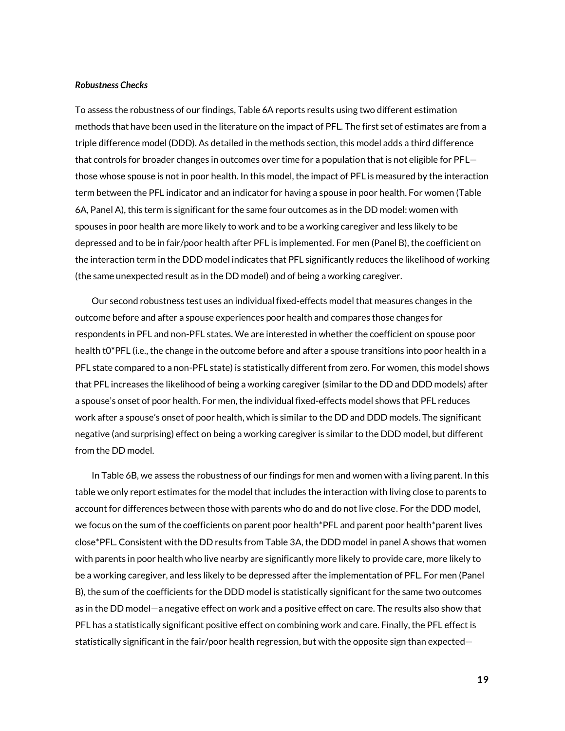***Robustness Checks***

To assess the robustness of our findings, Table 6A reports results using two different estimation methods that have been used in the literature on the impact of PFL. The first set of estimates are from a triple difference model (DDD). As detailed in the methods section, this model adds a third difference that controls for broader changes in outcomes over time for a population that is not eligible for PFL—those whose spouse is not in poor health. In this model, the impact of PFL is measured by the interaction term between the PFL indicator and an indicator for having a spouse in poor health. For women (Table 6A, Panel A), this term is significant for the same four outcomes as in the DD model: women with spouses in poor health are more likely to work and to be a working caregiver and less likely to be depressed and to be in fair/poor health after PFL is implemented. For men (Panel B), the coefficient on the interaction term in the DDD model indicates that PFL significantly reduces the likelihood of working (the same unexpected result as in the DD model) and of being a working caregiver.

Our second robustness test uses an individual fixed-effects model that measures changes in the outcome before and after a spouse experiences poor health and compares those changes for respondents in PFL and non-PFL states. We are interested in whether the coefficient on spouse poor health t0*PFL (i.e., the change in the outcome before and after a spouse transitions into poor health in a PFL state compared to a non-PFL state) is statistically different from zero. For women, this model shows that PFL increases the likelihood of being a working caregiver (similar to the DD and DDD models) after a spouse's onset of poor health. For men, the individual fixed-effects model shows that PFL reduces work after a spouse's onset of poor health, which is similar to the DD and DDD models. The significant negative (and surprising) effect on being a working caregiver is similar to the DDD model, but different from the DD model.

In Table 6B, we assess the robustness of our findings for men and women with a living parent. In this table we only report estimates for the model that includes the interaction with living close to parents to account for differences between those with parents who do and do not live close. For the DDD model, we focus on the sum of the coefficients on parent poor health*PFL and parent poor health*parent lives close*PFL. Consistent with the DD results from Table 3A, the DDD model in panel A shows that women with parents in poor health who live nearby are significantly more likely to provide care, more likely to be a working caregiver, and less likely to be depressed after the implementation of PFL. For men (Panel B), the sum of the coefficients for the DDD model is statistically significant for the same two outcomes as in the DD model—a negative effect on work and a positive effect on care. The results also show that PFL has a statistically significant positive effect on combining work and care. Finally, the PFL effect is statistically significant in the fair/poor health regression, but with the opposite sign than expected—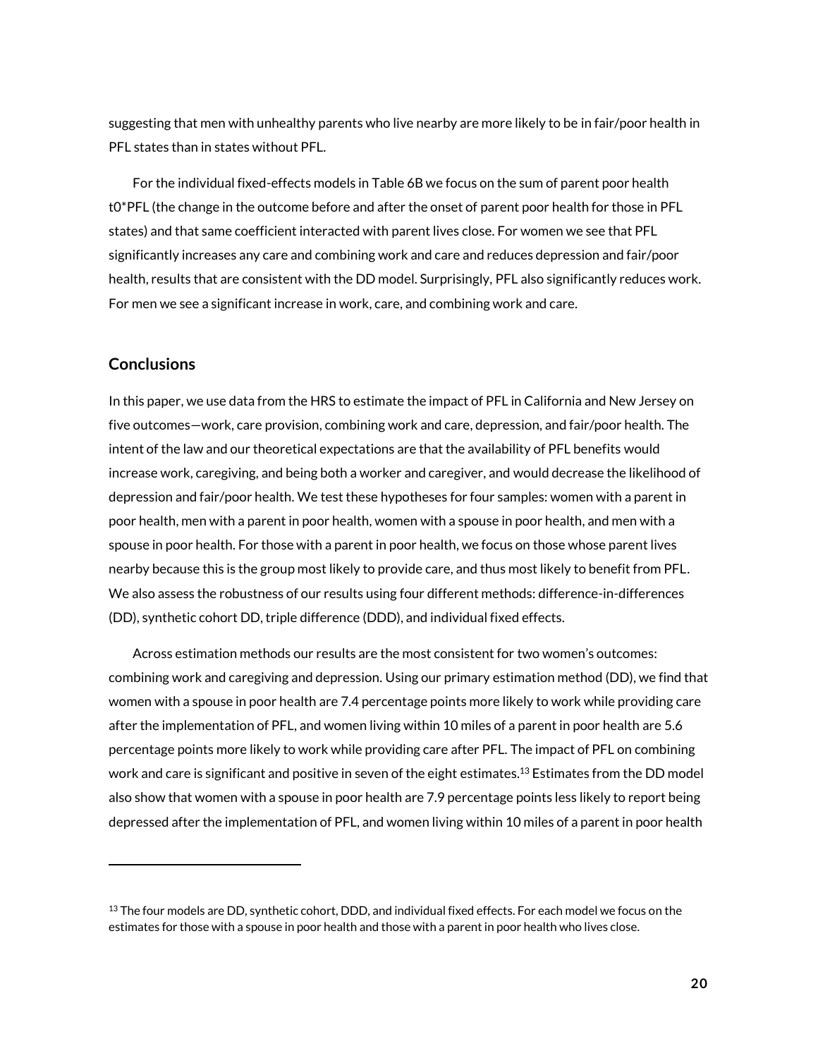suggesting that men with unhealthy parents who live nearby are more likely to be in fair/poor health in PFL states than in states without PFL.

For the individual fixed-effects models in Table 6B we focus on the sum of parent poor health t0*PFL (the change in the outcome before and after the onset of parent poor health for those in PFL states) and that same coefficient interacted with parent lives close. For women we see that PFL significantly increases any care and combining work and care and reduces depression and fair/poor health, results that are consistent with the DD model. Surprisingly, PFL also significantly reduces work. For men we see a significant increase in work, care, and combining work and care.

## Conclusions

In this paper, we use data from the HRS to estimate the impact of PFL in California and New Jersey on five outcomes—work, care provision, combining work and care, depression, and fair/poor health. The intent of the law and our theoretical expectations are that the availability of PFL benefits would increase work, caregiving, and being both a worker and caregiver, and would decrease the likelihood of depression and fair/poor health. We test these hypotheses for four samples: women with a parent in poor health, men with a parent in poor health, women with a spouse in poor health, and men with a spouse in poor health. For those with a parent in poor health, we focus on those whose parent lives nearby because this is the group most likely to provide care, and thus most likely to benefit from PFL. We also assess the robustness of our results using four different methods: difference-in-differences (DD), synthetic cohort DD, triple difference (DDD), and individual fixed effects.

Across estimation methods our results are the most consistent for two women's outcomes: combining work and caregiving and depression. Using our primary estimation method (DD), we find that women with a spouse in poor health are 7.4 percentage points more likely to work while providing care after the implementation of PFL, and women living within 10 miles of a parent in poor health are 5.6 percentage points more likely to work while providing care after PFL. The impact of PFL on combining work and care is significant and positive in seven of the eight estimates.[13] Estimates from the DD model also show that women with a spouse in poor health are 7.9 percentage points less likely to report being depressed after the implementation of PFL, and women living within 10 miles of a parent in poor health

[13] The four models are DD, synthetic cohort, DDD, and individual fixed effects. For each model we focus on the estimates for those with a spouse in poor health and those with a parent in poor health who lives close.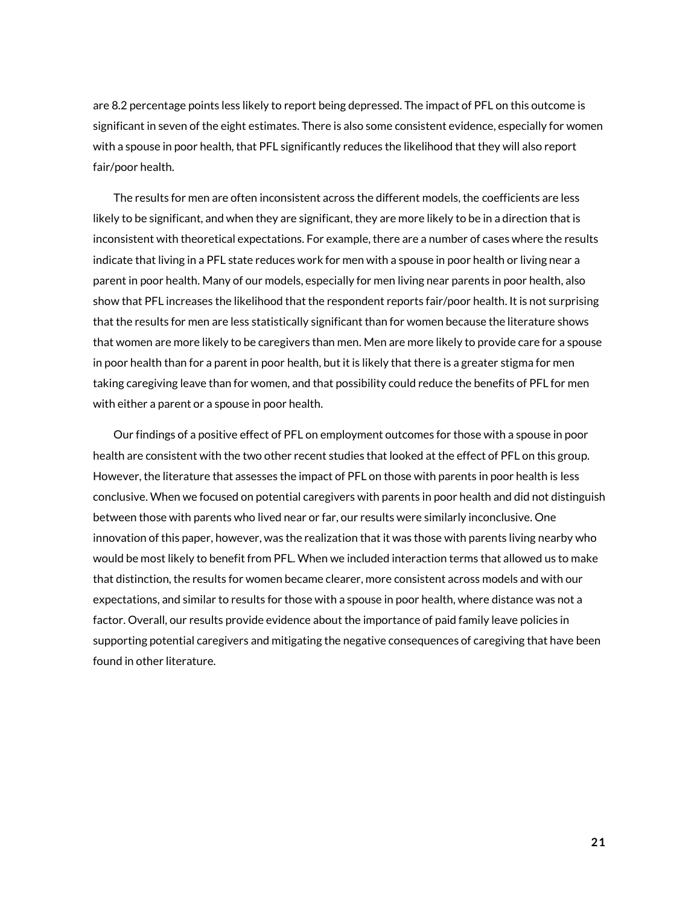are 8.2 percentage points less likely to report being depressed. The impact of PFL on this outcome is significant in seven of the eight estimates. There is also some consistent evidence, especially for women with a spouse in poor health, that PFL significantly reduces the likelihood that they will also report fair/poor health.

The results for men are often inconsistent across the different models, the coefficients are less likely to be significant, and when they are significant, they are more likely to be in a direction that is inconsistent with theoretical expectations. For example, there are a number of cases where the results indicate that living in a PFL state reduces work for men with a spouse in poor health or living near a parent in poor health. Many of our models, especially for men living near parents in poor health, also show that PFL increases the likelihood that the respondent reports fair/poor health. It is not surprising that the results for men are less statistically significant than for women because the literature shows that women are more likely to be caregivers than men. Men are more likely to provide care for a spouse in poor health than for a parent in poor health, but it is likely that there is a greater stigma for men taking caregiving leave than for women, and that possibility could reduce the benefits of PFL for men with either a parent or a spouse in poor health.

Our findings of a positive effect of PFL on employment outcomes for those with a spouse in poor health are consistent with the two other recent studies that looked at the effect of PFL on this group. However, the literature that assesses the impact of PFL on those with parents in poor health is less conclusive. When we focused on potential caregivers with parents in poor health and did not distinguish between those with parents who lived near or far, our results were similarly inconclusive. One innovation of this paper, however, was the realization that it was those with parents living nearby who would be most likely to benefit from PFL. When we included interaction terms that allowed us to make that distinction, the results for women became clearer, more consistent across models and with our expectations, and similar to results for those with a spouse in poor health, where distance was not a factor. Overall, our results provide evidence about the importance of paid family leave policies in supporting potential caregivers and mitigating the negative consequences of caregiving that have been found in other literature.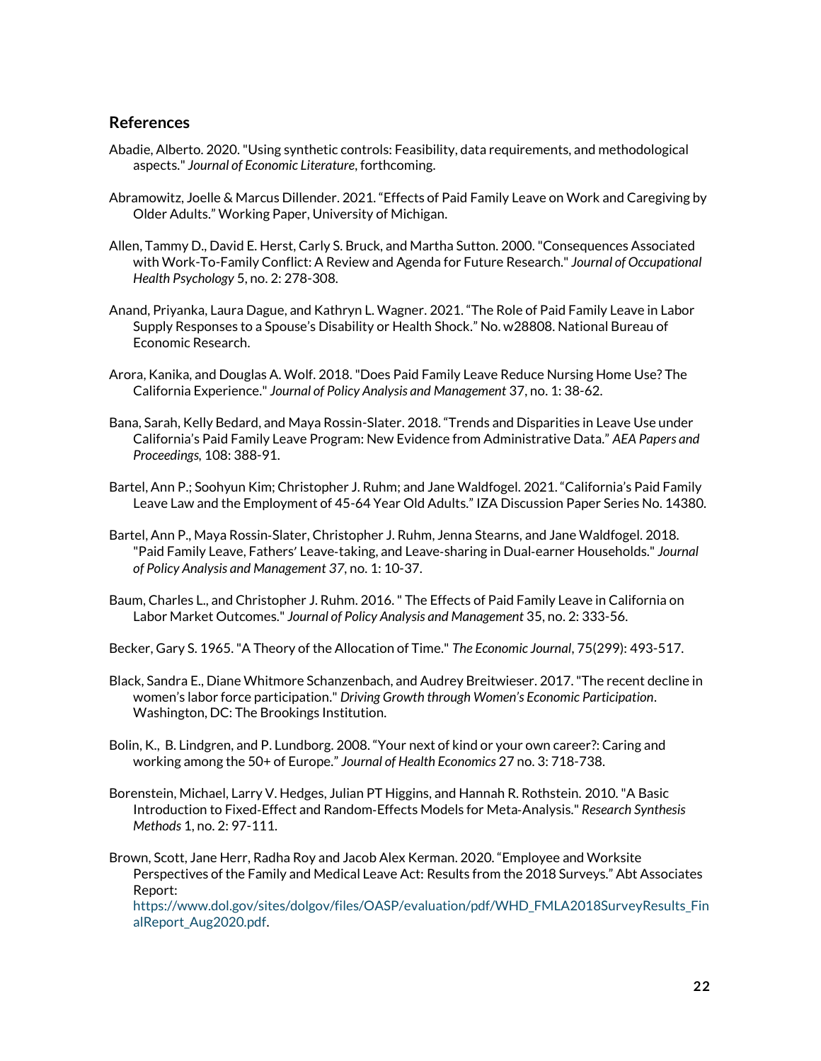## References

Abadie, Alberto. 2020. "Using synthetic controls: Feasibility, data requirements, and methodological aspects." *Journal of Economic Literature*, forthcoming.

Abramowitz, Joelle & Marcus Dillender. 2021. "Effects of Paid Family Leave on Work and Caregiving by Older Adults." Working Paper, University of Michigan.

Allen, Tammy D., David E. Herst, Carly S. Bruck, and Martha Sutton. 2000. "Consequences Associated with Work-To-Family Conflict: A Review and Agenda for Future Research." *Journal of Occupational Health Psychology* 5, no. 2: 278-308.

Anand, Priyanka, Laura Dague, and Kathryn L. Wagner. 2021. "The Role of Paid Family Leave in Labor Supply Responses to a Spouse's Disability or Health Shock." No. w28808. National Bureau of Economic Research.

Arora, Kanika, and Douglas A. Wolf. 2018. "Does Paid Family Leave Reduce Nursing Home Use? The California Experience." *Journal of Policy Analysis and Management* 37, no. 1: 38-62.

Bana, Sarah, Kelly Bedard, and Maya Rossin-Slater. 2018. "Trends and Disparities in Leave Use under California's Paid Family Leave Program: New Evidence from Administrative Data." *AEA Papers and Proceedings,* 108: 388-91.

Bartel, Ann P.; Soohyun Kim; Christopher J. Ruhm; and Jane Waldfogel. 2021. "California's Paid Family Leave Law and the Employment of 45-64 Year Old Adults." IZA Discussion Paper Series No. 14380.

Bartel, Ann P., Maya Rossin-Slater, Christopher J. Ruhm, Jenna Stearns, and Jane Waldfogel. 2018. "Paid Family Leave, Fathers' Leave-taking, and Leave-sharing in Dual-earner Households." *Journal of Policy Analysis and Management 37*, no. 1: 10-37.

Baum, Charles L., and Christopher J. Ruhm. 2016. " The Effects of Paid Family Leave in California on Labor Market Outcomes." *Journal of Policy Analysis and Management* 35, no. 2: 333-56.

Becker, Gary S. 1965. "A Theory of the Allocation of Time." *The Economic Journal*, 75(299): 493-517.

Black, Sandra E., Diane Whitmore Schanzenbach, and Audrey Breitwieser. 2017. "The recent decline in women's labor force participation." *Driving Growth through Women's Economic Participation*. Washington, DC: The Brookings Institution.

Bolin, K., B. Lindgren, and P. Lundborg. 2008. "Your next of kind or your own career?: Caring and working among the 50+ of Europe." *Journal of Health Economics* 27 no. 3: 718-738.

Borenstein, Michael, Larry V. Hedges, Julian PT Higgins, and Hannah R. Rothstein. 2010. "A Basic Introduction to Fixed-Effect and Random-Effects Models for Meta-Analysis." *Research Synthesis Methods* 1, no. 2: 97-111.

Brown, Scott, Jane Herr, Radha Roy and Jacob Alex Kerman. 2020. "Employee and Worksite Perspectives of the Family and Medical Leave Act: Results from the 2018 Surveys." Abt Associates Report: https://www.dol.gov/sites/dolgov/files/OASP/evaluation/pdf/WHD_FMLA2018SurveyResults_FinalReport_Aug2020.pdf.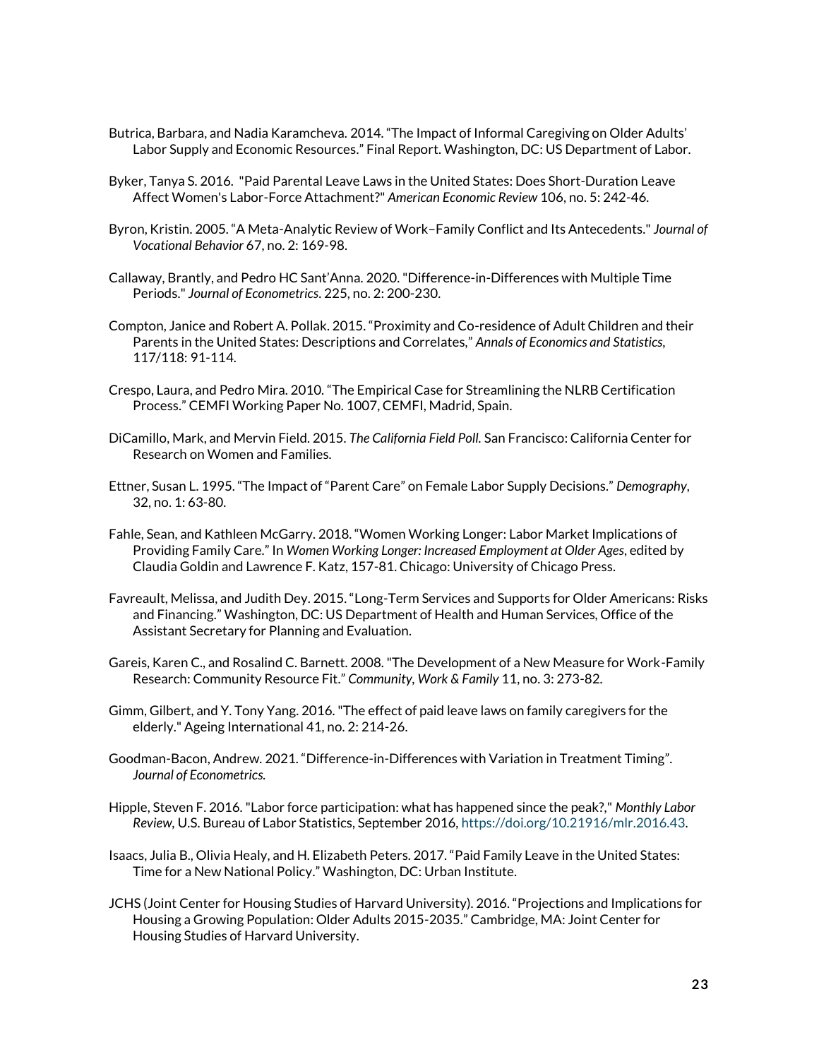Butrica, Barbara, and Nadia Karamcheva. 2014. "The Impact of Informal Caregiving on Older Adults' Labor Supply and Economic Resources." Final Report. Washington, DC: US Department of Labor.

Byker, Tanya S. 2016. "Paid Parental Leave Laws in the United States: Does Short-Duration Leave Affect Women's Labor-Force Attachment?" *American Economic Review* 106, no. 5: 242-46.

Byron, Kristin. 2005. "A Meta-Analytic Review of Work–Family Conflict and Its Antecedents." *Journal of Vocational Behavior* 67, no. 2: 169-98.

Callaway, Brantly, and Pedro HC Sant'Anna. 2020. "Difference-in-Differences with Multiple Time Periods." *Journal of Econometrics*. 225, no. 2: 200-230.

Compton, Janice and Robert A. Pollak. 2015. "Proximity and Co-residence of Adult Children and their Parents in the United States: Descriptions and Correlates," *Annals of Economics and Statistics*, 117/118: 91-114.

Crespo, Laura, and Pedro Mira. 2010. "The Empirical Case for Streamlining the NLRB Certification Process." CEMFI Working Paper No. 1007, CEMFI, Madrid, Spain.

DiCamillo, Mark, and Mervin Field. 2015. *The California Field Poll.* San Francisco: California Center for Research on Women and Families.

Ettner, Susan L. 1995. "The Impact of "Parent Care" on Female Labor Supply Decisions." *Demography*, 32, no. 1: 63-80.

Fahle, Sean, and Kathleen McGarry. 2018. "Women Working Longer: Labor Market Implications of Providing Family Care." In *Women Working Longer: Increased Employment at Older Ages*, edited by Claudia Goldin and Lawrence F. Katz, 157-81. Chicago: University of Chicago Press.

Favreault, Melissa, and Judith Dey. 2015. "Long-Term Services and Supports for Older Americans: Risks and Financing." Washington, DC: US Department of Health and Human Services, Office of the Assistant Secretary for Planning and Evaluation.

Gareis, Karen C., and Rosalind C. Barnett. 2008. "The Development of a New Measure for Work-Family Research: Community Resource Fit." *Community, Work & Family* 11, no. 3: 273-82.

Gimm, Gilbert, and Y. Tony Yang. 2016. "The effect of paid leave laws on family caregivers for the elderly." Ageing International 41, no. 2: 214-26.

Goodman-Bacon, Andrew. 2021. "Difference-in-Differences with Variation in Treatment Timing". *Journal of Econometrics.*

Hipple, Steven F. 2016. "Labor force participation: what has happened since the peak?," *Monthly Labor Review*, U.S. Bureau of Labor Statistics, September 2016, https://doi.org/10.21916/mlr.2016.43.

Isaacs, Julia B., Olivia Healy, and H. Elizabeth Peters. 2017. "Paid Family Leave in the United States: Time for a New National Policy." Washington, DC: Urban Institute.

JCHS (Joint Center for Housing Studies of Harvard University). 2016. "Projections and Implications for Housing a Growing Population: Older Adults 2015-2035." Cambridge, MA: Joint Center for Housing Studies of Harvard University.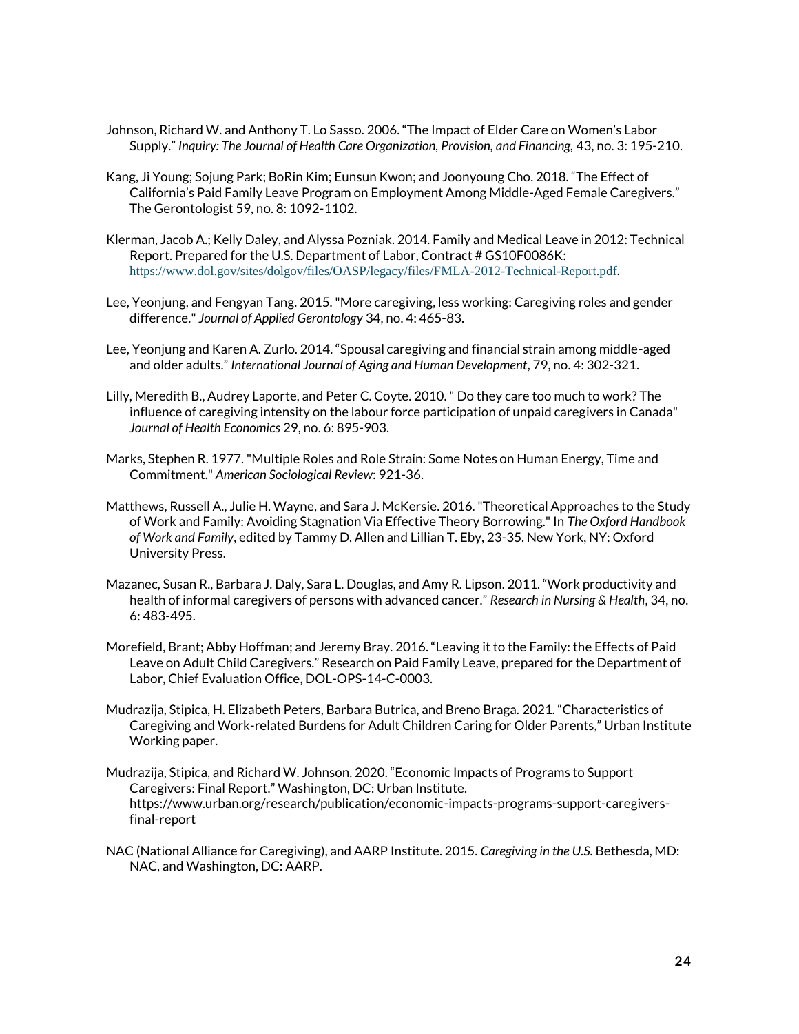Johnson, Richard W. and Anthony T. Lo Sasso. 2006. “The Impact of Elder Care on Women’s Labor Supply.” *Inquiry: The Journal of Health Care Organization, Provision, and Financing*, 43, no. 3: 195-210.

Kang, Ji Young; Sojung Park; BoRin Kim; Eunsun Kwon; and Joonyoung Cho. 2018. “The Effect of California’s Paid Family Leave Program on Employment Among Middle-Aged Female Caregivers.” The Gerontologist 59, no. 8: 1092-1102.

Klerman, Jacob A.; Kelly Daley, and Alyssa Pozniak. 2014. Family and Medical Leave in 2012: Technical Report. Prepared for the U.S. Department of Labor, Contract # GS10F0086K: https://www.dol.gov/sites/dolgov/files/OASP/legacy/files/FMLA-2012-Technical-Report.pdf.

Lee, Yeonjung, and Fengyan Tang. 2015. "More caregiving, less working: Caregiving roles and gender difference." *Journal of Applied Gerontology* 34, no. 4: 465-83.

Lee, Yeonjung and Karen A. Zurlo. 2014. “Spousal caregiving and financial strain among middle-aged and older adults.” *International Journal of Aging and Human Development*, 79, no. 4: 302-321.

Lilly, Meredith B., Audrey Laporte, and Peter C. Coyte. 2010. " Do they care too much to work? The influence of caregiving intensity on the labour force participation of unpaid caregivers in Canada" *Journal of Health Economics* 29, no. 6: 895-903.

Marks, Stephen R. 1977. "Multiple Roles and Role Strain: Some Notes on Human Energy, Time and Commitment." *American Sociological Review*: 921-36.

Matthews, Russell A., Julie H. Wayne, and Sara J. McKersie. 2016. "Theoretical Approaches to the Study of Work and Family: Avoiding Stagnation Via Effective Theory Borrowing." In *The Oxford Handbook of Work and Family*, edited by Tammy D. Allen and Lillian T. Eby, 23-35. New York, NY: Oxford University Press.

Mazanec, Susan R., Barbara J. Daly, Sara L. Douglas, and Amy R. Lipson. 2011. “Work productivity and health of informal caregivers of persons with advanced cancer.” *Research in Nursing & Health*, 34, no. 6: 483-495.

Morefield, Brant; Abby Hoffman; and Jeremy Bray. 2016. “Leaving it to the Family: the Effects of Paid Leave on Adult Child Caregivers.” Research on Paid Family Leave, prepared for the Department of Labor, Chief Evaluation Office, DOL-OPS-14-C-0003.

Mudrazija, Stipica, H. Elizabeth Peters, Barbara Butrica, and Breno Braga. 2021. “Characteristics of Caregiving and Work-related Burdens for Adult Children Caring for Older Parents,” Urban Institute Working paper.

Mudrazija, Stipica, and Richard W. Johnson. 2020. “Economic Impacts of Programs to Support Caregivers: Final Report.” Washington, DC: Urban Institute. https://www.urban.org/research/publication/economic-impacts-programs-support-caregivers-final-report

NAC (National Alliance for Caregiving), and AARP Institute. 2015. *Caregiving in the U.S.* Bethesda, MD: NAC, and Washington, DC: AARP.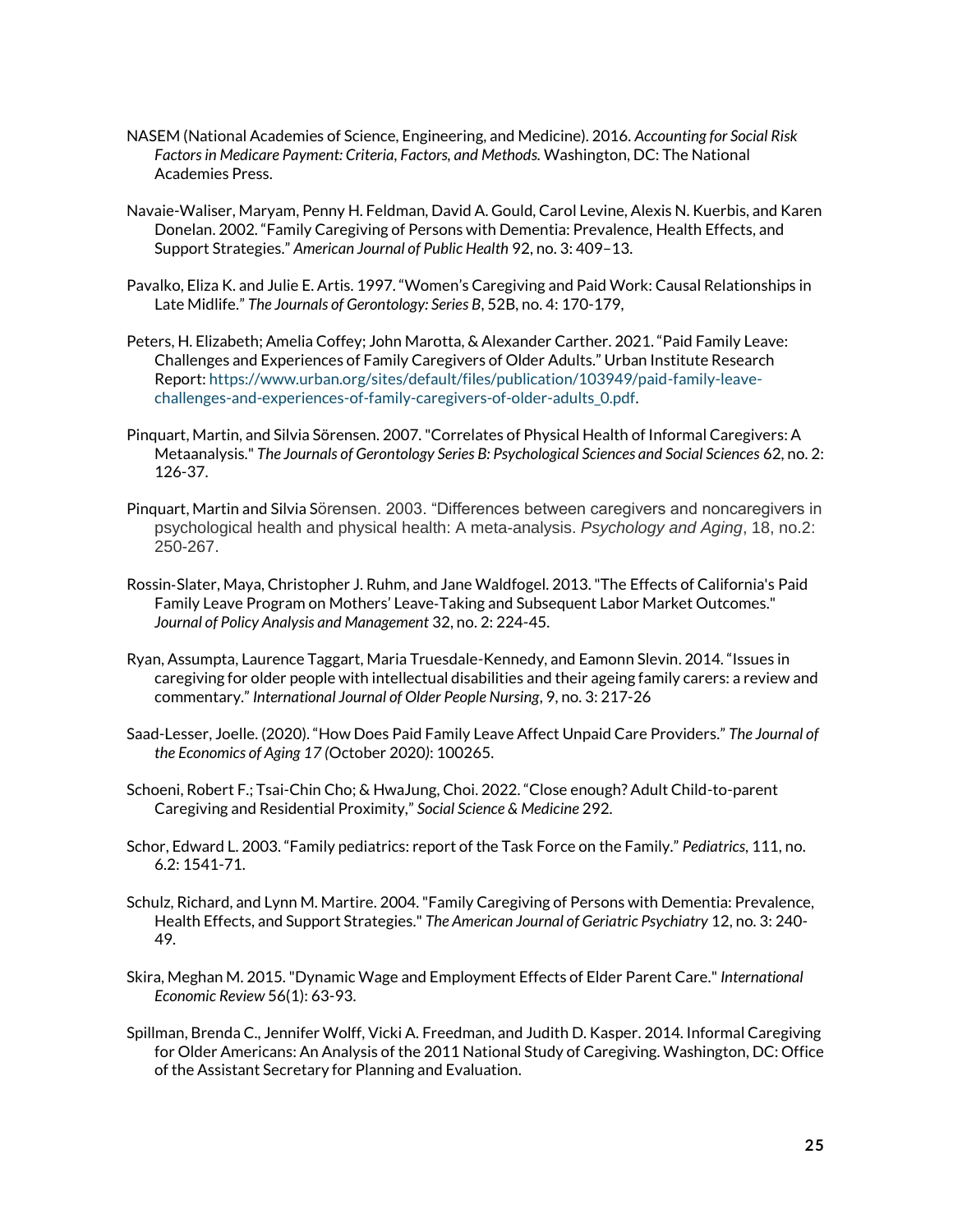NASEM (National Academies of Science, Engineering, and Medicine). 2016. *Accounting for Social Risk Factors in Medicare Payment: Criteria, Factors, and Methods.* Washington, DC: The National Academies Press.

Navaie-Waliser, Maryam, Penny H. Feldman, David A. Gould, Carol Levine, Alexis N. Kuerbis, and Karen Donelan. 2002. "Family Caregiving of Persons with Dementia: Prevalence, Health Effects, and Support Strategies." *American Journal of Public Health* 92, no. 3: 409–13.

Pavalko, Eliza K. and Julie E. Artis. 1997. "Women's Caregiving and Paid Work: Causal Relationships in Late Midlife." *The Journals of Gerontology: Series B*, 52B, no. 4: 170-179,

Peters, H. Elizabeth; Amelia Coffey; John Marotta, & Alexander Carther. 2021. "Paid Family Leave: Challenges and Experiences of Family Caregivers of Older Adults." Urban Institute Research Report: https://www.urban.org/sites/default/files/publication/103949/paid-family-leave-challenges-and-experiences-of-family-caregivers-of-older-adults_0.pdf.

Pinquart, Martin, and Silvia Sörensen. 2007. "Correlates of Physical Health of Informal Caregivers: A Metaanalysis." *The Journals of Gerontology Series B: Psychological Sciences and Social Sciences* 62, no. 2: 126-37.

Pinquart, Martin and Silvia Sörensen. 2003. "Differences between caregivers and noncaregivers in psychological health and physical health: A meta-analysis. *Psychology and Aging*, 18, no.2: 250-267.

Rossin-Slater, Maya, Christopher J. Ruhm, and Jane Waldfogel. 2013. "The Effects of California's Paid Family Leave Program on Mothers' Leave-Taking and Subsequent Labor Market Outcomes." *Journal of Policy Analysis and Management* 32, no. 2: 224-45.

Ryan, Assumpta, Laurence Taggart, Maria Truesdale-Kennedy, and Eamonn Slevin. 2014. "Issues in caregiving for older people with intellectual disabilities and their ageing family carers: a review and commentary." *International Journal of Older People Nursing*, 9, no. 3: 217-26

Saad-Lesser, Joelle. (2020). "How Does Paid Family Leave Affect Unpaid Care Providers." *The Journal of the Economics of Aging 17* (October 2020): 100265.

Schoeni, Robert F.; Tsai-Chin Cho; & HwaJung, Choi. 2022. "Close enough? Adult Child-to-parent Caregiving and Residential Proximity," *Social Science & Medicine* 292.

Schor, Edward L. 2003. "Family pediatrics: report of the Task Force on the Family." *Pediatrics*, 111, no. 6.2: 1541-71.

Schulz, Richard, and Lynn M. Martire. 2004. "Family Caregiving of Persons with Dementia: Prevalence, Health Effects, and Support Strategies." *The American Journal of Geriatric Psychiatry* 12, no. 3: 240-49.

Skira, Meghan M. 2015. "Dynamic Wage and Employment Effects of Elder Parent Care." *International Economic Review* 56(1): 63-93.

Spillman, Brenda C., Jennifer Wolff, Vicki A. Freedman, and Judith D. Kasper. 2014. Informal Caregiving for Older Americans: An Analysis of the 2011 National Study of Caregiving. Washington, DC: Office of the Assistant Secretary for Planning and Evaluation.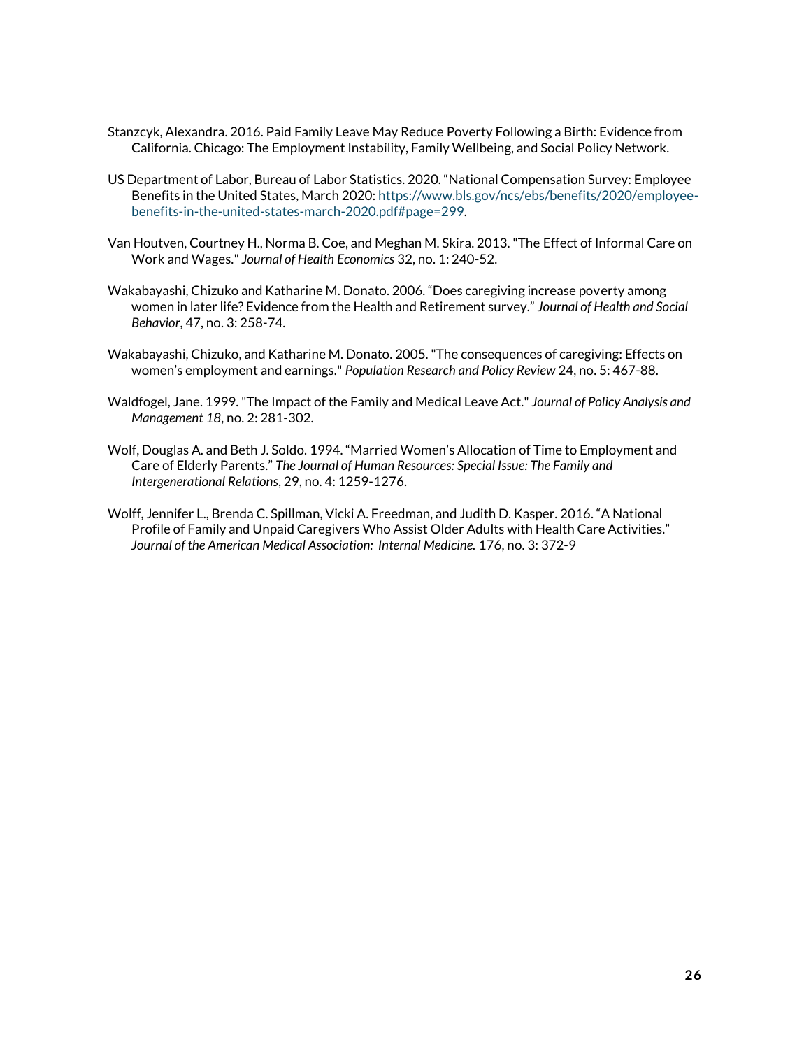Stanzcyk, Alexandra. 2016. Paid Family Leave May Reduce Poverty Following a Birth: Evidence from California. Chicago: The Employment Instability, Family Wellbeing, and Social Policy Network.

US Department of Labor, Bureau of Labor Statistics. 2020. "National Compensation Survey: Employee Benefits in the United States, March 2020: https://www.bls.gov/ncs/ebs/benefits/2020/employee-benefits-in-the-united-states-march-2020.pdf#page=299.

Van Houtven, Courtney H., Norma B. Coe, and Meghan M. Skira. 2013. "The Effect of Informal Care on Work and Wages." *Journal of Health Economics* 32, no. 1: 240-52.

Wakabayashi, Chizuko and Katharine M. Donato. 2006. "Does caregiving increase poverty among women in later life? Evidence from the Health and Retirement survey." *Journal of Health and Social Behavior*, 47, no. 3: 258-74.

Wakabayashi, Chizuko, and Katharine M. Donato. 2005. "The consequences of caregiving: Effects on women's employment and earnings." *Population Research and Policy Review* 24, no. 5: 467-88.

Waldfogel, Jane. 1999. "The Impact of the Family and Medical Leave Act." *Journal of Policy Analysis and Management 18*, no. 2: 281-302.

Wolf, Douglas A. and Beth J. Soldo. 1994. "Married Women's Allocation of Time to Employment and Care of Elderly Parents." *The Journal of Human Resources: Special Issue: The Family and Intergenerational Relations*, 29, no. 4: 1259-1276.

Wolff, Jennifer L., Brenda C. Spillman, Vicki A. Freedman, and Judith D. Kasper. 2016. "A National Profile of Family and Unpaid Caregivers Who Assist Older Adults with Health Care Activities." *Journal of the American Medical Association: Internal Medicine.* 176, no. 3: 372-9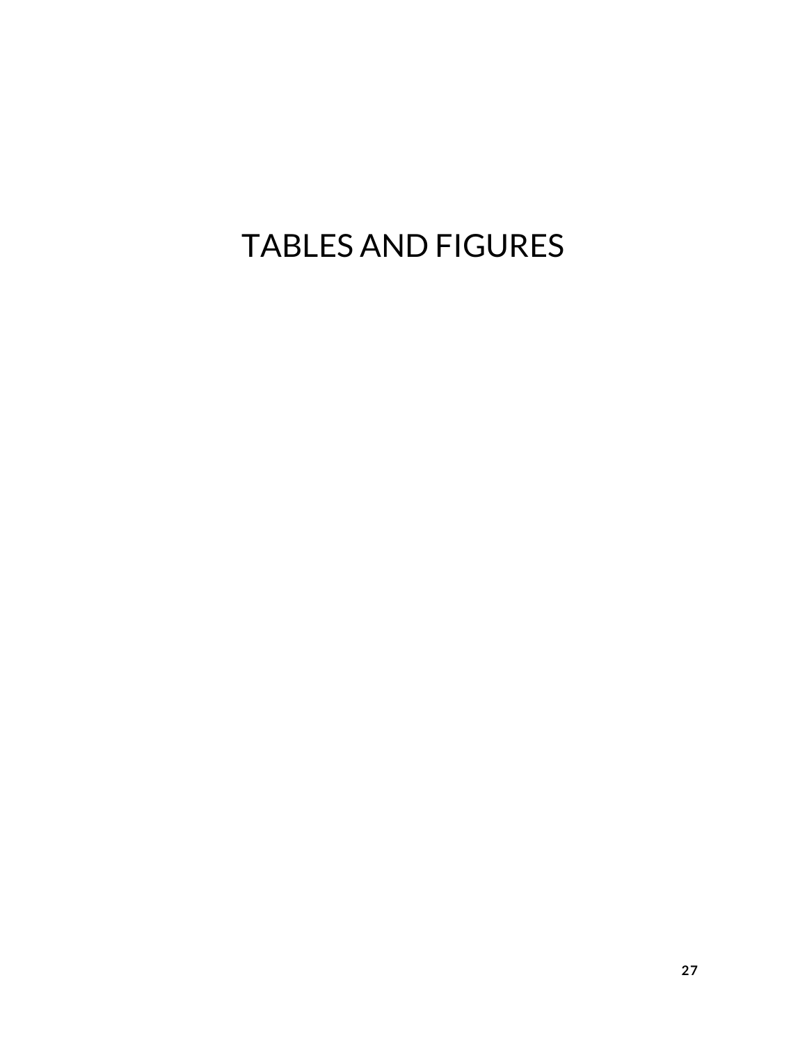# TABLES AND FIGURES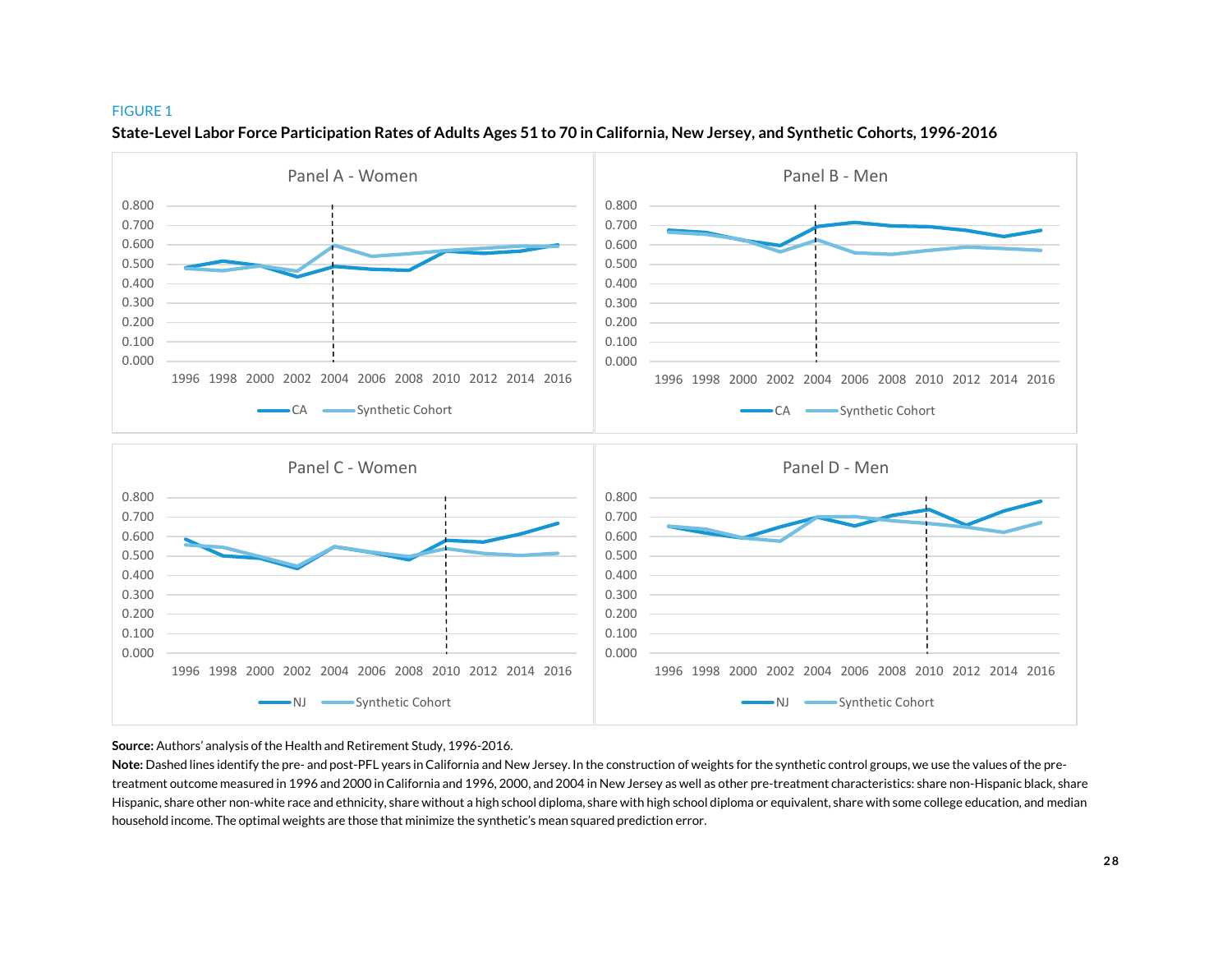FIGURE 1

**State-Level Labor Force Participation Rates of Adults Ages 51 to 70 in California, New Jersey, and Synthetic Cohorts, 1996-2016**

Panel A - Women

Panel B - Men

Panel C - Women

Panel D - Men

**Source:** Authors' analysis of the Health and Retirement Study, 1996-2016.

**Note:** Dashed lines identify the pre- and post-PFL years in California and New Jersey. In the construction of weights for the synthetic control groups, we use the values of the pre-treatment outcome measured in 1996 and 2000 in California and 1996, 2000, and 2004 in New Jersey as well as other pre-treatment characteristics: share non-Hispanic black, share Hispanic, share other non-white race and ethnicity, share without a high school diploma, share with high school diploma or equivalent, share with some college education, and median household income. The optimal weights are those that minimize the synthetic's mean squared prediction error.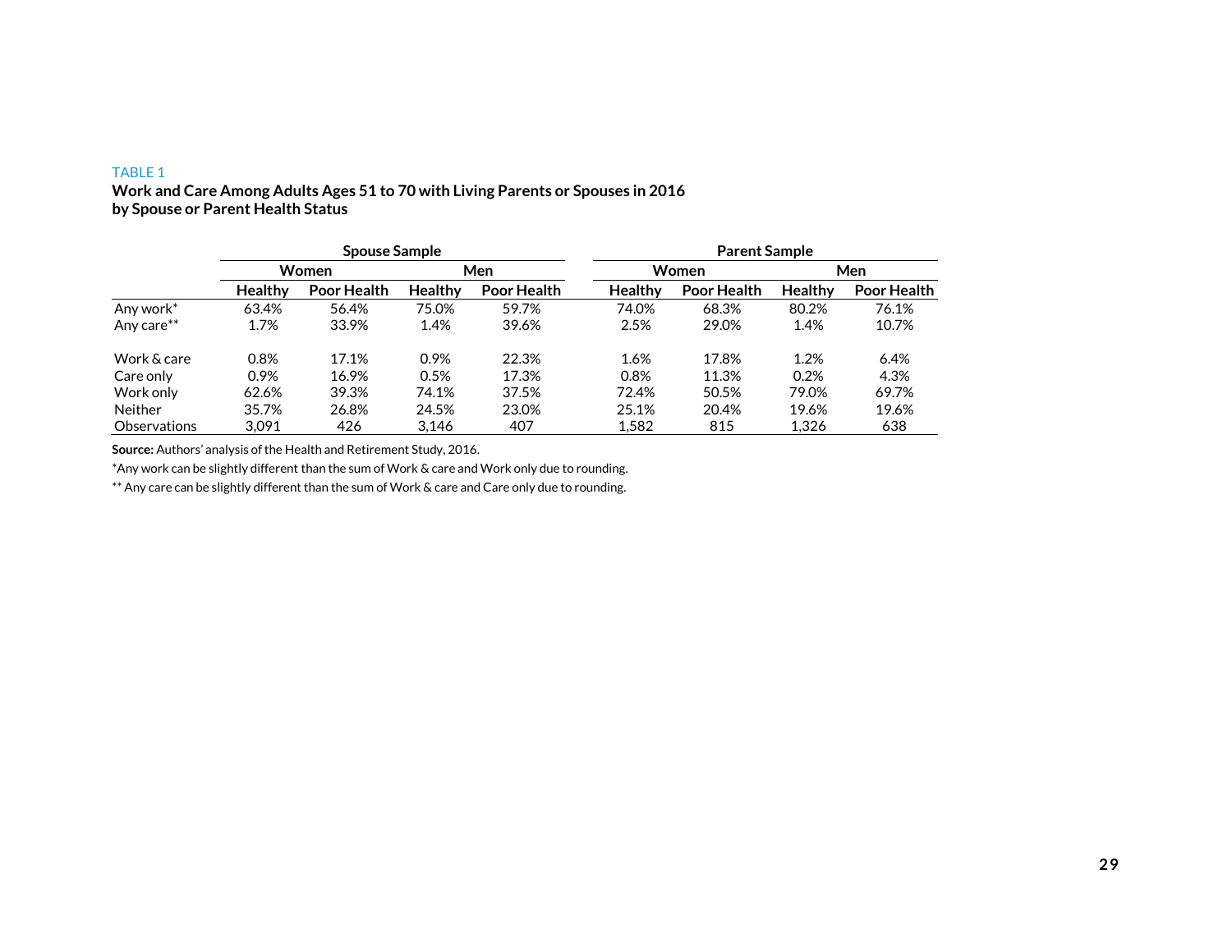TABLE 1

**Work and Care Among Adults Ages 51 to 70 with Living Parents or Spouses in 2016 by Spouse or Parent Health Status**

| | Spouse Sample | | | | Parent Sample | | | |
|---|---|---|---|---|---|---|---|---|
| | Women | | Men | | Women | | Men | |
| | Healthy | Poor Health | Healthy | Poor Health | Healthy | Poor Health | Healthy | Poor Health |
| Any work* | 63.4% | 56.4% | 75.0% | 59.7% | 74.0% | 68.3% | 80.2% | 76.1% |
| Any care** | 1.7% | 33.9% | 1.4% | 39.6% | 2.5% | 29.0% | 1.4% | 10.7% |
| Work & care | 0.8% | 17.1% | 0.9% | 22.3% | 1.6% | 17.8% | 1.2% | 6.4% |
| Care only | 0.9% | 16.9% | 0.5% | 17.3% | 0.8% | 11.3% | 0.2% | 4.3% |
| Work only | 62.6% | 39.3% | 74.1% | 37.5% | 72.4% | 50.5% | 79.0% | 69.7% |
| Neither | 35.7% | 26.8% | 24.5% | 23.0% | 25.1% | 20.4% | 19.6% | 19.6% |
| Observations | 3,091 | 426 | 3,146 | 407 | 1,582 | 815 | 1,326 | 638 |

**Source:** Authors' analysis of the Health and Retirement Study, 2016.

*Any work can be slightly different than the sum of Work & care and Work only due to rounding.

** Any care can be slightly different than the sum of Work & care and Care only due to rounding.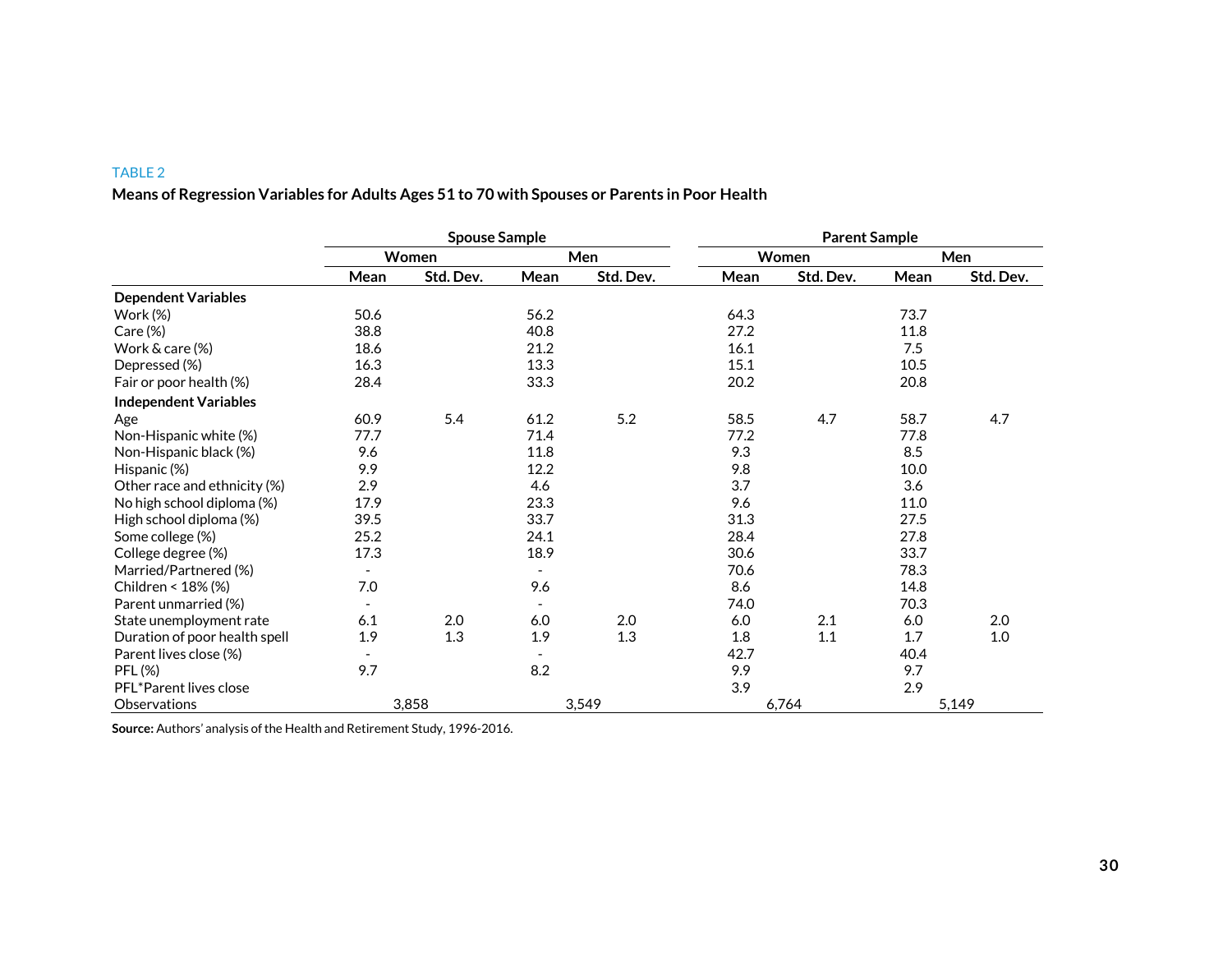TABLE 2

**Means of Regression Variables for Adults Ages 51 to 70 with Spouses or Parents in Poor Health**

| | Spouse Sample | | | | Parent Sample | | | |
|---|---|---|---|---|---|---|---|---|
| | Women | | Men | | Women | | Men | |
| | Mean | Std. Dev. | Mean | Std. Dev. | Mean | Std. Dev. | Mean | Std. Dev. |
| **Dependent Variables** | | | | | | | | |
| Work (%) | 50.6 | | 56.2 | | 64.3 | | 73.7 | |
| Care (%) | 38.8 | | 40.8 | | 27.2 | | 11.8 | |
| Work & care (%) | 18.6 | | 21.2 | | 16.1 | | 7.5 | |
| Depressed (%) | 16.3 | | 13.3 | | 15.1 | | 10.5 | |
| Fair or poor health (%) | 28.4 | | 33.3 | | 20.2 | | 20.8 | |
| **Independent Variables** | | | | | | | | |
| Age | 60.9 | 5.4 | 61.2 | 5.2 | 58.5 | 4.7 | 58.7 | 4.7 |
| Non-Hispanic white (%) | 77.7 | | 71.4 | | 77.2 | | 77.8 | |
| Non-Hispanic black (%) | 9.6 | | 11.8 | | 9.3 | | 8.5 | |
| Hispanic (%) | 9.9 | | 12.2 | | 9.8 | | 10.0 | |
| Other race and ethnicity (%) | 2.9 | | 4.6 | | 3.7 | | 3.6 | |
| No high school diploma (%) | 17.9 | | 23.3 | | 9.6 | | 11.0 | |
| High school diploma (%) | 39.5 | | 33.7 | | 31.3 | | 27.5 | |
| Some college (%) | 25.2 | | 24.1 | | 28.4 | | 27.8 | |
| College degree (%) | 17.3 | | 18.9 | | 30.6 | | 33.7 | |
| Married/Partnered (%) | - | | - | | 70.6 | | 78.3 | |
| Children < 18% (%) | 7.0 | | 9.6 | | 8.6 | | 14.8 | |
| Parent unmarried (%) | - | | - | | 74.0 | | 70.3 | |
| State unemployment rate | 6.1 | 2.0 | 6.0 | 2.0 | 6.0 | 2.1 | 6.0 | 2.0 |
| Duration of poor health spell | 1.9 | 1.3 | 1.9 | 1.3 | 1.8 | 1.1 | 1.7 | 1.0 |
| Parent lives close (%) | - | | - | | 42.7 | | 40.4 | |
| PFL (%) | 9.7 | | 8.2 | | 9.9 | | 9.7 | |
| PFL*Parent lives close | | | | | 3.9 | | 2.9 | |
| Observations | 3,858 | | 3,549 | | 6,764 | | 5,149 | |

**Source:** Authors' analysis of the Health and Retirement Study, 1996-2016.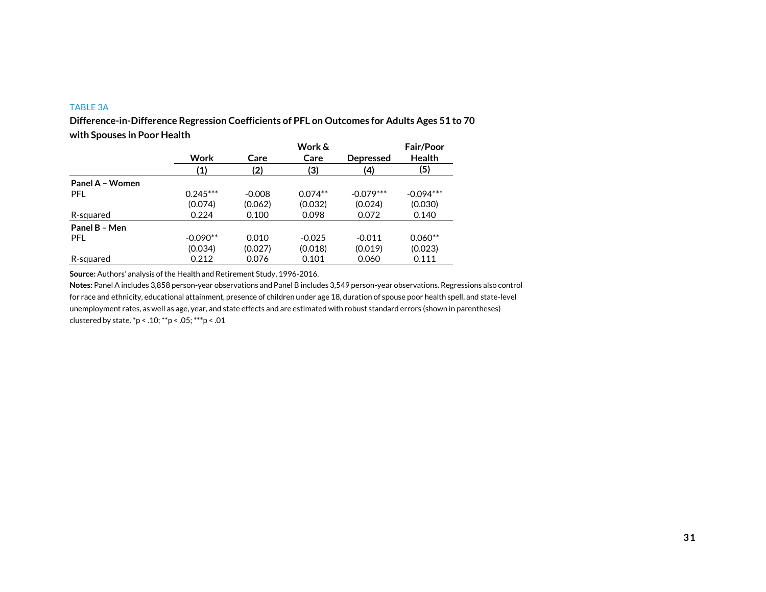TABLE 3A

**Difference-in-Difference Regression Coefficients of PFL on Outcomes for Adults Ages 51 to 70 with Spouses in Poor Health**

| | Work<br>(1) | Care<br>(2) | Work & Care<br>(3) | Depressed<br>(4) | Fair/Poor Health<br>(5) |
|---|---|---|---|---|---|
| **Panel A – Women** | | | | | |
| PFL | 0.245*** | -0.008 | 0.074** | -0.079*** | -0.094*** |
| | (0.074) | (0.062) | (0.032) | (0.024) | (0.030) |
| R-squared | 0.224 | 0.100 | 0.098 | 0.072 | 0.140 |
| **Panel B – Men** | | | | | |
| PFL | -0.090** | 0.010 | -0.025 | -0.011 | 0.060** |
| | (0.034) | (0.027) | (0.018) | (0.019) | (0.023) |
| R-squared | 0.212 | 0.076 | 0.101 | 0.060 | 0.111 |

**Source:** Authors' analysis of the Health and Retirement Study, 1996-2016.

**Notes:** Panel A includes 3,858 person-year observations and Panel B includes 3,549 person-year observations. Regressions also control for race and ethnicity, educational attainment, presence of children under age 18, duration of spouse poor health spell, and state-level unemployment rates, as well as age, year, and state effects and are estimated with robust standard errors (shown in parentheses) clustered by state. *p < .10; **p < .05; ***p < .01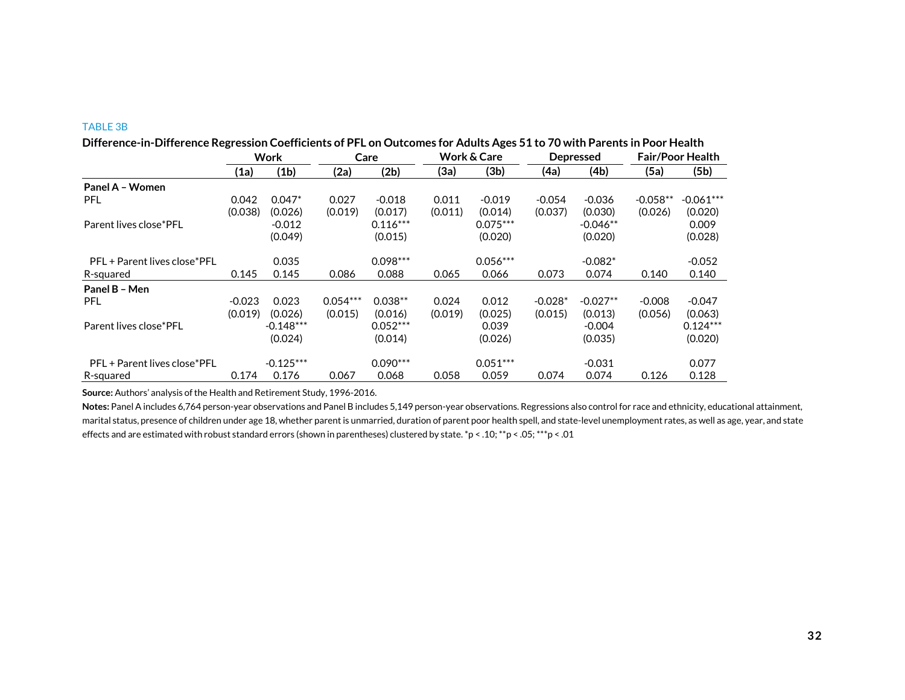TABLE 3B

**Difference-in-Difference Regression Coefficients of PFL on Outcomes for Adults Ages 51 to 70 with Parents in Poor Health**

| | Work | | Care | | Work & Care | | Depressed | | Fair/Poor Health | |
|---|---|---|---|---|---|---|---|---|---|---|
| | **(1a)** | **(1b)** | **(2a)** | **(2b)** | **(3a)** | **(3b)** | **(4a)** | **(4b)** | **(5a)** | **(5b)** |
| **Panel A – Women** | | | | | | | | | | |
| PFL | 0.042 | 0.047* | 0.027 | -0.018 | 0.011 | -0.019 | -0.054 | -0.036 | -0.058** | -0.061*** |
| | (0.038) | (0.026) | (0.019) | (0.017) | (0.011) | (0.014) | (0.037) | (0.030) | (0.026) | (0.020) |
| Parent lives close*PFL | | -0.012 | | 0.116*** | | 0.075*** | | -0.046** | | 0.009 |
| | | (0.049) | | (0.015) | | (0.020) | | (0.020) | | (0.028) |
| PFL + Parent lives close*PFL | | 0.035 | | 0.098*** | | 0.056*** | | -0.082* | | -0.052 |
| R-squared | 0.145 | 0.145 | 0.086 | 0.088 | 0.065 | 0.066 | 0.073 | 0.074 | 0.140 | 0.140 |
| **Panel B – Men** | | | | | | | | | | |
| PFL | -0.023 | 0.023 | 0.054*** | 0.038** | 0.024 | 0.012 | -0.028* | -0.027** | -0.008 | -0.047 |
| | (0.019) | (0.026) | (0.015) | (0.016) | (0.019) | (0.025) | (0.015) | (0.013) | (0.056) | (0.063) |
| Parent lives close*PFL | | -0.148*** | | 0.052*** | | 0.039 | | -0.004 | | 0.124*** |
| | | (0.024) | | (0.014) | | (0.026) | | (0.035) | | (0.020) |
| PFL + Parent lives close*PFL | | -0.125*** | | 0.090*** | | 0.051*** | | -0.031 | | 0.077 |
| R-squared | 0.174 | 0.176 | 0.067 | 0.068 | 0.058 | 0.059 | 0.074 | 0.074 | 0.126 | 0.128 |

**Source:** Authors' analysis of the Health and Retirement Study, 1996-2016.

**Notes:** Panel A includes 6,764 person-year observations and Panel B includes 5,149 person-year observations. Regressions also control for race and ethnicity, educational attainment, marital status, presence of children under age 18, whether parent is unmarried, duration of parent poor health spell, and state-level unemployment rates, as well as age, year, and state effects and are estimated with robust standard errors (shown in parentheses) clustered by state. *p < .10; **p < .05; ***p < .01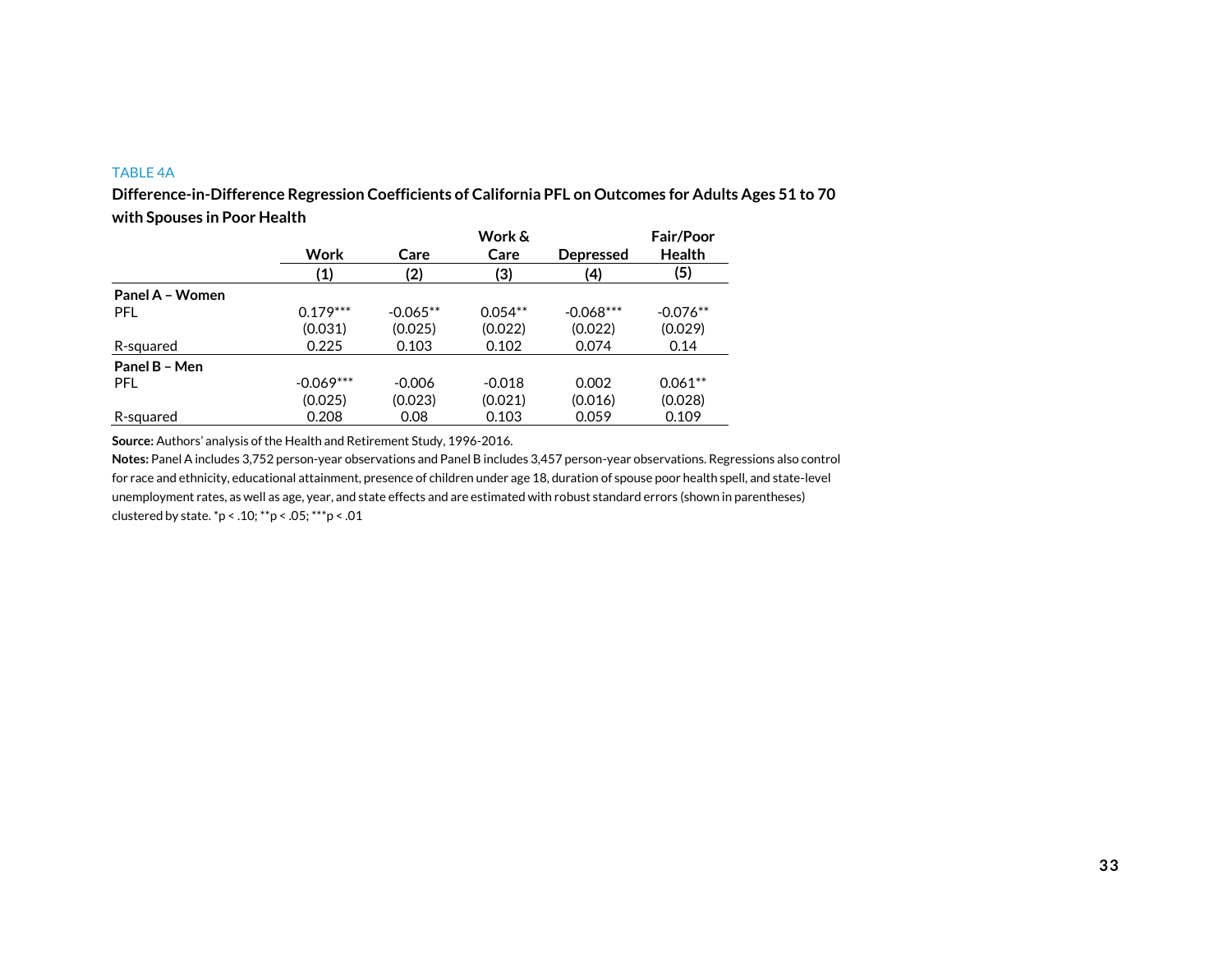TABLE 4A

**Difference-in-Difference Regression Coefficients of California PFL on Outcomes for Adults Ages 51 to 70 with Spouses in Poor Health**

| | Work | Care | Work & Care | Depressed | Fair/Poor Health |
|---|---|---|---|---|---|
| | (1) | (2) | (3) | (4) | (5) |
| **Panel A – Women** | | | | | |
| PFL | 0.179*** | -0.065** | 0.054** | -0.068*** | -0.076** |
| | (0.031) | (0.025) | (0.022) | (0.022) | (0.029) |
| R-squared | 0.225 | 0.103 | 0.102 | 0.074 | 0.14 |
| **Panel B – Men** | | | | | |
| PFL | -0.069*** | -0.006 | -0.018 | 0.002 | 0.061** |
| | (0.025) | (0.023) | (0.021) | (0.016) | (0.028) |
| R-squared | 0.208 | 0.08 | 0.103 | 0.059 | 0.109 |

**Source:** Authors' analysis of the Health and Retirement Study, 1996-2016.

**Notes:** Panel A includes 3,752 person-year observations and Panel B includes 3,457 person-year observations. Regressions also control for race and ethnicity, educational attainment, presence of children under age 18, duration of spouse poor health spell, and state-level unemployment rates, as well as age, year, and state effects and are estimated with robust standard errors (shown in parentheses) clustered by state. *p < .10; **p < .05; ***p < .01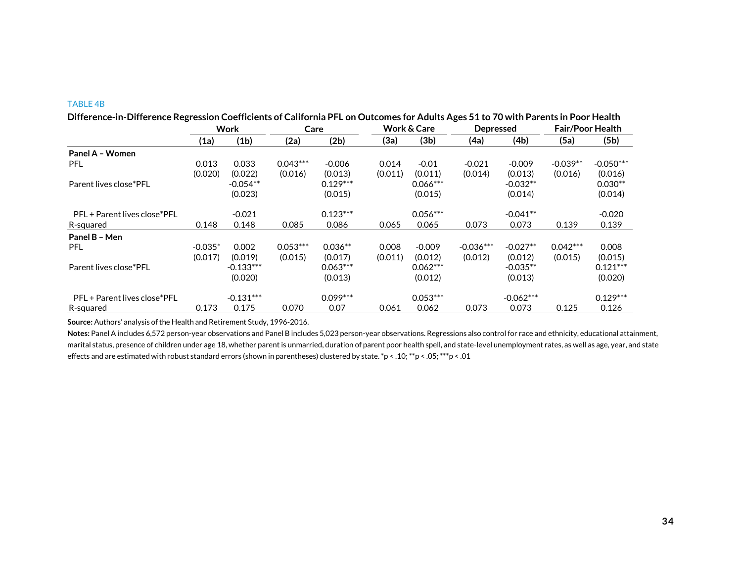TABLE 4B

**Difference-in-Difference Regression Coefficients of California PFL on Outcomes for Adults Ages 51 to 70 with Parents in Poor Health**

| | Work | | Care | | Work & Care | | Depressed | | Fair/Poor Health | |
|---|---|---|---|---|---|---|---|---|---|---|
| | (1a) | (1b) | (2a) | (2b) | (3a) | (3b) | (4a) | (4b) | (5a) | (5b) |
| **Panel A – Women** | | | | | | | | | | |
| PFL | 0.013 | 0.033 | 0.043*** | -0.006 | 0.014 | -0.01 | -0.021 | -0.009 | -0.039** | -0.050*** |
| | (0.020) | (0.022) | (0.016) | (0.013) | (0.011) | (0.011) | (0.014) | (0.013) | (0.016) | (0.016) |
| Parent lives close*PFL | | -0.054** | | 0.129*** | | 0.066*** | | -0.032** | | 0.030** |
| | | (0.023) | | (0.015) | | (0.015) | | (0.014) | | (0.014) |
| PFL + Parent lives close*PFL | | -0.021 | | 0.123*** | | 0.056*** | | -0.041** | | -0.020 |
| R-squared | 0.148 | 0.148 | 0.085 | 0.086 | 0.065 | 0.065 | 0.073 | 0.073 | 0.139 | 0.139 |
| **Panel B – Men** | | | | | | | | | | |
| PFL | -0.035* | 0.002 | 0.053*** | 0.036** | 0.008 | -0.009 | -0.036*** | -0.027** | 0.042*** | 0.008 |
| | (0.017) | (0.019) | (0.015) | (0.017) | (0.011) | (0.012) | (0.012) | (0.012) | (0.015) | (0.015) |
| Parent lives close*PFL | | -0.133*** | | 0.063*** | | 0.062*** | | -0.035** | | 0.121*** |
| | | (0.020) | | (0.013) | | (0.012) | | (0.013) | | (0.020) |
| PFL + Parent lives close*PFL | | -0.131*** | | 0.099*** | | 0.053*** | | -0.062*** | | 0.129*** |
| R-squared | 0.173 | 0.175 | 0.070 | 0.07 | 0.061 | 0.062 | 0.073 | 0.073 | 0.125 | 0.126 |

**Source:** Authors' analysis of the Health and Retirement Study, 1996-2016.

**Notes:** Panel A includes 6,572 person-year observations and Panel B includes 5,023 person-year observations. Regressions also control for race and ethnicity, educational attainment, marital status, presence of children under age 18, whether parent is unmarried, duration of parent poor health spell, and state-level unemployment rates, as well as age, year, and state effects and are estimated with robust standard errors (shown in parentheses) clustered by state. *p < .10; **p < .05; ***p < .01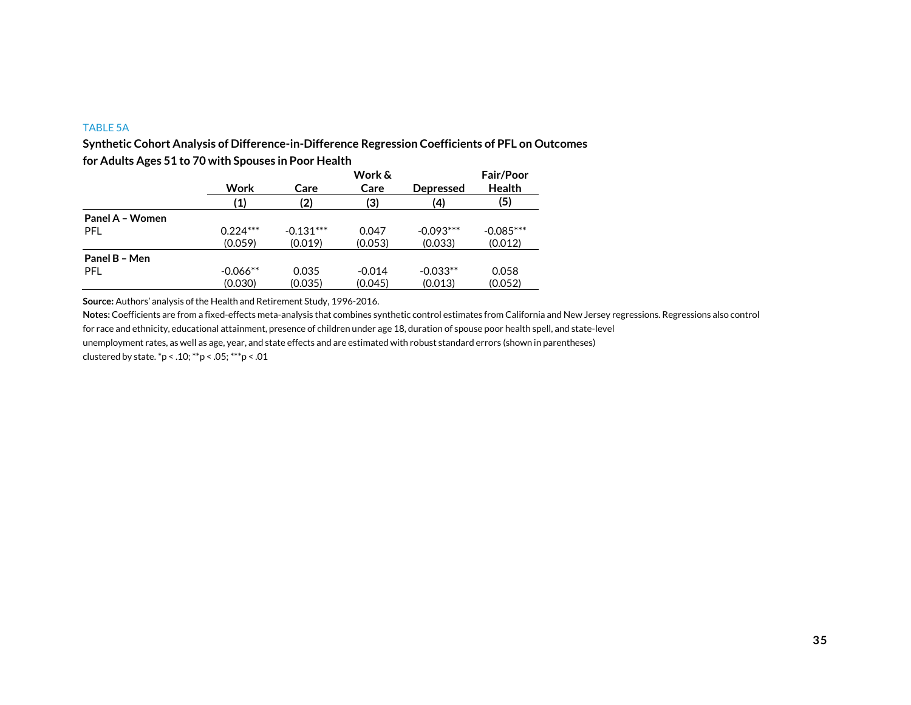TABLE 5A

**Synthetic Cohort Analysis of Difference-in-Difference Regression Coefficients of PFL on Outcomes for Adults Ages 51 to 70 with Spouses in Poor Health**

| | Work | Care | Work & Care | Depressed | Fair/Poor Health |
|---|---|---|---|---|---|
| | **(1)** | **(2)** | **(3)** | **(4)** | **(5)** |
| **Panel A – Women** | | | | | |
| PFL | 0.224*** | -0.131*** | 0.047 | -0.093*** | -0.085*** |
| | (0.059) | (0.019) | (0.053) | (0.033) | (0.012) |
| **Panel B – Men** | | | | | |
| PFL | -0.066** | 0.035 | -0.014 | -0.033** | 0.058 |
| | (0.030) | (0.035) | (0.045) | (0.013) | (0.052) |

**Source:** Authors' analysis of the Health and Retirement Study, 1996-2016.

**Notes:** Coefficients are from a fixed-effects meta-analysis that combines synthetic control estimates from California and New Jersey regressions. Regressions also control for race and ethnicity, educational attainment, presence of children under age 18, duration of spouse poor health spell, and state-level unemployment rates, as well as age, year, and state effects and are estimated with robust standard errors (shown in parentheses) clustered by state. *p < .10; **p < .05; ***p < .01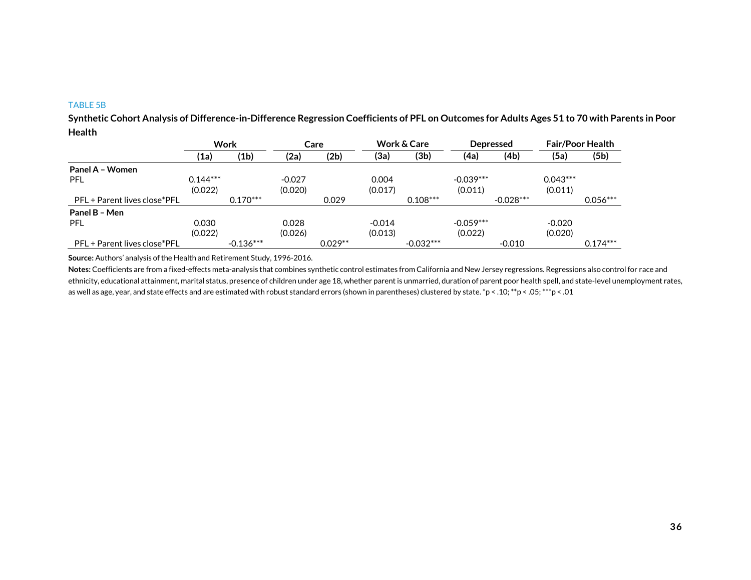TABLE 5B

**Synthetic Cohort Analysis of Difference-in-Difference Regression Coefficients of PFL on Outcomes for Adults Ages 51 to 70 with Parents in Poor Health**

| | Work | | Care | | Work & Care | | Depressed | | Fair/Poor Health | |
|---|---|---|---|---|---|---|---|---|---|---|
| | (1a) | (1b) | (2a) | (2b) | (3a) | (3b) | (4a) | (4b) | (5a) | (5b) |
| **Panel A – Women** | | | | | | | | | | |
| PFL | 0.144*** | | -0.027 | | 0.004 | | -0.039*** | | 0.043*** | |
| | (0.022) | | (0.020) | | (0.017) | | (0.011) | | (0.011) | |
| PFL + Parent lives close*PFL | | 0.170*** | | 0.029 | | 0.108*** | | -0.028*** | | 0.056*** |
| **Panel B – Men** | | | | | | | | | | |
| PFL | 0.030 | | 0.028 | | -0.014 | | -0.059*** | | -0.020 | |
| | (0.022) | | (0.026) | | (0.013) | | (0.022) | | (0.020) | |
| PFL + Parent lives close*PFL | | -0.136*** | | 0.029** | | -0.032*** | | -0.010 | | 0.174*** |

**Source:** Authors' analysis of the Health and Retirement Study, 1996-2016.

**Notes:** Coefficients are from a fixed-effects meta-analysis that combines synthetic control estimates from California and New Jersey regressions. Regressions also control for race and ethnicity, educational attainment, marital status, presence of children under age 18, whether parent is unmarried, duration of parent poor health spell, and state-level unemployment rates, as well as age, year, and state effects and are estimated with robust standard errors (shown in parentheses) clustered by state. *p < .10; **p < .05; ***p < .01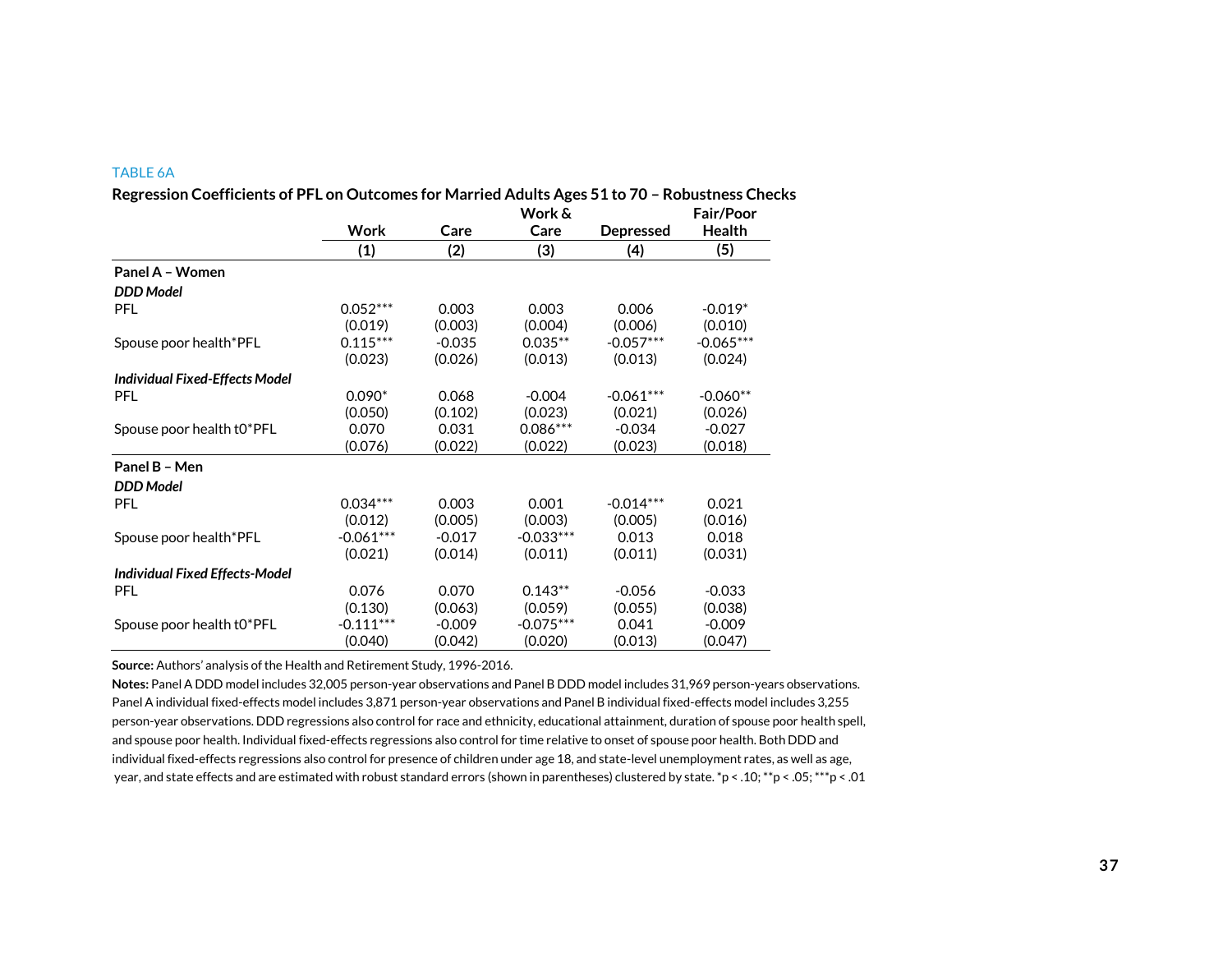TABLE 6A

**Regression Coefficients of PFL on Outcomes for Married Adults Ages 51 to 70 – Robustness Checks**

| | Work | Care | Work & Care | Depressed | Fair/Poor Health |
|---|---|---|---|---|---|
| | (1) | (2) | (3) | (4) | (5) |
| **Panel A – Women** | | | | | |
| ***DDD Model*** | | | | | |
| PFL | 0.052*** | 0.003 | 0.003 | 0.006 | -0.019* |
| | (0.019) | (0.003) | (0.004) | (0.006) | (0.010) |
| Spouse poor health*PFL | 0.115*** | -0.035 | 0.035** | -0.057*** | -0.065*** |
| | (0.023) | (0.026) | (0.013) | (0.013) | (0.024) |
| ***Individual Fixed-Effects Model*** | | | | | |
| PFL | 0.090* | 0.068 | -0.004 | -0.061*** | -0.060** |
| | (0.050) | (0.102) | (0.023) | (0.021) | (0.026) |
| Spouse poor health t0*PFL | 0.070 | 0.031 | 0.086*** | -0.034 | -0.027 |
| | (0.076) | (0.022) | (0.022) | (0.023) | (0.018) |
| **Panel B – Men** | | | | | |
| ***DDD Model*** | | | | | |
| PFL | 0.034*** | 0.003 | 0.001 | -0.014*** | 0.021 |
| | (0.012) | (0.005) | (0.003) | (0.005) | (0.016) |
| Spouse poor health*PFL | -0.061*** | -0.017 | -0.033*** | 0.013 | 0.018 |
| | (0.021) | (0.014) | (0.011) | (0.011) | (0.031) |
| ***Individual Fixed Effects-Model*** | | | | | |
| PFL | 0.076 | 0.070 | 0.143** | -0.056 | -0.033 |
| | (0.130) | (0.063) | (0.059) | (0.055) | (0.038) |
| Spouse poor health t0*PFL | -0.111*** | -0.009 | -0.075*** | 0.041 | -0.009 |
| | (0.040) | (0.042) | (0.020) | (0.013) | (0.047) |

**Source:** Authors' analysis of the Health and Retirement Study, 1996-2016.

**Notes:** Panel A DDD model includes 32,005 person-year observations and Panel B DDD model includes 31,969 person-years observations. Panel A individual fixed-effects model includes 3,871 person-year observations and Panel B individual fixed-effects model includes 3,255 person-year observations. DDD regressions also control for race and ethnicity, educational attainment, duration of spouse poor health spell, and spouse poor health. Individual fixed-effects regressions also control for time relative to onset of spouse poor health. Both DDD and individual fixed-effects regressions also control for presence of children under age 18, and state-level unemployment rates, as well as age, year, and state effects and are estimated with robust standard errors (shown in parentheses) clustered by state. *p < .10; **p < .05; ***p < .01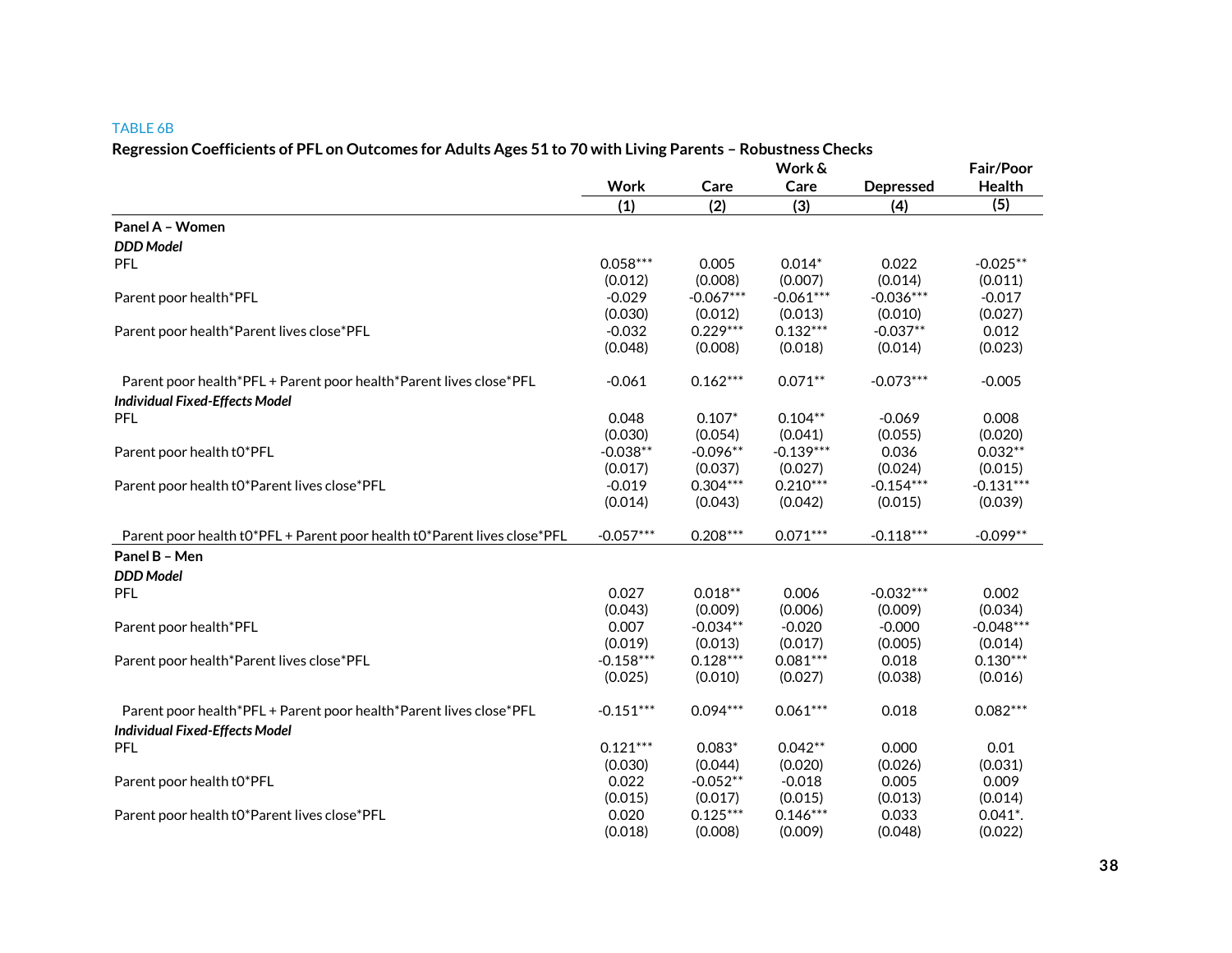TABLE 6B

**Regression Coefficients of PFL on Outcomes for Adults Ages 51 to 70 with Living Parents – Robustness Checks**

| | Work | Care | Work & Care | Depressed | Fair/Poor Health |
|---|---|---|---|---|---|
| | (1) | (2) | (3) | (4) | (5) |
| **Panel A – Women** | | | | | |
| ***DDD Model*** | | | | | |
| PFL | 0.058*** | 0.005 | 0.014* | 0.022 | -0.025** |
| | (0.012) | (0.008) | (0.007) | (0.014) | (0.011) |
| Parent poor health*PFL | -0.029 | -0.067*** | -0.061*** | -0.036*** | -0.017 |
| | (0.030) | (0.012) | (0.013) | (0.010) | (0.027) |
| Parent poor health*Parent lives close*PFL | -0.032 | 0.229*** | 0.132*** | -0.037** | 0.012 |
| | (0.048) | (0.008) | (0.018) | (0.014) | (0.023) |
| Parent poor health*PFL + Parent poor health*Parent lives close*PFL | -0.061 | 0.162*** | 0.071** | -0.073*** | -0.005 |
| ***Individual Fixed-Effects Model*** | | | | | |
| PFL | 0.048 | 0.107* | 0.104** | -0.069 | 0.008 |
| | (0.030) | (0.054) | (0.041) | (0.055) | (0.020) |
| Parent poor health t0*PFL | -0.038** | -0.096** | -0.139*** | 0.036 | 0.032** |
| | (0.017) | (0.037) | (0.027) | (0.024) | (0.015) |
| Parent poor health t0*Parent lives close*PFL | -0.019 | 0.304*** | 0.210*** | -0.154*** | -0.131*** |
| | (0.014) | (0.043) | (0.042) | (0.015) | (0.039) |
| Parent poor health t0*PFL + Parent poor health t0*Parent lives close*PFL | -0.057*** | 0.208*** | 0.071*** | -0.118*** | -0.099** |
| **Panel B – Men** | | | | | |
| ***DDD Model*** | | | | | |
| PFL | 0.027 | 0.018** | 0.006 | -0.032*** | 0.002 |
| | (0.043) | (0.009) | (0.006) | (0.009) | (0.034) |
| Parent poor health*PFL | 0.007 | -0.034** | -0.020 | -0.000 | -0.048*** |
| | (0.019) | (0.013) | (0.017) | (0.005) | (0.014) |
| Parent poor health*Parent lives close*PFL | -0.158*** | 0.128*** | 0.081*** | 0.018 | 0.130*** |
| | (0.025) | (0.010) | (0.027) | (0.038) | (0.016) |
| Parent poor health*PFL + Parent poor health*Parent lives close*PFL | -0.151*** | 0.094*** | 0.061*** | 0.018 | 0.082*** |
| ***Individual Fixed-Effects Model*** | | | | | |
| PFL | 0.121*** | 0.083* | 0.042** | 0.000 | 0.01 |
| | (0.030) | (0.044) | (0.020) | (0.026) | (0.031) |
| Parent poor health t0*PFL | 0.022 | -0.052** | -0.018 | 0.005 | 0.009 |
| | (0.015) | (0.017) | (0.015) | (0.013) | (0.014) |
| Parent poor health t0*Parent lives close*PFL | 0.020 | 0.125*** | 0.146*** | 0.033 | 0.041*. |
| | (0.018) | (0.008) | (0.009) | (0.048) | (0.022) |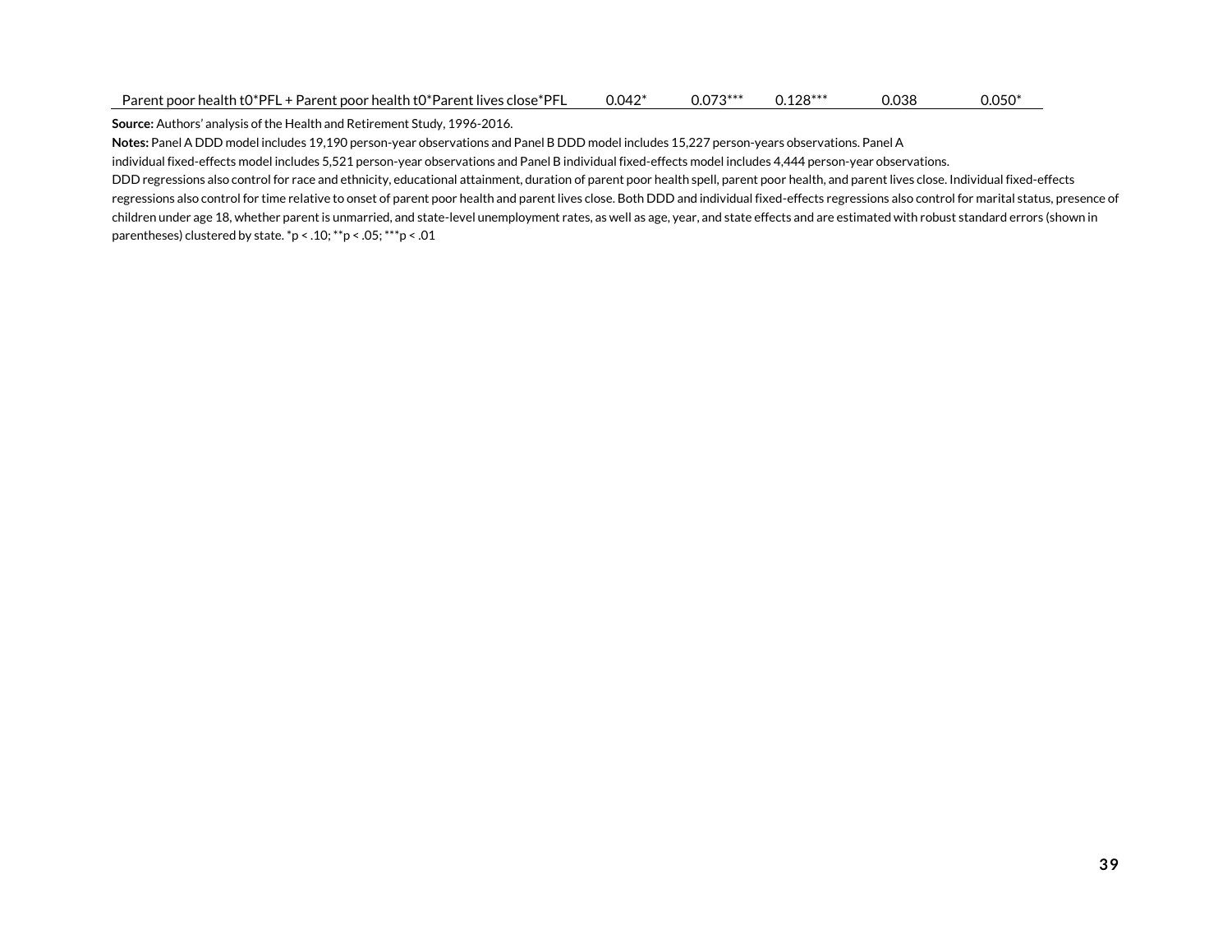| Parent poor health t0*PFL + Parent poor health t0*Parent lives close*PFL | 0.042* | 0.073*** | 0.128*** | 0.038 | 0.050* |
|---|---|---|---|---|---|

**Source:** Authors' analysis of the Health and Retirement Study, 1996-2016.

**Notes:** Panel A DDD model includes 19,190 person-year observations and Panel B DDD model includes 15,227 person-years observations. Panel A individual fixed-effects model includes 5,521 person-year observations and Panel B individual fixed-effects model includes 4,444 person-year observations.

DDD regressions also control for race and ethnicity, educational attainment, duration of parent poor health spell, parent poor health, and parent lives close. Individual fixed-effects regressions also control for time relative to onset of parent poor health and parent lives close. Both DDD and individual fixed-effects regressions also control for marital status, presence of children under age 18, whether parent is unmarried, and state-level unemployment rates, as well as age, year, and state effects and are estimated with robust standard errors (shown in parentheses) clustered by state. *p < .10; **p < .05; ***p < .01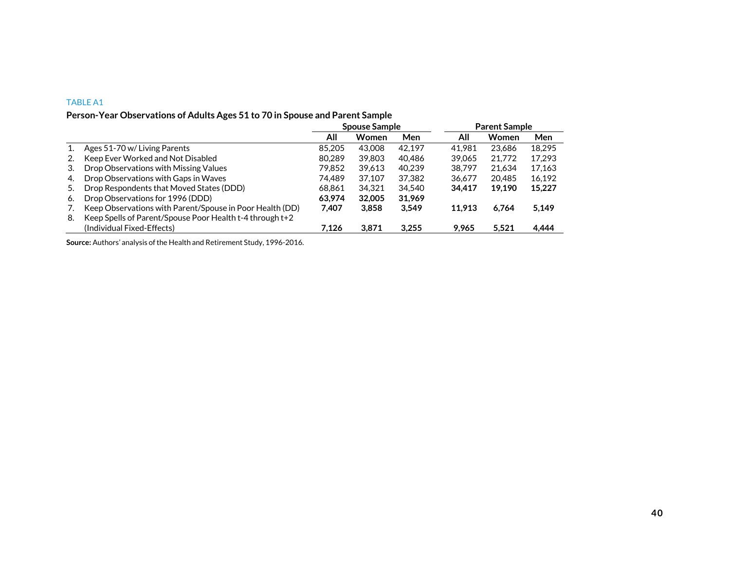TABLE A1

**Person-Year Observations of Adults Ages 51 to 70 in Spouse and Parent Sample**

| | | Spouse Sample | | | Parent Sample | | |
|---|---|---|---|---|---|---|---|
| | | All | Women | Men | All | Women | Men |
| 1. | Ages 51-70 w/ Living Parents | 85,205 | 43,008 | 42,197 | 41,981 | 23,686 | 18,295 |
| 2. | Keep Ever Worked and Not Disabled | 80,289 | 39,803 | 40,486 | 39,065 | 21,772 | 17,293 |
| 3. | Drop Observations with Missing Values | 79,852 | 39,613 | 40,239 | 38,797 | 21,634 | 17,163 |
| 4. | Drop Observations with Gaps in Waves | 74,489 | 37,107 | 37,382 | 36,677 | 20,485 | 16,192 |
| 5. | Drop Respondents that Moved States (DDD) | 68,861 | 34,321 | 34,540 | **34,417** | **19,190** | **15,227** |
| 6. | Drop Observations for 1996 (DDD) | **63,974** | **32,005** | **31,969** | | | |
| 7. | Keep Observations with Parent/Spouse in Poor Health (DD) | **7,407** | **3,858** | **3,549** | **11,913** | **6,764** | **5,149** |
| 8. | Keep Spells of Parent/Spouse Poor Health t-4 through t+2 (Individual Fixed-Effects) | **7,126** | **3,871** | **3,255** | **9,965** | **5,521** | **4,444** |

**Source:** Authors' analysis of the Health and Retirement Study, 1996-2016.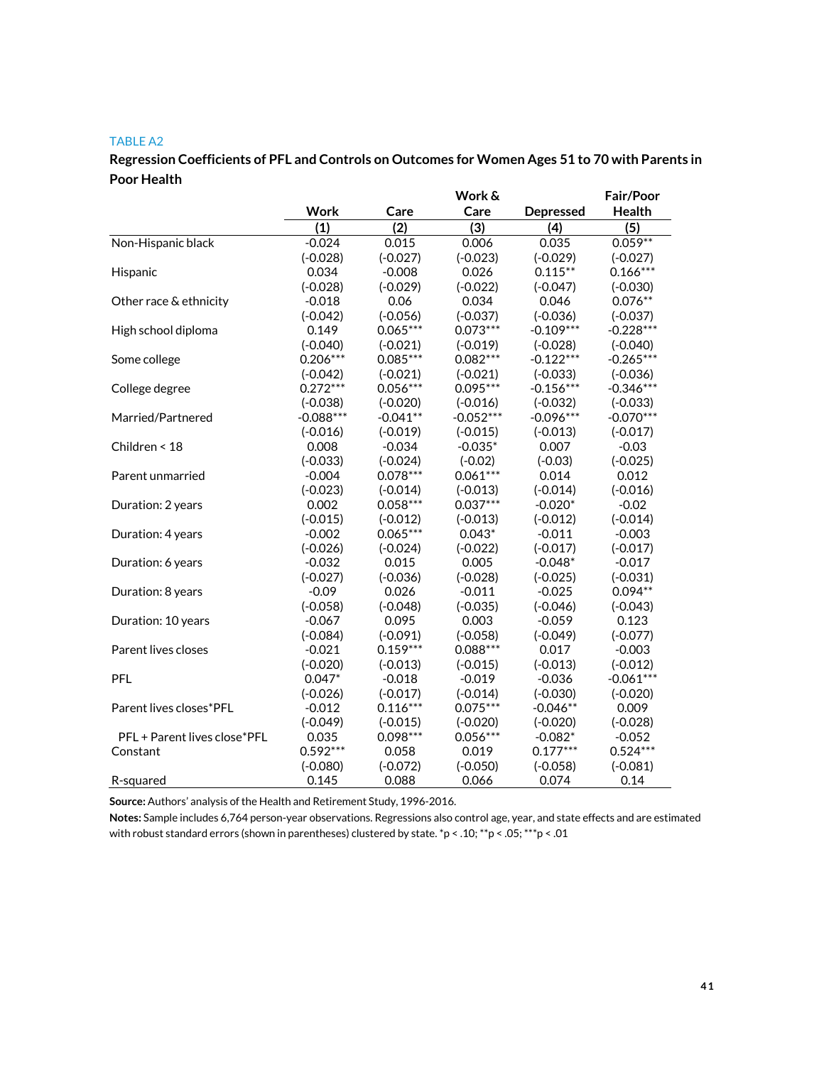TABLE A2

**Regression Coefficients of PFL and Controls on Outcomes for Women Ages 51 to 70 with Parents in Poor Health**

| | Work | Care | Work & Care | Depressed | Fair/Poor Health |
|---|---|---|---|---|---|
| | (1) | (2) | (3) | (4) | (5) |
| Non-Hispanic black | -0.024 | 0.015 | 0.006 | 0.035 | 0.059** |
| | (-0.028) | (-0.027) | (-0.023) | (-0.029) | (-0.027) |
| Hispanic | 0.034 | -0.008 | 0.026 | 0.115** | 0.166*** |
| | (-0.028) | (-0.029) | (-0.022) | (-0.047) | (-0.030) |
| Other race & ethnicity | -0.018 | 0.06 | 0.034 | 0.046 | 0.076** |
| | (-0.042) | (-0.056) | (-0.037) | (-0.036) | (-0.037) |
| High school diploma | 0.149 | 0.065*** | 0.073*** | -0.109*** | -0.228*** |
| | (-0.040) | (-0.021) | (-0.019) | (-0.028) | (-0.040) |
| Some college | 0.206*** | 0.085*** | 0.082*** | -0.122*** | -0.265*** |
| | (-0.042) | (-0.021) | (-0.021) | (-0.033) | (-0.036) |
| College degree | 0.272*** | 0.056*** | 0.095*** | -0.156*** | -0.346*** |
| | (-0.038) | (-0.020) | (-0.016) | (-0.032) | (-0.033) |
| Married/Partnered | -0.088*** | -0.041** | -0.052*** | -0.096*** | -0.070*** |
| | (-0.016) | (-0.019) | (-0.015) | (-0.013) | (-0.017) |
| Children < 18 | 0.008 | -0.034 | -0.035* | 0.007 | -0.03 |
| | (-0.033) | (-0.024) | (-0.02) | (-0.03) | (-0.025) |
| Parent unmarried | -0.004 | 0.078*** | 0.061*** | 0.014 | 0.012 |
| | (-0.023) | (-0.014) | (-0.013) | (-0.014) | (-0.016) |
| Duration: 2 years | 0.002 | 0.058*** | 0.037*** | -0.020* | -0.02 |
| | (-0.015) | (-0.012) | (-0.013) | (-0.012) | (-0.014) |
| Duration: 4 years | -0.002 | 0.065*** | 0.043* | -0.011 | -0.003 |
| | (-0.026) | (-0.024) | (-0.022) | (-0.017) | (-0.017) |
| Duration: 6 years | -0.032 | 0.015 | 0.005 | -0.048* | -0.017 |
| | (-0.027) | (-0.036) | (-0.028) | (-0.025) | (-0.031) |
| Duration: 8 years | -0.09 | 0.026 | -0.011 | -0.025 | 0.094** |
| | (-0.058) | (-0.048) | (-0.035) | (-0.046) | (-0.043) |
| Duration: 10 years | -0.067 | 0.095 | 0.003 | -0.059 | 0.123 |
| | (-0.084) | (-0.091) | (-0.058) | (-0.049) | (-0.077) |
| Parent lives closes | -0.021 | 0.159*** | 0.088*** | 0.017 | -0.003 |
| | (-0.020) | (-0.013) | (-0.015) | (-0.013) | (-0.012) |
| PFL | 0.047* | -0.018 | -0.019 | -0.036 | -0.061*** |
| | (-0.026) | (-0.017) | (-0.014) | (-0.030) | (-0.020) |
| Parent lives closes*PFL | -0.012 | 0.116*** | 0.075*** | -0.046** | 0.009 |
| | (-0.049) | (-0.015) | (-0.020) | (-0.020) | (-0.028) |
| PFL + Parent lives close*PFL | 0.035 | 0.098*** | 0.056*** | -0.082* | -0.052 |
| Constant | 0.592*** | 0.058 | 0.019 | 0.177*** | 0.524*** |
| | (-0.080) | (-0.072) | (-0.050) | (-0.058) | (-0.081) |
| R-squared | 0.145 | 0.088 | 0.066 | 0.074 | 0.14 |

**Source:** Authors' analysis of the Health and Retirement Study, 1996-2016.

**Notes:** Sample includes 6,764 person-year observations. Regressions also control age, year, and state effects and are estimated with robust standard errors (shown in parentheses) clustered by state. *p < .10; **p < .05; ***p < .01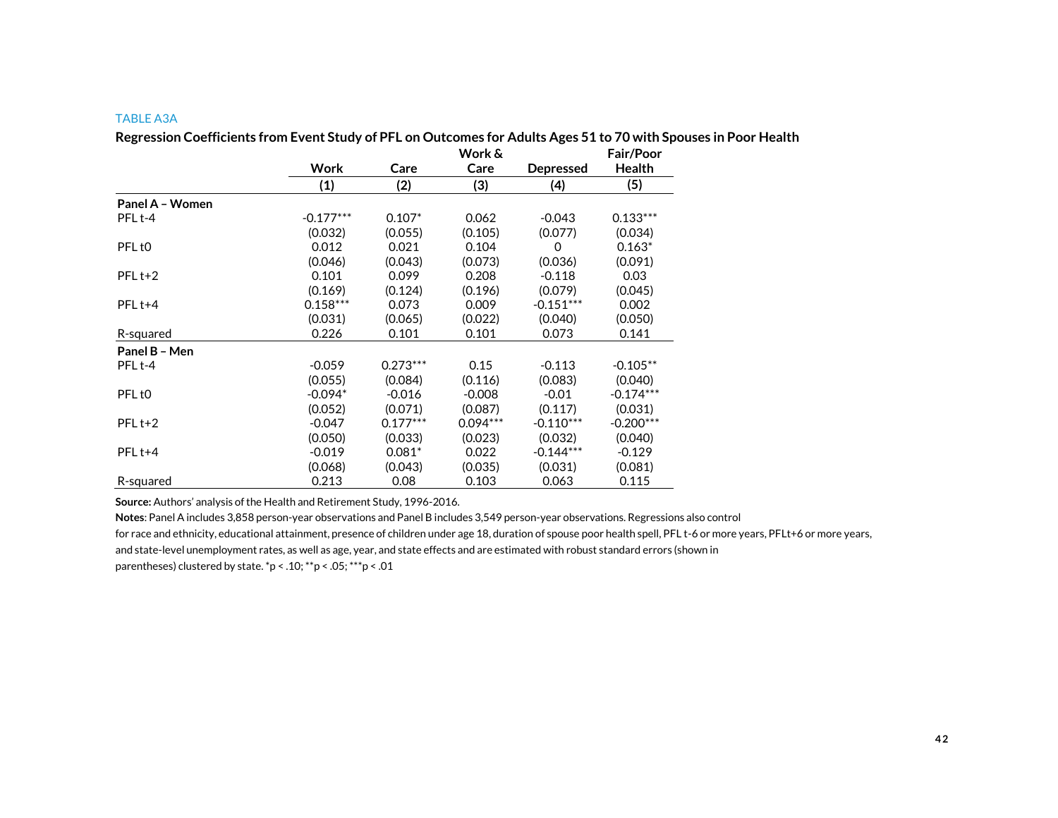TABLE A3A

**Regression Coefficients from Event Study of PFL on Outcomes for Adults Ages 51 to 70 with Spouses in Poor Health**

| | Work | Care | Work & Care | Depressed | Fair/Poor Health |
|---|---|---|---|---|---|
| | (1) | (2) | (3) | (4) | (5) |
| **Panel A – Women** | | | | | |
| PFL t-4 | -0.177*** | 0.107* | 0.062 | -0.043 | 0.133*** |
| | (0.032) | (0.055) | (0.105) | (0.077) | (0.034) |
| PFL t0 | 0.012 | 0.021 | 0.104 | 0 | 0.163* |
| | (0.046) | (0.043) | (0.073) | (0.036) | (0.091) |
| PFL t+2 | 0.101 | 0.099 | 0.208 | -0.118 | 0.03 |
| | (0.169) | (0.124) | (0.196) | (0.079) | (0.045) |
| PFL t+4 | 0.158*** | 0.073 | 0.009 | -0.151*** | 0.002 |
| | (0.031) | (0.065) | (0.022) | (0.040) | (0.050) |
| R-squared | 0.226 | 0.101 | 0.101 | 0.073 | 0.141 |
| **Panel B – Men** | | | | | |
| PFL t-4 | -0.059 | 0.273*** | 0.15 | -0.113 | -0.105** |
| | (0.055) | (0.084) | (0.116) | (0.083) | (0.040) |
| PFL t0 | -0.094* | -0.016 | -0.008 | -0.01 | -0.174*** |
| | (0.052) | (0.071) | (0.087) | (0.117) | (0.031) |
| PFL t+2 | -0.047 | 0.177*** | 0.094*** | -0.110*** | -0.200*** |
| | (0.050) | (0.033) | (0.023) | (0.032) | (0.040) |
| PFL t+4 | -0.019 | 0.081* | 0.022 | -0.144*** | -0.129 |
| | (0.068) | (0.043) | (0.035) | (0.031) | (0.081) |
| R-squared | 0.213 | 0.08 | 0.103 | 0.063 | 0.115 |

**Source:** Authors' analysis of the Health and Retirement Study, 1996-2016.

**Notes**: Panel A includes 3,858 person-year observations and Panel B includes 3,549 person-year observations. Regressions also control for race and ethnicity, educational attainment, presence of children under age 18, duration of spouse poor health spell, PFL t-6 or more years, PFLt+6 or more years, and state-level unemployment rates, as well as age, year, and state effects and are estimated with robust standard errors (shown in parentheses) clustered by state. *p < .10; **p < .05; ***p < .01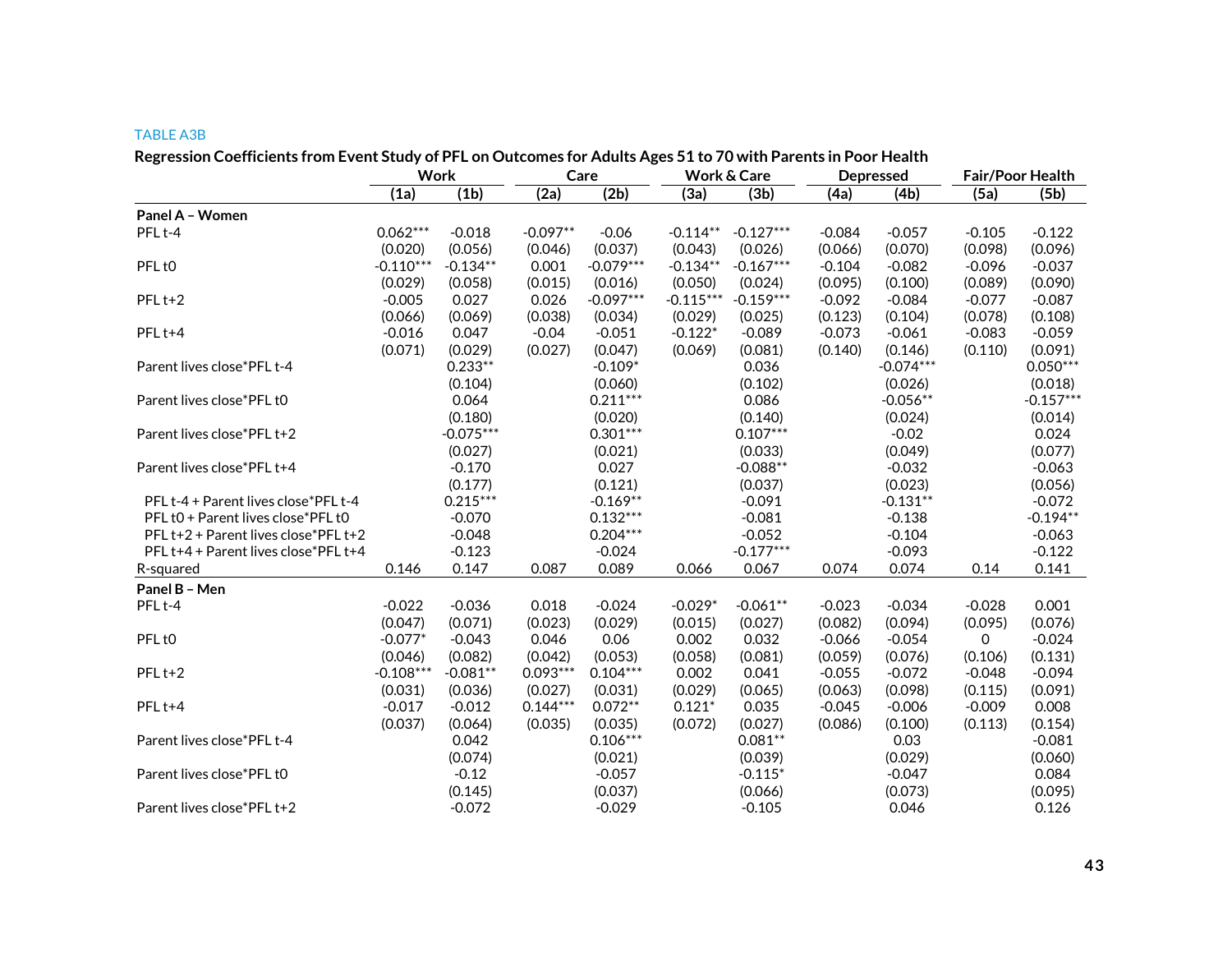TABLE A3B

**Regression Coefficients from Event Study of PFL on Outcomes for Adults Ages 51 to 70 with Parents in Poor Health**

| | Work | | Care | | Work & Care | | Depressed | | Fair/Poor Health | |
|---|---|---|---|---|---|---|---|---|---|---|
| | (1a) | (1b) | (2a) | (2b) | (3a) | (3b) | (4a) | (4b) | (5a) | (5b) |
| **Panel A – Women** | | | | | | | | | | |
| PFL t-4 | 0.062*** | -0.018 | -0.097** | -0.06 | -0.114** | -0.127*** | -0.084 | -0.057 | -0.105 | -0.122 |
| | (0.020) | (0.056) | (0.046) | (0.037) | (0.043) | (0.026) | (0.066) | (0.070) | (0.098) | (0.096) |
| PFL t0 | -0.110*** | -0.134** | 0.001 | -0.079*** | -0.134** | -0.167*** | -0.104 | -0.082 | -0.096 | -0.037 |
| | (0.029) | (0.058) | (0.015) | (0.016) | (0.050) | (0.024) | (0.095) | (0.100) | (0.089) | (0.090) |
| PFL t+2 | -0.005 | 0.027 | 0.026 | -0.097*** | -0.115*** | -0.159*** | -0.092 | -0.084 | -0.077 | -0.087 |
| | (0.066) | (0.069) | (0.038) | (0.034) | (0.029) | (0.025) | (0.123) | (0.104) | (0.078) | (0.108) |
| PFL t+4 | -0.016 | 0.047 | -0.04 | -0.051 | -0.122* | -0.089 | -0.073 | -0.061 | -0.083 | -0.059 |
| | (0.071) | (0.029) | (0.027) | (0.047) | (0.069) | (0.081) | (0.140) | (0.146) | (0.110) | (0.091) |
| Parent lives close*PFL t-4 | | 0.233** | | -0.109* | | 0.036 | | -0.074*** | | 0.050*** |
| | | (0.104) | | (0.060) | | (0.102) | | (0.026) | | (0.018) |
| Parent lives close*PFL t0 | | 0.064 | | 0.211*** | | 0.086 | | -0.056** | | -0.157*** |
| | | (0.180) | | (0.020) | | (0.140) | | (0.024) | | (0.014) |
| Parent lives close*PFL t+2 | | -0.075*** | | 0.301*** | | 0.107*** | | -0.02 | | 0.024 |
| | | (0.027) | | (0.021) | | (0.033) | | (0.049) | | (0.077) |
| Parent lives close*PFL t+4 | | -0.170 | | 0.027 | | -0.088** | | -0.032 | | -0.063 |
| | | (0.177) | | (0.121) | | (0.037) | | (0.023) | | (0.056) |
| PFL t-4 + Parent lives close*PFL t-4 | | 0.215*** | | -0.169** | | -0.091 | | -0.131** | | -0.072 |
| PFL t0 + Parent lives close*PFL t0 | | -0.070 | | 0.132*** | | -0.081 | | -0.138 | | -0.194** |
| PFL t+2 + Parent lives close*PFL t+2 | | -0.048 | | 0.204*** | | -0.052 | | -0.104 | | -0.063 |
| PFL t+4 + Parent lives close*PFL t+4 | | -0.123 | | -0.024 | | -0.177*** | | -0.093 | | -0.122 |
| R-squared | 0.146 | 0.147 | 0.087 | 0.089 | 0.066 | 0.067 | 0.074 | 0.074 | 0.14 | 0.141 |
| **Panel B – Men** | | | | | | | | | | |
| PFL t-4 | -0.022 | -0.036 | 0.018 | -0.024 | -0.029* | -0.061** | -0.023 | -0.034 | -0.028 | 0.001 |
| | (0.047) | (0.071) | (0.023) | (0.029) | (0.015) | (0.027) | (0.082) | (0.094) | (0.095) | (0.076) |
| PFL t0 | -0.077* | -0.043 | 0.046 | 0.06 | 0.002 | 0.032 | -0.066 | -0.054 | 0 | -0.024 |
| | (0.046) | (0.082) | (0.042) | (0.053) | (0.058) | (0.081) | (0.059) | (0.076) | (0.106) | (0.131) |
| PFL t+2 | -0.108*** | -0.081** | 0.093*** | 0.104*** | 0.002 | 0.041 | -0.055 | -0.072 | -0.048 | -0.094 |
| | (0.031) | (0.036) | (0.027) | (0.031) | (0.029) | (0.065) | (0.063) | (0.098) | (0.115) | (0.091) |
| PFL t+4 | -0.017 | -0.012 | 0.144*** | 0.072** | 0.121* | 0.035 | -0.045 | -0.006 | -0.009 | 0.008 |
| | (0.037) | (0.064) | (0.035) | (0.035) | (0.072) | (0.027) | (0.086) | (0.100) | (0.113) | (0.154) |
| Parent lives close*PFL t-4 | | 0.042 | | 0.106*** | | 0.081** | | 0.03 | | -0.081 |
| | | (0.074) | | (0.021) | | (0.039) | | (0.029) | | (0.060) |
| Parent lives close*PFL t0 | | -0.12 | | -0.057 | | -0.115* | | -0.047 | | 0.084 |
| | | (0.145) | | (0.037) | | (0.066) | | (0.073) | | (0.095) |
| Parent lives close*PFL t+2 | | -0.072 | | -0.029 | | -0.105 | | 0.046 | | 0.126 |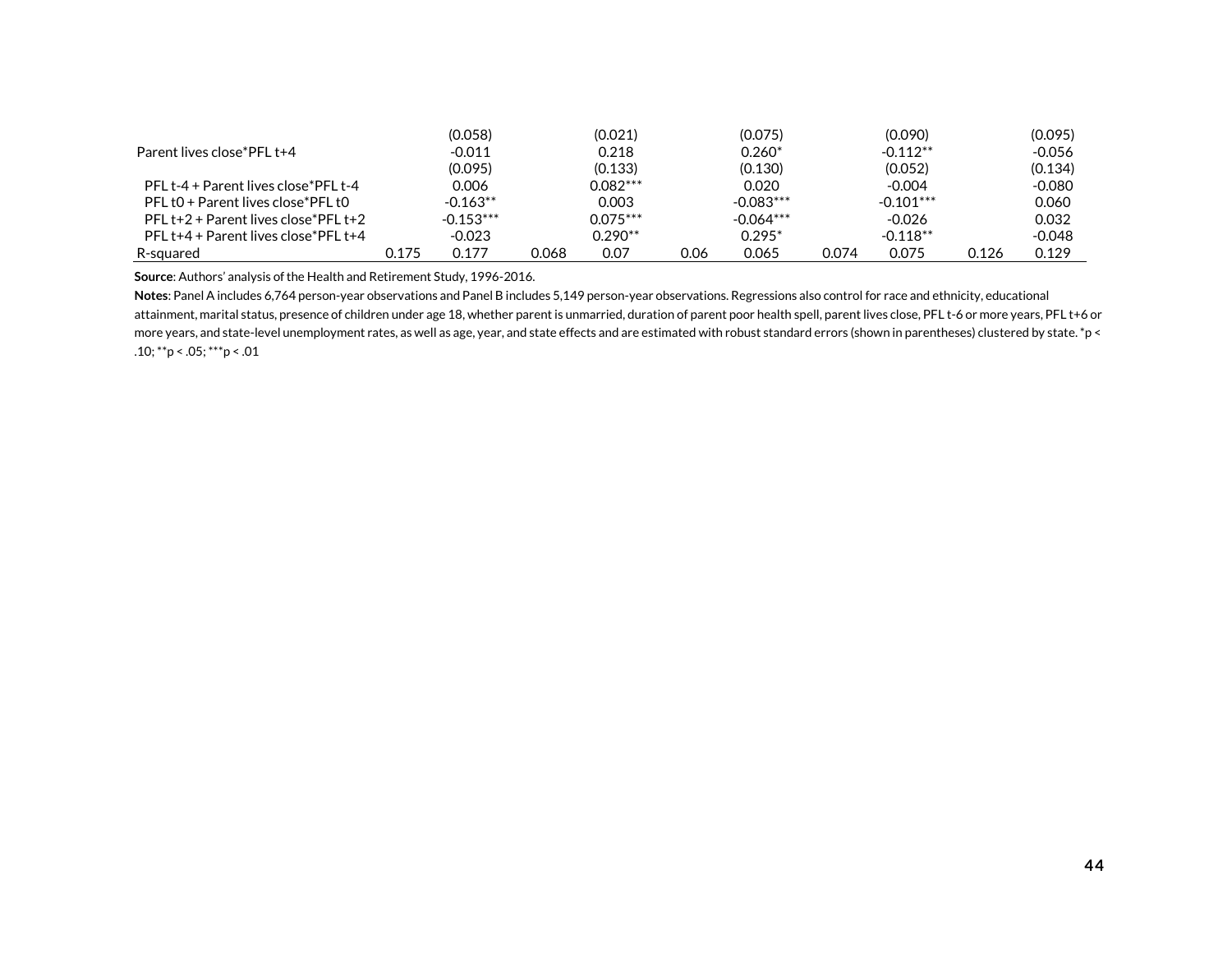| | | | | | | | | | | |
|---|---|---|---|---|---|---|---|---|---|---|
| | | (0.058) | | (0.021) | | (0.075) | | (0.090) | | (0.095) |
| Parent lives close*PFL t+4 | | -0.011 | | 0.218 | | 0.260* | | -0.112** | | -0.056 |
| | | (0.095) | | (0.133) | | (0.130) | | (0.052) | | (0.134) |
| PFL t-4 + Parent lives close*PFL t-4 | | 0.006 | | 0.082*** | | 0.020 | | -0.004 | | -0.080 |
| PFL t0 + Parent lives close*PFL t0 | | -0.163** | | 0.003 | | -0.083*** | | -0.101*** | | 0.060 |
| PFL t+2 + Parent lives close*PFL t+2 | | -0.153*** | | 0.075*** | | -0.064*** | | -0.026 | | 0.032 |
| PFL t+4 + Parent lives close*PFL t+4 | | -0.023 | | 0.290** | | 0.295* | | -0.118** | | -0.048 |
| R-squared | 0.175 | 0.177 | 0.068 | 0.07 | 0.06 | 0.065 | 0.074 | 0.075 | 0.126 | 0.129 |

**Source**: Authors' analysis of the Health and Retirement Study, 1996-2016.

**Notes**: Panel A includes 6,764 person-year observations and Panel B includes 5,149 person-year observations. Regressions also control for race and ethnicity, educational attainment, marital status, presence of children under age 18, whether parent is unmarried, duration of parent poor health spell, parent lives close, PFL t-6 or more years, PFL t+6 or more years, and state-level unemployment rates, as well as age, year, and state effects and are estimated with robust standard errors (shown in parentheses) clustered by state. *p < .10; **p < .05; ***p < .01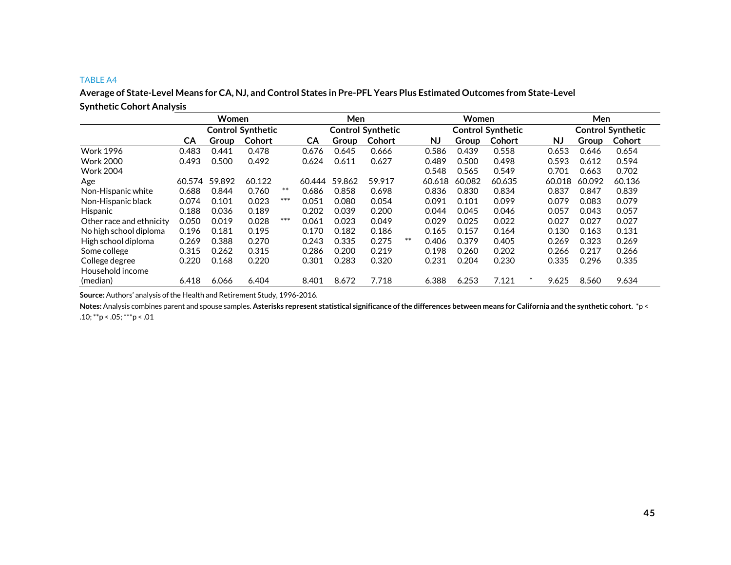TABLE A4

**Average of State-Level Means for CA, NJ, and Control States in Pre-PFL Years Plus Estimated Outcomes from State-Level Synthetic Cohort Analysis**

| | Women | | | | Men | | | | Women | | | | Men | | |
|---|---|---|---|---|---|---|---|---|---|---|---|---|---|---|---|
| | | Control | Synthetic | | | Control | Synthetic | | | Control | Synthetic | | | Control | Synthetic |
| | CA | Group | Cohort | | CA | Group | Cohort | | NJ | Group | Cohort | | NJ | Group | Cohort |
| Work 1996 | 0.483 | 0.441 | 0.478 | | 0.676 | 0.645 | 0.666 | | 0.586 | 0.439 | 0.558 | | 0.653 | 0.646 | 0.654 |
| Work 2000 | 0.493 | 0.500 | 0.492 | | 0.624 | 0.611 | 0.627 | | 0.489 | 0.500 | 0.498 | | 0.593 | 0.612 | 0.594 |
| Work 2004 | | | | | | | | | 0.548 | 0.565 | 0.549 | | 0.701 | 0.663 | 0.702 |
| Age | 60.574 | 59.892 | 60.122 | | 60.444 | 59.862 | 59.917 | | 60.618 | 60.082 | 60.635 | | 60.018 | 60.092 | 60.136 |
| Non-Hispanic white | 0.688 | 0.844 | 0.760 | ** | 0.686 | 0.858 | 0.698 | | 0.836 | 0.830 | 0.834 | | 0.837 | 0.847 | 0.839 |
| Non-Hispanic black | 0.074 | 0.101 | 0.023 | *** | 0.051 | 0.080 | 0.054 | | 0.091 | 0.101 | 0.099 | | 0.079 | 0.083 | 0.079 |
| Hispanic | 0.188 | 0.036 | 0.189 | | 0.202 | 0.039 | 0.200 | | 0.044 | 0.045 | 0.046 | | 0.057 | 0.043 | 0.057 |
| Other race and ethnicity | 0.050 | 0.019 | 0.028 | *** | 0.061 | 0.023 | 0.049 | | 0.029 | 0.025 | 0.022 | | 0.027 | 0.027 | 0.027 |
| No high school diploma | 0.196 | 0.181 | 0.195 | | 0.170 | 0.182 | 0.186 | | 0.165 | 0.157 | 0.164 | | 0.130 | 0.163 | 0.131 |
| High school diploma | 0.269 | 0.388 | 0.270 | | 0.243 | 0.335 | 0.275 | ** | 0.406 | 0.379 | 0.405 | | 0.269 | 0.323 | 0.269 |
| Some college | 0.315 | 0.262 | 0.315 | | 0.286 | 0.200 | 0.219 | | 0.198 | 0.260 | 0.202 | | 0.266 | 0.217 | 0.266 |
| College degree | 0.220 | 0.168 | 0.220 | | 0.301 | 0.283 | 0.320 | | 0.231 | 0.204 | 0.230 | | 0.335 | 0.296 | 0.335 |
| Household income (median) | 6.418 | 6.066 | 6.404 | | 8.401 | 8.672 | 7.718 | | 6.388 | 6.253 | 7.121 | * | 9.625 | 8.560 | 9.634 |

**Source:** Authors' analysis of the Health and Retirement Study, 1996-2016.

**Notes:** Analysis combines parent and spouse samples. **Asterisks represent statistical significance of the differences between means for California and the synthetic cohort.** *p < .10; **p < .05; ***p < .01